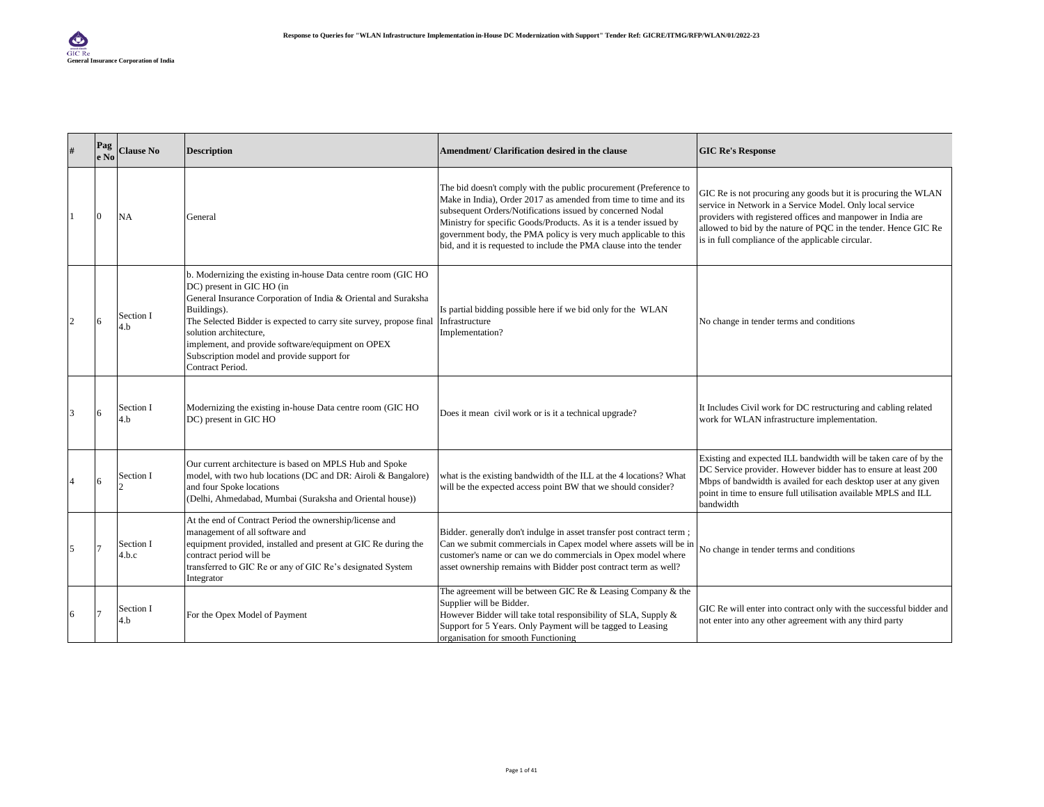GIC Re
**General Insurance Corporation of India**

**Response to Queries for "WLAN Infrastructure Implementation in-House DC Modernization with Support" Tender Ref: GICRE/ITMG/RFP/WLAN/01/2022-23**

| # | Page No | Clause No | Description | Amendment/ Clarification desired in the clause | GIC Re's Response |
|---|---|---|---|---|---|
| 1 | 0 | NA | General | The bid doesn't comply with the public procurement (Preference to Make in India), Order 2017 as amended from time to time and its subsequent Orders/Notifications issued by concerned Nodal Ministry for specific Goods/Products. As it is a tender issued by government body, the PMA policy is very much applicable to this bid, and it is requested to include the PMA clause into the tender | GIC Re is not procuring any goods but it is procuring the WLAN service in Network in a Service Model. Only local service providers with registered offices and manpower in India are allowed to bid by the nature of PQC in the tender. Hence GIC Re is in full compliance of the applicable circular. |
| 2 | 6 | Section I 4.b | b. Modernizing the existing in-house Data centre room (GIC HO DC) present in GIC HO (in General Insurance Corporation of India & Oriental and Suraksha Buildings). The Selected Bidder is expected to carry site survey, propose final solution architecture, implement, and provide software/equipment on OPEX Subscription model and provide support for Contract Period. | Is partial bidding possible here if we bid only for the WLAN Infrastructure Implementation? | No change in tender terms and conditions |
| 3 | 6 | Section I 4.b | Modernizing the existing in-house Data centre room (GIC HO DC) present in GIC HO | Does it mean civil work or is it a technical upgrade? | It Includes Civil work for DC restructuring and cabling related work for WLAN infrastructure implementation. |
| 4 | 6 | Section I 2 | Our current architecture is based on MPLS Hub and Spoke model, with two hub locations (DC and DR: Airoli & Bangalore) and four Spoke locations (Delhi, Ahmedabad, Mumbai (Suraksha and Oriental house)) | what is the existing bandwidth of the ILL at the 4 locations? What will be the expected access point BW that we should consider? | Existing and expected ILL bandwidth will be taken care of by the DC Service provider. However bidder has to ensure at least 200 Mbps of bandwidth is availed for each desktop user at any given point in time to ensure full utilisation available MPLS and ILL bandwidth |
| 5 | 7 | Section I 4.b.c | At the end of Contract Period the ownership/license and management of all software and equipment provided, installed and present at GIC Re during the contract period will be transferred to GIC Re or any of GIC Re's designated System Integrator | Bidder. generally don't indulge in asset transfer post contract term ; Can we submit commercials in Capex model where assets will be in customer's name or can we do commercials in Opex model where asset ownership remains with Bidder post contract term as well? | No change in tender terms and conditions |
| 6 | 7 | Section I 4.b | For the Opex Model of Payment | The agreement will be between GIC Re & Leasing Company & the Supplier will be Bidder. However Bidder will take total responsibility of SLA, Supply & Support for 5 Years. Only Payment will be tagged to Leasing organisation for smooth Functioning | GIC Re will enter into contract only with the successful bidder and not enter into any other agreement with any third party |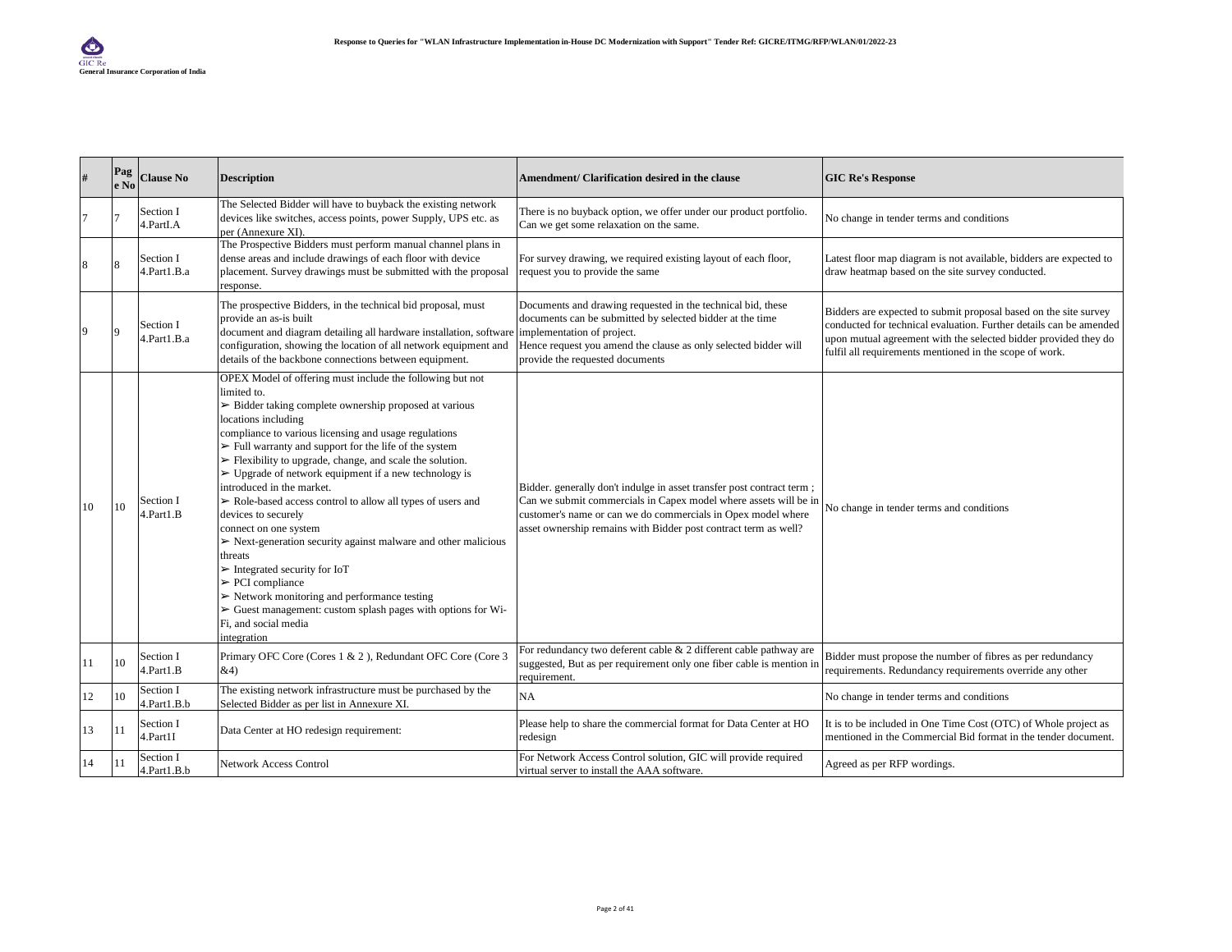| # | Page No | Clause No | Description | Amendment/ Clarification desired in the clause | GIC Re's Response |
|---|---|---|---|---|---|
| 7 | 7 | Section I 4.PartI.A | The Selected Bidder will have to buyback the existing network devices like switches, access points, power Supply, UPS etc. as per (Annexure XI). | There is no buyback option, we offer under our product portfolio. Can we get some relaxation on the same. | No change in tender terms and conditions |
| 8 | 8 | Section I 4.Part1.B.a | The Prospective Bidders must perform manual channel plans in dense areas and include drawings of each floor with device placement. Survey drawings must be submitted with the proposal response. | For survey drawing, we required existing layout of each floor, request you to provide the same | Latest floor map diagram is not available, bidders are expected to draw heatmap based on the site survey conducted. |
| 9 | 9 | Section I 4.Part1.B.a | The prospective Bidders, in the technical bid proposal, must provide an as-is built document and diagram detailing all hardware installation, software configuration, showing the location of all network equipment and details of the backbone connections between equipment. | Documents and drawing requested in the technical bid, these documents can be submitted by selected bidder at the time implementation of project. Hence request you amend the clause as only selected bidder will provide the requested documents | Bidders are expected to submit proposal based on the site survey conducted for technical evaluation. Further details can be amended upon mutual agreement with the selected bidder provided they do fulfil all requirements mentioned in the scope of work. |
| 10 | 10 | Section I 4.Part1.B | OPEX Model of offering must include the following but not limited to.<br>➢ Bidder taking complete ownership proposed at various locations including compliance to various licensing and usage regulations<br>➢ Full warranty and support for the life of the system<br>➢ Flexibility to upgrade, change, and scale the solution.<br>➢ Upgrade of network equipment if a new technology is introduced in the market.<br>➢ Role-based access control to allow all types of users and devices to securely connect on one system<br>➢ Next-generation security against malware and other malicious threats<br>➢ Integrated security for IoT<br>➢ PCI compliance<br>➢ Network monitoring and performance testing<br>➢ Guest management: custom splash pages with options for Wi-Fi, and social media integration | Bidder. generally don't indulge in asset transfer post contract term ; Can we submit commercials in Capex model where assets will be in customer's name or can we do commercials in Opex model where asset ownership remains with Bidder post contract term as well? | No change in tender terms and conditions |
| 11 | 10 | Section I 4.Part1.B | Primary OFC Core (Cores 1 & 2 ), Redundant OFC Core (Core 3 &4) | For redundancy two deferent cable & 2 different cable pathway are suggested, But as per requirement only one fiber cable is mention in requirement. | Bidder must propose the number of fibres as per redundancy requirements. Redundancy requirements override any other |
| 12 | 10 | Section I 4.Part1.B.b | The existing network infrastructure must be purchased by the Selected Bidder as per list in Annexure XI. | NA | No change in tender terms and conditions |
| 13 | 11 | Section I 4.PartII | Data Center at HO redesign requirement: | Please help to share the commercial format for Data Center at HO redesign | It is to be included in One Time Cost (OTC) of Whole project as mentioned in the Commercial Bid format in the tender document. |
| 14 | 11 | Section I 4.Part1.B.b | Network Access Control | For Network Access Control solution, GIC will provide required virtual server to install the AAA software. | Agreed as per RFP wordings. |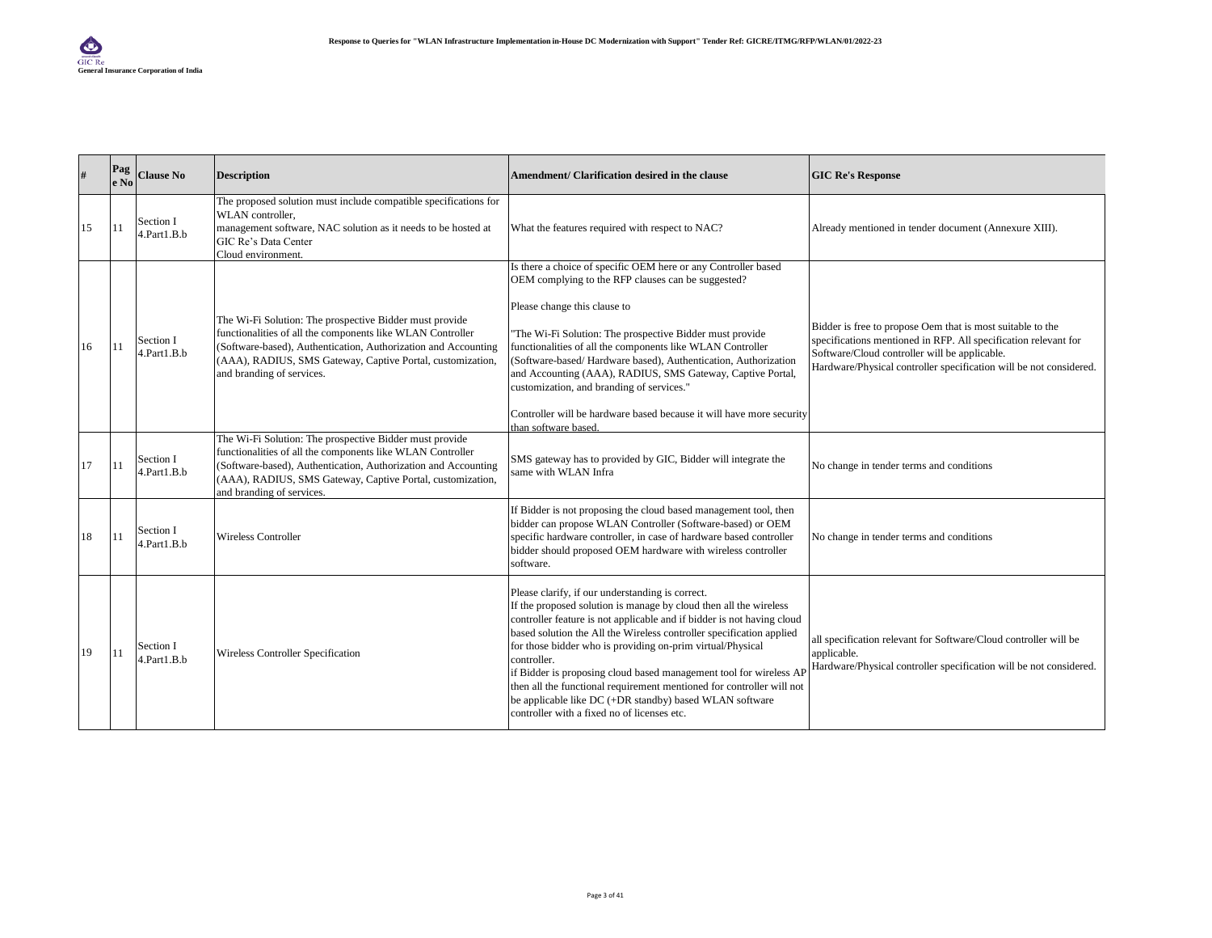| # | Page No | Clause No | Description | Amendment/ Clarification desired in the clause | GIC Re's Response |
|---|---|---|---|---|---|
| 15 | 11 | Section I 4.Part1.B.b | The proposed solution must include compatible specifications for WLAN controller, management software, NAC solution as it needs to be hosted at GIC Re's Data Center Cloud environment. | What the features required with respect to NAC? | Already mentioned in tender document (Annexure XIII). |
| 16 | 11 | Section I 4.Part1.B.b | The Wi-Fi Solution: The prospective Bidder must provide functionalities of all the components like WLAN Controller (Software-based), Authentication, Authorization and Accounting (AAA), RADIUS, SMS Gateway, Captive Portal, customization, and branding of services. | Is there a choice of specific OEM here or any Controller based OEM complying to the RFP clauses can be suggested?<br><br>Please change this clause to<br><br>"The Wi-Fi Solution: The prospective Bidder must provide functionalities of all the components like WLAN Controller (Software-based/ Hardware based), Authentication, Authorization and Accounting (AAA), RADIUS, SMS Gateway, Captive Portal, customization, and branding of services."<br><br>Controller will be hardware based because it will have more security than software based. | Bidder is free to propose Oem that is most suitable to the specifications mentioned in RFP. All specification relevant for Software/Cloud controller will be applicable.<br>Hardware/Physical controller specification will be not considered. |
| 17 | 11 | Section I 4.Part1.B.b | The Wi-Fi Solution: The prospective Bidder must provide functionalities of all the components like WLAN Controller (Software-based), Authentication, Authorization and Accounting (AAA), RADIUS, SMS Gateway, Captive Portal, customization, and branding of services. | SMS gateway has to provided by GIC, Bidder will integrate the same with WLAN Infra | No change in tender terms and conditions |
| 18 | 11 | Section I 4.Part1.B.b | Wireless Controller | If Bidder is not proposing the cloud based management tool, then bidder can propose WLAN Controller (Software-based) or OEM specific hardware controller, in case of hardware based controller bidder should proposed OEM hardware with wireless controller software. | No change in tender terms and conditions |
| 19 | 11 | Section I 4.Part1.B.b | Wireless Controller Specification | Please clarify, if our understanding is correct.<br>If the proposed solution is manage by cloud then all the wireless controller feature is not applicable and if bidder is not having cloud based solution the All the Wireless controller specification applied for those bidder who is providing on-prim virtual/Physical controller.<br>if Bidder is proposing cloud based management tool for wireless AP then all the functional requirement mentioned for controller will not be applicable like DC (+DR standby) based WLAN software controller with a fixed no of licenses etc. | all specification relevant for Software/Cloud controller will be applicable.<br>Hardware/Physical controller specification will be not considered. |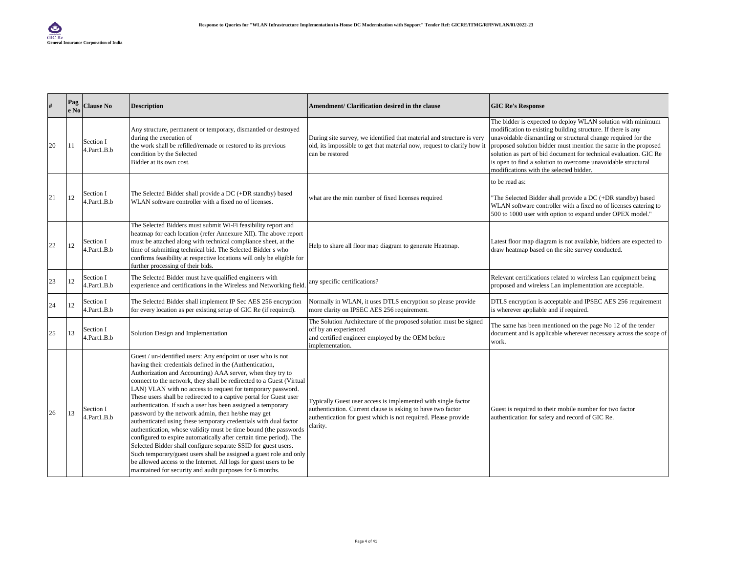| # | Page No | Clause No | Description | Amendment/ Clarification desired in the clause | GIC Re's Response |
|---|---|---|---|---|---|
| 20 | 11 | Section I 4.Part1.B.b | Any structure, permanent or temporary, dismantled or destroyed during the execution of the work shall be refilled/remade or restored to its previous condition by the Selected Bidder at its own cost. | During site survey, we identified that material and structure is very old, its impossible to get that material now, request to clarify how it can be restored | The bidder is expected to deploy WLAN solution with minimum modification to existing building structure. If there is any unavoidable dismantling or structural change required for the proposed solution bidder must mention the same in the proposed solution as part of bid document for technical evaluation. GIC Re is open to find a solution to overcome unavoidable structural modifications with the selected bidder. |
| 21 | 12 | Section I 4.Part1.B.b | The Selected Bidder shall provide a DC (+DR standby) based WLAN software controller with a fixed no of licenses. | what are the min number of fixed licenses required | to be read as:<br><br>"The Selected Bidder shall provide a DC (+DR standby) based WLAN software controller with a fixed no of licenses catering to 500 to 1000 user with option to expand under OPEX model." |
| 22 | 12 | Section I 4.Part1.B.b | The Selected Bidders must submit Wi-Fi feasibility report and heatmap for each location (refer Annexure XII). The above report must be attached along with technical compliance sheet, at the time of submitting technical bid. The Selected Bidder s who confirms feasibility at respective locations will only be eligible for further processing of their bids. | Help to share all floor map diagram to generate Heatmap. | Latest floor map diagram is not available, bidders are expected to draw heatmap based on the site survey conducted. |
| 23 | 12 | Section I 4.Part1.B.b | The Selected Bidder must have qualified engineers with experience and certifications in the Wireless and Networking field. | any specific certifications? | Relevant certifications related to wireless Lan equipment being proposed and wireless Lan implementation are acceptable. |
| 24 | 12 | Section I 4.Part1.B.b | The Selected Bidder shall implement IP Sec AES 256 encryption for every location as per existing setup of GIC Re (if required). | Normally in WLAN, it uses DTLS encryption so please provide more clarity on IPSEC AES 256 requirement. | DTLS encryption is acceptable and IPSEC AES 256 requirement is wherever appliable and if required. |
| 25 | 13 | Section I 4.Part1.B.b | Solution Design and Implementation | The Solution Architecture of the proposed solution must be signed off by an experienced and certified engineer employed by the OEM before implementation. | The same has been mentioned on the page No 12 of the tender document and is applicable wherever necessary across the scope of work. |
| 26 | 13 | Section I 4.Part1.B.b | Guest / un-identified users: Any endpoint or user who is not having their credentials defined in the (Authentication, Authorization and Accounting) AAA server, when they try to connect to the network, they shall be redirected to a Guest (Virtual LAN) VLAN with no access to request for temporary password. These users shall be redirected to a captive portal for Guest user authentication. If such a user has been assigned a temporary password by the network admin, then he/she may get authenticated using these temporary credentials with dual factor authentication, whose validity must be time bound (the passwords configured to expire automatically after certain time period). The Selected Bidder shall configure separate SSID for guest users. Such temporary/guest users shall be assigned a guest role and only be allowed access to the Internet. All logs for guest users to be maintained for security and audit purposes for 6 months. | Typically Guest user access is implemented with single factor authentication. Current clause is asking to have two factor authentication for guest which is not required. Please provide clarity. | Guest is required to their mobile number for two factor authentication for safety and record of GIC Re. |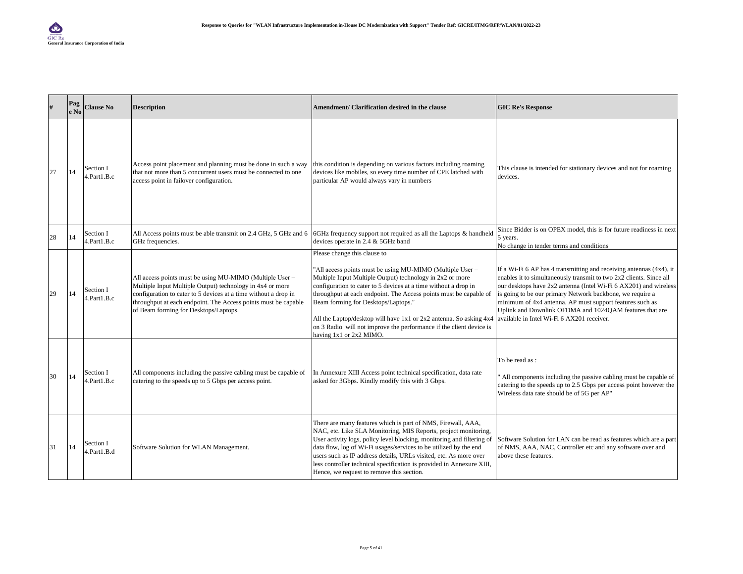| # | Page No | Clause No | Description | Amendment/ Clarification desired in the clause | GIC Re's Response |
|---|---|---|---|---|---|
| 27 | 14 | Section I 4.Part1.B.c | Access point placement and planning must be done in such a way that not more than 5 concurrent users must be connected to one access point in failover configuration. | this condition is depending on various factors including roaming devices like mobiles, so every time number of CPE latched with particular AP would always vary in numbers | This clause is intended for stationary devices and not for roaming devices. |
| 28 | 14 | Section I 4.Part1.B.c | All Access points must be able transmit on 2.4 GHz, 5 GHz and 6 GHz frequencies. | 6GHz frequency support not required as all the Laptops & handheld devices operate in 2.4 & 5GHz band | Since Bidder is on OPEX model, this is for future readiness in next 5 years.<br>No change in tender terms and conditions |
| 29 | 14 | Section I 4.Part1.B.c | All access points must be using MU-MIMO (Multiple User – Multiple Input Multiple Output) technology in 4x4 or more configuration to cater to 5 devices at a time without a drop in throughput at each endpoint. The Access points must be capable of Beam forming for Desktops/Laptops. | Please change this clause to<br><br>"All access points must be using MU-MIMO (Multiple User – Multiple Input Multiple Output) technology in 2x2 or more configuration to cater to 5 devices at a time without a drop in throughput at each endpoint. The Access points must be capable of Beam forming for Desktops/Laptops."<br><br>All the Laptop/desktop will have 1x1 or 2x2 antenna. So asking 4x4 on 3 Radio will not improve the performance if the client device is having 1x1 or 2x2 MIMO. | If a Wi-Fi 6 AP has 4 transmitting and receiving antennas (4x4), it enables it to simultaneously transmit to two 2x2 clients. Since all our desktops have 2x2 antenna (Intel Wi-Fi 6 AX201) and wireless is going to be our primary Network backbone, we require a minimum of 4x4 antenna. AP must support features such as Uplink and Downlink OFDMA and 1024QAM features that are available in Intel Wi-Fi 6 AX201 receiver. |
| 30 | 14 | Section I 4.Part1.B.c | All components including the passive cabling must be capable of catering to the speeds up to 5 Gbps per access point. | In Annexure XIII Access point technical specification, data rate asked for 3Gbps. Kindly modify this with 3 Gbps. | To be read as :<br><br>" All components including the passive cabling must be capable of catering to the speeds up to 2.5 Gbps per access point however the Wireless data rate should be of 5G per AP" |
| 31 | 14 | Section I 4.Part1.B.d | Software Solution for WLAN Management. | There are many features which is part of NMS, Firewall, AAA, NAC, etc. Like SLA Monitoring, MIS Reports, project monitoring, User activity logs, policy level blocking, monitoring and filtering of data flow, log of Wi-Fi usages/services to be utilized by the end users such as IP address details, URLs visited, etc. As more over less controller technical specification is provided in Annexure XIII, Hence, we request to remove this section. | Software Solution for LAN can be read as features which are a part of NMS, AAA, NAC, Controller etc and any software over and above these features. |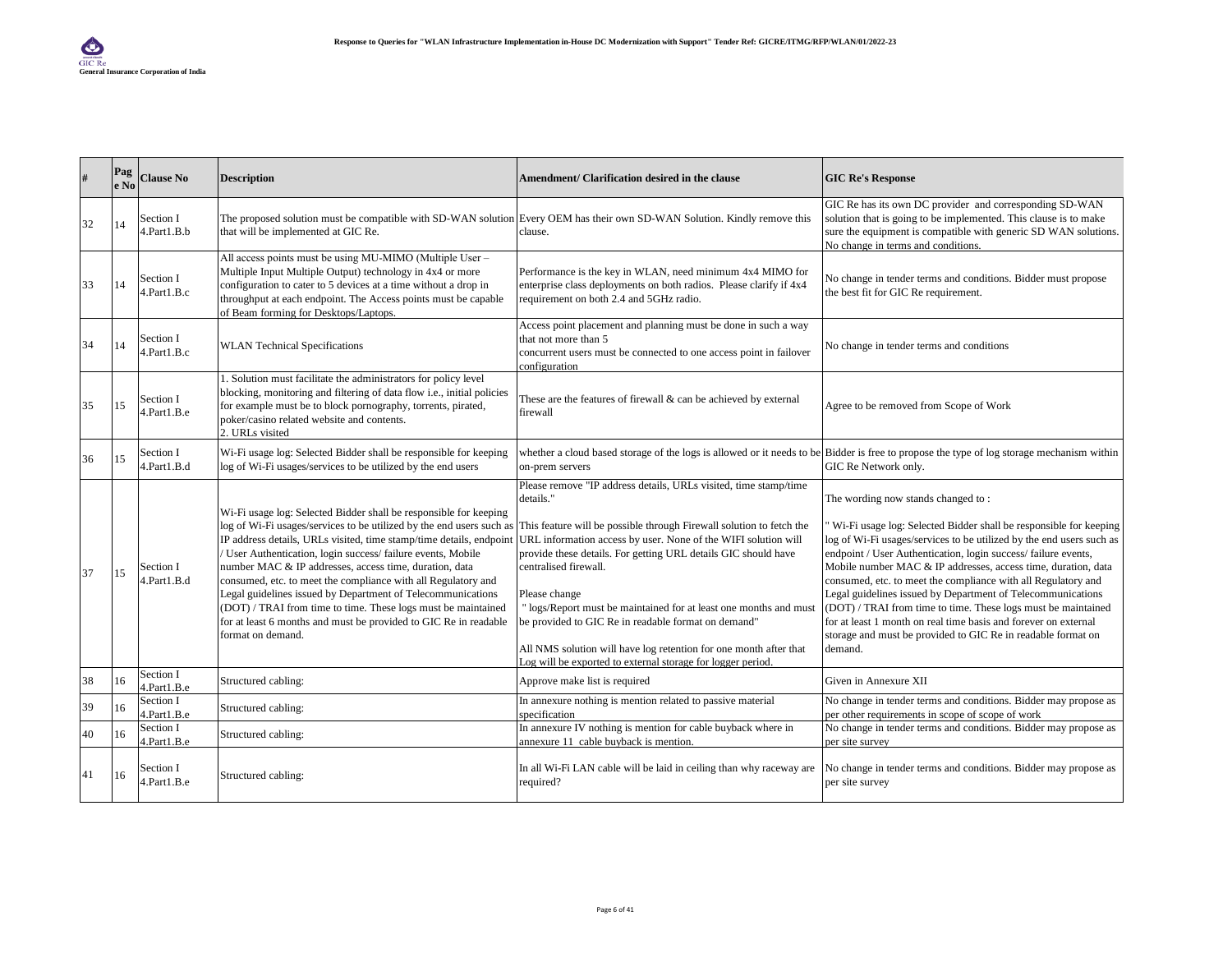| # | Page No | Clause No | Description | Amendment/ Clarification desired in the clause | GIC Re's Response |
|---|---|---|---|---|---|
| 32 | 14 | Section I 4.Part1.B.b | The proposed solution must be compatible with SD-WAN solution that will be implemented at GIC Re. | Every OEM has their own SD-WAN Solution. Kindly remove this clause. | GIC Re has its own DC provider and corresponding SD-WAN solution that is going to be implemented. This clause is to make sure the equipment is compatible with generic SD WAN solutions. No change in terms and conditions. |
| 33 | 14 | Section I 4.Part1.B.c | All access points must be using MU-MIMO (Multiple User – Multiple Input Multiple Output) technology in 4x4 or more configuration to cater to 5 devices at a time without a drop in throughput at each endpoint. The Access points must be capable of Beam forming for Desktops/Laptops. | Performance is the key in WLAN, need minimum 4x4 MIMO for enterprise class deployments on both radios. Please clarify if 4x4 requirement on both 2.4 and 5GHz radio. | No change in tender terms and conditions. Bidder must propose the best fit for GIC Re requirement. |
| 34 | 14 | Section I 4.Part1.B.c | WLAN Technical Specifications | Access point placement and planning must be done in such a way that not more than 5 concurrent users must be connected to one access point in failover configuration | No change in tender terms and conditions |
| 35 | 15 | Section I 4.Part1.B.e | 1. Solution must facilitate the administrators for policy level blocking, monitoring and filtering of data flow i.e., initial policies for example must be to block pornography, torrents, pirated, poker/casino related website and contents.<br>2. URLs visited | These are the features of firewall & can be achieved by external firewall | Agree to be removed from Scope of Work |
| 36 | 15 | Section I 4.Part1.B.d | Wi-Fi usage log: Selected Bidder shall be responsible for keeping log of Wi-Fi usages/services to be utilized by the end users | whether a cloud based storage of the logs is allowed or it needs to be on-prem servers | Bidder is free to propose the type of log storage mechanism within GIC Re Network only. |
| 37 | 15 | Section I 4.Part1.B.d | Wi-Fi usage log: Selected Bidder shall be responsible for keeping log of Wi-Fi usages/services to be utilized by the end users such as IP address details, URLs visited, time stamp/time details, endpoint / User Authentication, login success/ failure events, Mobile number MAC & IP addresses, access time, duration, data consumed, etc. to meet the compliance with all Regulatory and Legal guidelines issued by Department of Telecommunications (DOT) / TRAI from time to time. These logs must be maintained for at least 6 months and must be provided to GIC Re in readable format on demand. | Please remove "IP address details, URLs visited, time stamp/time details."<br><br>This feature will be possible through Firewall solution to fetch the URL information access by user. None of the WIFI solution will provide these details. For getting URL details GIC should have centralised firewall.<br><br>Please change<br>" logs/Report must be maintained for at least one months and must be provided to GIC Re in readable format on demand"<br><br>All NMS solution will have log retention for one month after that Log will be exported to external storage for logger period. | The wording now stands changed to :<br><br>" Wi-Fi usage log: Selected Bidder shall be responsible for keeping log of Wi-Fi usages/services to be utilized by the end users such as endpoint / User Authentication, login success/ failure events, Mobile number MAC & IP addresses, access time, duration, data consumed, etc. to meet the compliance with all Regulatory and Legal guidelines issued by Department of Telecommunications (DOT) / TRAI from time to time. These logs must be maintained for at least 1 month on real time basis and forever on external storage and must be provided to GIC Re in readable format on demand. |
| 38 | 16 | Section I 4.Part1.B.e | Structured cabling: | Approve make list is required | Given in Annexure XII |
| 39 | 16 | Section I 4.Part1.B.e | Structured cabling: | In annexure nothing is mention related to passive material specification | No change in tender terms and conditions. Bidder may propose as per other requirements in scope of scope of work |
| 40 | 16 | Section I 4.Part1.B.e | Structured cabling: | In annexure IV nothing is mention for cable buyback where in annexure 11 cable buyback is mention. | No change in tender terms and conditions. Bidder may propose as per site survey |
| 41 | 16 | Section I 4.Part1.B.e | Structured cabling: | In all Wi-Fi LAN cable will be laid in ceiling than why raceway are required? | No change in tender terms and conditions. Bidder may propose as per site survey |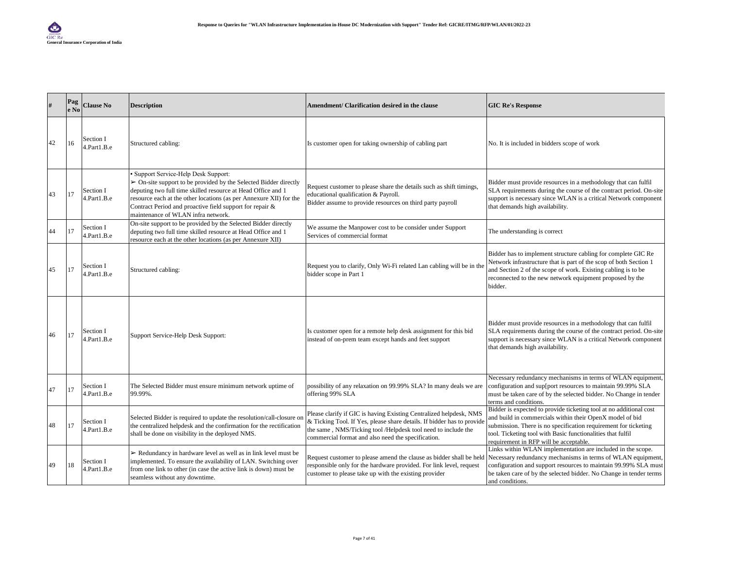| # | Page No | Clause No | Description | Amendment/ Clarification desired in the clause | GIC Re's Response |
|---|---|---|---|---|---|
| 42 | 16 | Section I 4.Part1.B.e | Structured cabling: | Is customer open for taking ownership of cabling part | No. It is included in bidders scope of work |
| 43 | 17 | Section I 4.Part1.B.e | ▪ Support Service-Help Desk Support:<br>➢ On-site support to be provided by the Selected Bidder directly deputing two full time skilled resource at Head Office and 1 resource each at the other locations (as per Annexure XII) for the Contract Period and proactive field support for repair & maintenance of WLAN infra network. | Request customer to please share the details such as shift timings, educational qualification & Payroll.<br>Bidder assume to provide resources on third party payroll | Bidder must provide resources in a methodology that can fulfil SLA requirements during the course of the contract period. On-site support is necessary since WLAN is a critical Network component that demands high availability. |
| 44 | 17 | Section I 4.Part1.B.e | On-site support to be provided by the Selected Bidder directly deputing two full time skilled resource at Head Office and 1 resource each at the other locations (as per Annexure XII) | We assume the Manpower cost to be consider under Support Services of commercial format | The understanding is correct |
| 45 | 17 | Section I 4.Part1.B.e | Structured cabling: | Request you to clarify, Only Wi-Fi related Lan cabling will be in the bidder scope in Part 1 | Bidder has to implement structure cabling for complete GIC Re Network infrastructure that is part of the scop of both Section 1 and Section 2 of the scope of work. Existing cabling is to be reconnected to the new network equipment proposed by the bidder. |
| 46 | 17 | Section I 4.Part1.B.e | Support Service-Help Desk Support: | Is customer open for a remote help desk assignment for this bid instead of on-prem team except hands and feet support | Bidder must provide resources in a methodology that can fulfil SLA requirements during the course of the contract period. On-site support is necessary since WLAN is a critical Network component that demands high availability. |
| 47 | 17 | Section I 4.Part1.B.e | The Selected Bidder must ensure minimum network uptime of 99.99%. | possibility of any relaxation on 99.99% SLA? In many deals we are offering 99% SLA | Necessary redundancy mechanisms in terms of WLAN equipment, configuration and sup[port resources to maintain 99.99% SLA must be taken care of by the selected bidder. No Change in tender terms and conditions. |
| 48 | 17 | Section I 4.Part1.B.e | Selected Bidder is required to update the resolution/call-closure on the centralized helpdesk and the confirmation for the rectification shall be done on visibility in the deployed NMS. | Please clarify if GIC is having Existing Centralized helpdesk, NMS & Ticking Tool. If Yes, please share details. If bidder has to provide the same , NMS/Ticking tool /Helpdesk tool need to include the commercial format and also need the specification. | Bidder is expected to provide ticketing tool at no additional cost and build in commercials within their OpenX model of bid submission. There is no specification requirement for ticketing tool. Ticketing tool with Basic functionalities that fulfil requirement in RFP will be acceptable. |
| 49 | 18 | Section I 4.Part1.B.e | ➢ Redundancy in hardware level as well as in link level must be implemented. To ensure the availability of LAN. Switching over from one link to other (in case the active link is down) must be seamless without any downtime. | Request customer to please amend the clause as bidder shall be held responsible only for the hardware provided. For link level, request customer to please take up with the existing provider | Links within WLAN implementation are included in the scope. Necessary redundancy mechanisms in terms of WLAN equipment, configuration and support resources to maintain 99.99% SLA must be taken care of by the selected bidder. No Change in tender terms and conditions. |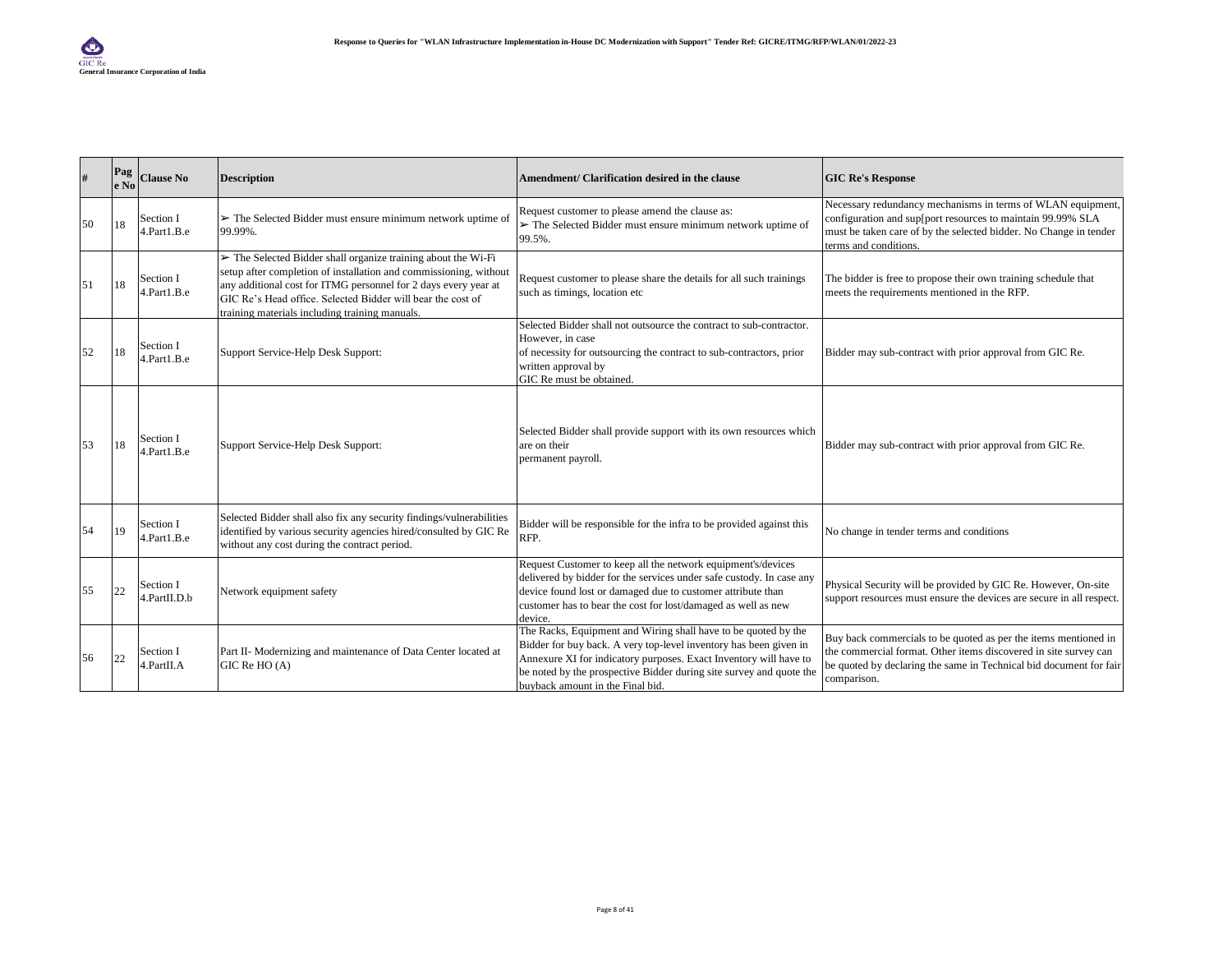| # | Page No | Clause No | Description | Amendment/ Clarification desired in the clause | GIC Re's Response |
|---|---|---|---|---|---|
| 50 | 18 | Section I 4.Part1.B.e | ➢ The Selected Bidder must ensure minimum network uptime of 99.99%. | Request customer to please amend the clause as: ➢ The Selected Bidder must ensure minimum network uptime of 99.5%. | Necessary redundancy mechanisms in terms of WLAN equipment, configuration and sup[port resources to maintain 99.99% SLA must be taken care of by the selected bidder. No Change in tender terms and conditions. |
| 51 | 18 | Section I 4.Part1.B.e | ➢ The Selected Bidder shall organize training about the Wi-Fi setup after completion of installation and commissioning, without any additional cost for ITMG personnel for 2 days every year at GIC Re's Head office. Selected Bidder will bear the cost of training materials including training manuals. | Request customer to please share the details for all such trainings such as timings, location etc | The bidder is free to propose their own training schedule that meets the requirements mentioned in the RFP. |
| 52 | 18 | Section I 4.Part1.B.e | Support Service-Help Desk Support: | Selected Bidder shall not outsource the contract to sub-contractor. However, in case of necessity for outsourcing the contract to sub-contractors, prior written approval by GIC Re must be obtained. | Bidder may sub-contract with prior approval from GIC Re. |
| 53 | 18 | Section I 4.Part1.B.e | Support Service-Help Desk Support: | Selected Bidder shall provide support with its own resources which are on their permanent payroll. | Bidder may sub-contract with prior approval from GIC Re. |
| 54 | 19 | Section I 4.Part1.B.e | Selected Bidder shall also fix any security findings/vulnerabilities identified by various security agencies hired/consulted by GIC Re without any cost during the contract period. | Bidder will be responsible for the infra to be provided against this RFP. | No change in tender terms and conditions |
| 55 | 22 | Section I 4.PartII.D.b | Network equipment safety | Request Customer to keep all the network equipment's/devices delivered by bidder for the services under safe custody. In case any device found lost or damaged due to customer attribute than customer has to bear the cost for lost/damaged as well as new device. | Physical Security will be provided by GIC Re. However, On-site support resources must ensure the devices are secure in all respect. |
| 56 | 22 | Section I 4.PartII.A | Part II- Modernizing and maintenance of Data Center located at GIC Re HO (A) | The Racks, Equipment and Wiring shall have to be quoted by the Bidder for buy back. A very top-level inventory has been given in Annexure XI for indicatory purposes. Exact Inventory will have to be noted by the prospective Bidder during site survey and quote the buyback amount in the Final bid. | Buy back commercials to be quoted as per the items mentioned in the commercial format. Other items discovered in site survey can be quoted by declaring the same in Technical bid document for fair comparison. |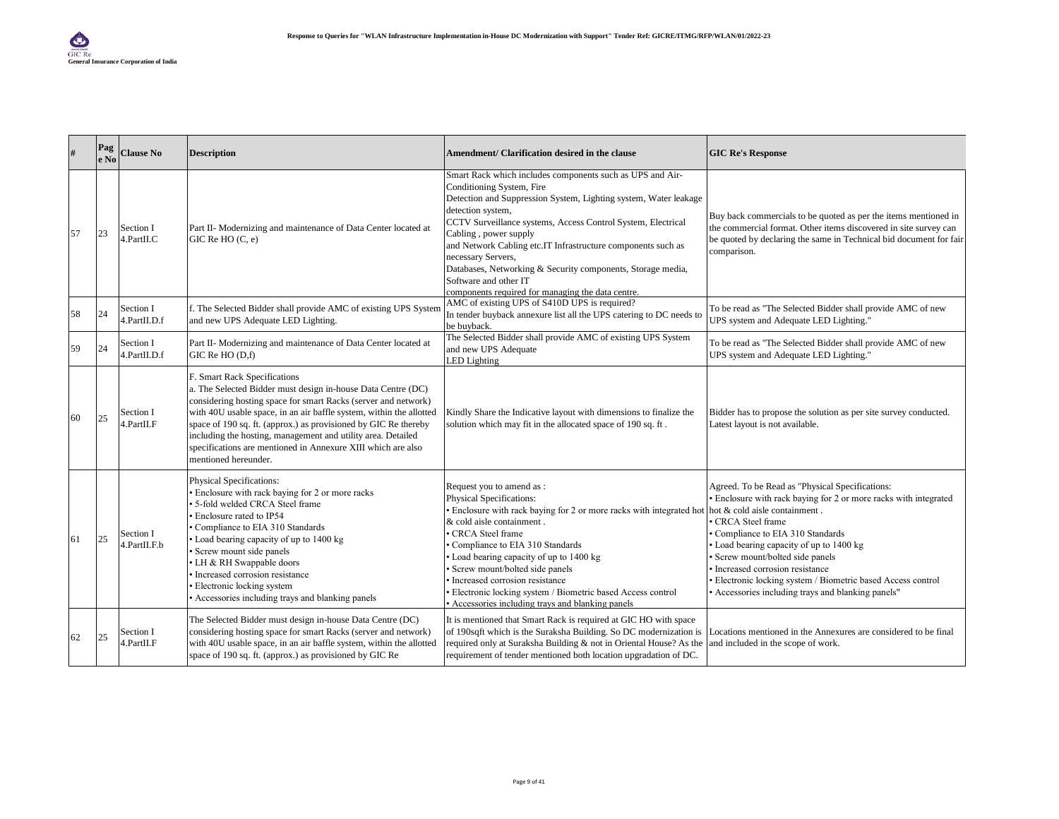| # | Page No | Clause No | Description | Amendment/ Clarification desired in the clause | GIC Re's Response |
|---|---|---|---|---|---|
| 57 | 23 | Section I 4.PartII.C | Part II- Modernizing and maintenance of Data Center located at GIC Re HO (C, e) | Smart Rack which includes components such as UPS and Air-Conditioning System, Fire Detection and Suppression System, Lighting system, Water leakage detection system, CCTV Surveillance systems, Access Control System, Electrical Cabling , power supply and Network Cabling etc.IT Infrastructure components such as necessary Servers, Databases, Networking & Security components, Storage media, Software and other IT components required for managing the data centre. | Buy back commercials to be quoted as per the items mentioned in the commercial format. Other items discovered in site survey can be quoted by declaring the same in Technical bid document for fair comparison. |
| 58 | 24 | Section I 4.PartII.D.f | f. The Selected Bidder shall provide AMC of existing UPS System and new UPS Adequate LED Lighting. | AMC of existing UPS of S410D UPS is required? In tender buyback annexure list all the UPS catering to DC needs to be buyback. | To be read as "The Selected Bidder shall provide AMC of new UPS system and Adequate LED Lighting." |
| 59 | 24 | Section I 4.PartII.D.f | Part II- Modernizing and maintenance of Data Center located at GIC Re HO (D,f) | The Selected Bidder shall provide AMC of existing UPS System and new UPS Adequate LED Lighting | To be read as "The Selected Bidder shall provide AMC of new UPS system and Adequate LED Lighting." |
| 60 | 25 | Section I 4.PartII.F | F. Smart Rack Specifications<br>a. The Selected Bidder must design in-house Data Centre (DC) considering hosting space for smart Racks (server and network) with 40U usable space, in an air baffle system, within the allotted space of 190 sq. ft. (approx.) as provisioned by GIC Re thereby including the hosting, management and utility area. Detailed specifications are mentioned in Annexure XIII which are also mentioned hereunder. | Kindly Share the Indicative layout with dimensions to finalize the solution which may fit in the allocated space of 190 sq. ft . | Bidder has to propose the solution as per site survey conducted. Latest layout is not available. |
| 61 | 25 | Section I 4.PartII.F.b | Physical Specifications:<br>• Enclosure with rack baying for 2 or more racks<br>• 5-fold welded CRCA Steel frame<br>• Enclosure rated to IP54<br>• Compliance to EIA 310 Standards<br>• Load bearing capacity of up to 1400 kg<br>• Screw mount side panels<br>• LH & RH Swappable doors<br>• Increased corrosion resistance<br>• Electronic locking system<br>• Accessories including trays and blanking panels | Request you to amend as :<br>Physical Specifications:<br>• Enclosure with rack baying for 2 or more racks with integrated hot & cold aisle containment .<br>• CRCA Steel frame<br>• Compliance to EIA 310 Standards<br>• Load bearing capacity of up to 1400 kg<br>• Screw mount/bolted side panels<br>• Increased corrosion resistance<br>• Electronic locking system / Biometric based Access control<br>• Accessories including trays and blanking panels | Agreed. To be Read as "Physical Specifications:<br>• Enclosure with rack baying for 2 or more racks with integrated hot & cold aisle containment .<br>• CRCA Steel frame<br>• Compliance to EIA 310 Standards<br>• Load bearing capacity of up to 1400 kg<br>• Screw mount/bolted side panels<br>• Increased corrosion resistance<br>• Electronic locking system / Biometric based Access control<br>• Accessories including trays and blanking panels" |
| 62 | 25 | Section I 4.PartII.F | The Selected Bidder must design in-house Data Centre (DC) considering hosting space for smart Racks (server and network) with 40U usable space, in an air baffle system, within the allotted space of 190 sq. ft. (approx.) as provisioned by GIC Re | It is mentioned that Smart Rack is required at GIC HO with space of 190sqft which is the Suraksha Building. So DC modernization is required only at Suraksha Building & not in Oriental House? As the requirement of tender mentioned both location upgradation of DC. | Locations mentioned in the Annexures are considered to be final and included in the scope of work. |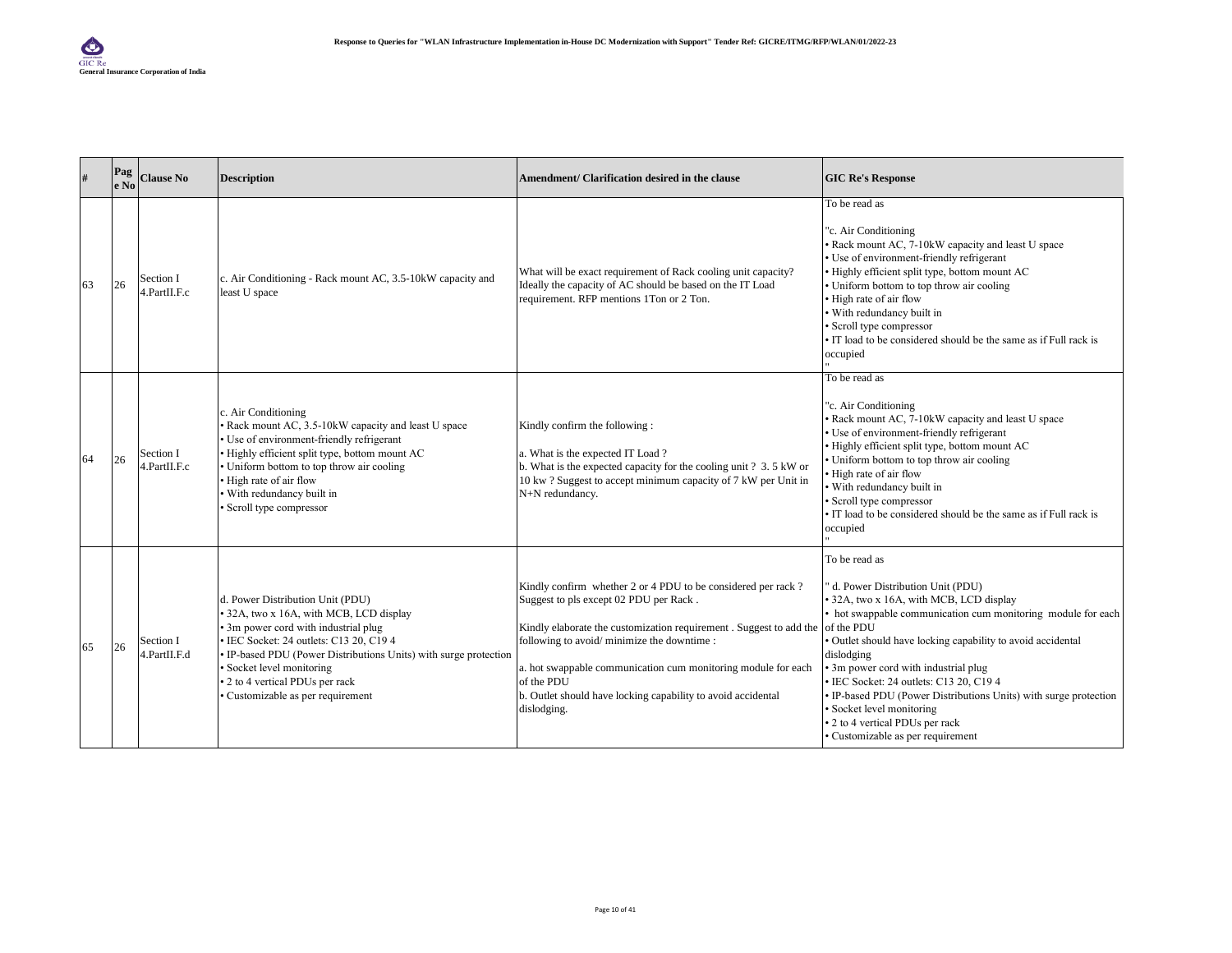| # | Page No | Clause No | Description | Amendment/ Clarification desired in the clause | GIC Re's Response |
|---|---|---|---|---|---|
| 63 | 26 | Section I 4.PartII.F.c | c. Air Conditioning - Rack mount AC, 3.5-10kW capacity and least U space | What will be exact requirement of Rack cooling unit capacity? Ideally the capacity of AC should be based on the IT Load requirement. RFP mentions 1Ton or 2 Ton. | To be read as<br><br>"c. Air Conditioning<br>• Rack mount AC, 7-10kW capacity and least U space<br>• Use of environment-friendly refrigerant<br>• Highly efficient split type, bottom mount AC<br>• Uniform bottom to top throw air cooling<br>• High rate of air flow<br>• With redundancy built in<br>• Scroll type compressor<br>• IT load to be considered should be the same as if Full rack is occupied<br>" |
| 64 | 26 | Section I 4.PartII.F.c | c. Air Conditioning<br>• Rack mount AC, 3.5-10kW capacity and least U space<br>• Use of environment-friendly refrigerant<br>• Highly efficient split type, bottom mount AC<br>• Uniform bottom to top throw air cooling<br>• High rate of air flow<br>• With redundancy built in<br>• Scroll type compressor | Kindly confirm the following :<br><br>a. What is the expected IT Load ?<br>b. What is the expected capacity for the cooling unit ? 3. 5 kW or 10 kw ? Suggest to accept minimum capacity of 7 kW per Unit in N+N redundancy. | To be read as<br><br>"c. Air Conditioning<br>• Rack mount AC, 7-10kW capacity and least U space<br>• Use of environment-friendly refrigerant<br>• Highly efficient split type, bottom mount AC<br>• Uniform bottom to top throw air cooling<br>• High rate of air flow<br>• With redundancy built in<br>• Scroll type compressor<br>• IT load to be considered should be the same as if Full rack is occupied<br>" |
| 65 | 26 | Section I 4.PartII.F.d | d. Power Distribution Unit (PDU)<br>• 32A, two x 16A, with MCB, LCD display<br>• 3m power cord with industrial plug<br>• IEC Socket: 24 outlets: C13 20, C19 4<br>• IP-based PDU (Power Distributions Units) with surge protection<br>• Socket level monitoring<br>• 2 to 4 vertical PDUs per rack<br>• Customizable as per requirement | Kindly confirm whether 2 or 4 PDU to be considered per rack ? Suggest to pls except 02 PDU per Rack .<br><br>Kindly elaborate the customization requirement . Suggest to add the following to avoid/ minimize the downtime :<br><br>a. hot swappable communication cum monitoring module for each of the PDU<br>b. Outlet should have locking capability to avoid accidental dislodging. | To be read as<br><br>" d. Power Distribution Unit (PDU)<br>• 32A, two x 16A, with MCB, LCD display<br>• hot swappable communication cum monitoring module for each of the PDU<br>• Outlet should have locking capability to avoid accidental dislodging<br>• 3m power cord with industrial plug<br>• IEC Socket: 24 outlets: C13 20, C19 4<br>• IP-based PDU (Power Distributions Units) with surge protection<br>• Socket level monitoring<br>• 2 to 4 vertical PDUs per rack<br>• Customizable as per requirement |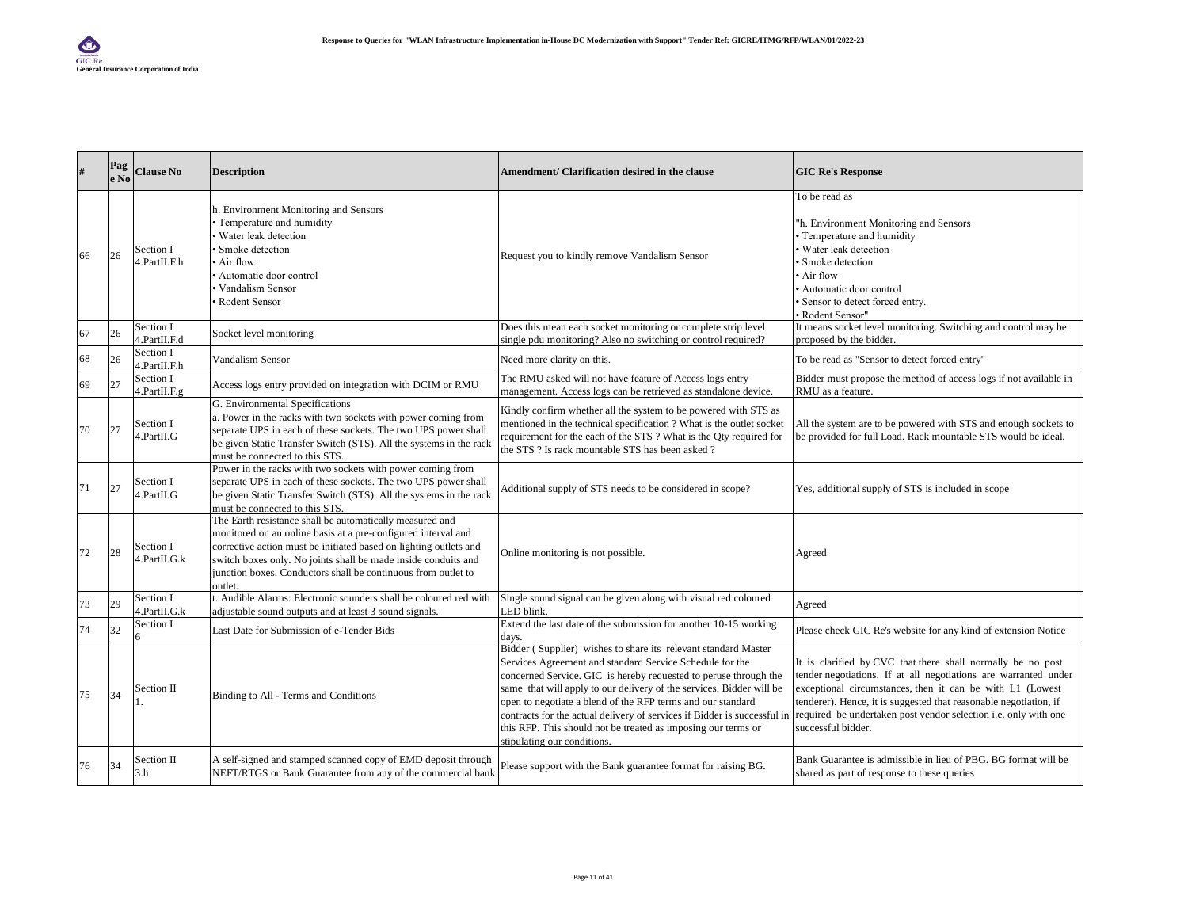| # | Page No | Clause No | Description | Amendment/ Clarification desired in the clause | GIC Re's Response |
|---|---|---|---|---|---|
| 66 | 26 | Section I 4.PartII.F.h | h. Environment Monitoring and Sensors<br>• Temperature and humidity<br>• Water leak detection<br>• Smoke detection<br>• Air flow<br>• Automatic door control<br>• Vandalism Sensor<br>• Rodent Sensor | Request you to kindly remove Vandalism Sensor | To be read as<br><br>"h. Environment Monitoring and Sensors<br>• Temperature and humidity<br>• Water leak detection<br>• Smoke detection<br>• Air flow<br>• Automatic door control<br>• Sensor to detect forced entry.<br>• Rodent Sensor" |
| 67 | 26 | Section I 4.PartII.F.d | Socket level monitoring | Does this mean each socket monitoring or complete strip level single pdu monitoring? Also no switching or control required? | It means socket level monitoring. Switching and control may be proposed by the bidder. |
| 68 | 26 | Section I 4.PartII.F.h | Vandalism Sensor | Need more clarity on this. | To be read as "Sensor to detect forced entry" |
| 69 | 27 | Section I 4.PartII.F.g | Access logs entry provided on integration with DCIM or RMU | The RMU asked will not have feature of Access logs entry management. Access logs can be retrieved as standalone device. | Bidder must propose the method of access logs if not available in RMU as a feature. |
| 70 | 27 | Section I 4.PartII.G | G. Environmental Specifications<br>a. Power in the racks with two sockets with power coming from separate UPS in each of these sockets. The two UPS power shall be given Static Transfer Switch (STS). All the systems in the rack must be connected to this STS. | Kindly confirm whether all the system to be powered with STS as mentioned in the technical specification ? What is the outlet socket requirement for the each of the STS ? What is the Qty required for the STS ? Is rack mountable STS has been asked ? | All the system are to be powered with STS and enough sockets to be provided for full Load. Rack mountable STS would be ideal. |
| 71 | 27 | Section I 4.PartII.G | Power in the racks with two sockets with power coming from separate UPS in each of these sockets. The two UPS power shall be given Static Transfer Switch (STS). All the systems in the rack must be connected to this STS. | Additional supply of STS needs to be considered in scope? | Yes, additional supply of STS is included in scope |
| 72 | 28 | Section I 4.PartII.G.k | The Earth resistance shall be automatically measured and monitored on an online basis at a pre-configured interval and corrective action must be initiated based on lighting outlets and switch boxes only. No joints shall be made inside conduits and junction boxes. Conductors shall be continuous from outlet to outlet. | Online monitoring is not possible. | Agreed |
| 73 | 29 | Section I 4.PartII.G.k | t. Audible Alarms: Electronic sounders shall be coloured red with adjustable sound outputs and at least 3 sound signals. | Single sound signal can be given along with visual red coloured LED blink. | Agreed |
| 74 | 32 | Section I 6 | Last Date for Submission of e-Tender Bids | Extend the last date of the submission for another 10-15 working days. | Please check GIC Re's website for any kind of extension Notice |
| 75 | 34 | Section II 1. | Binding to All - Terms and Conditions | Bidder ( Supplier) wishes to share its relevant standard Master Services Agreement and standard Service Schedule for the concerned Service. GIC is hereby requested to peruse through the same that will apply to our delivery of the services. Bidder will be open to negotiate a blend of the RFP terms and our standard contracts for the actual delivery of services if Bidder is successful in this RFP. This should not be treated as imposing our terms or stipulating our conditions. | It is clarified by CVC that there shall normally be no post tender negotiations. If at all negotiations are warranted under exceptional circumstances, then it can be with L1 (Lowest tenderer). Hence, it is suggested that reasonable negotiation, if required be undertaken post vendor selection i.e. only with one successful bidder. |
| 76 | 34 | Section II 3.h | A self-signed and stamped scanned copy of EMD deposit through NEFT/RTGS or Bank Guarantee from any of the commercial bank | Please support with the Bank guarantee format for raising BG. | Bank Guarantee is admissible in lieu of PBG. BG format will be shared as part of response to these queries |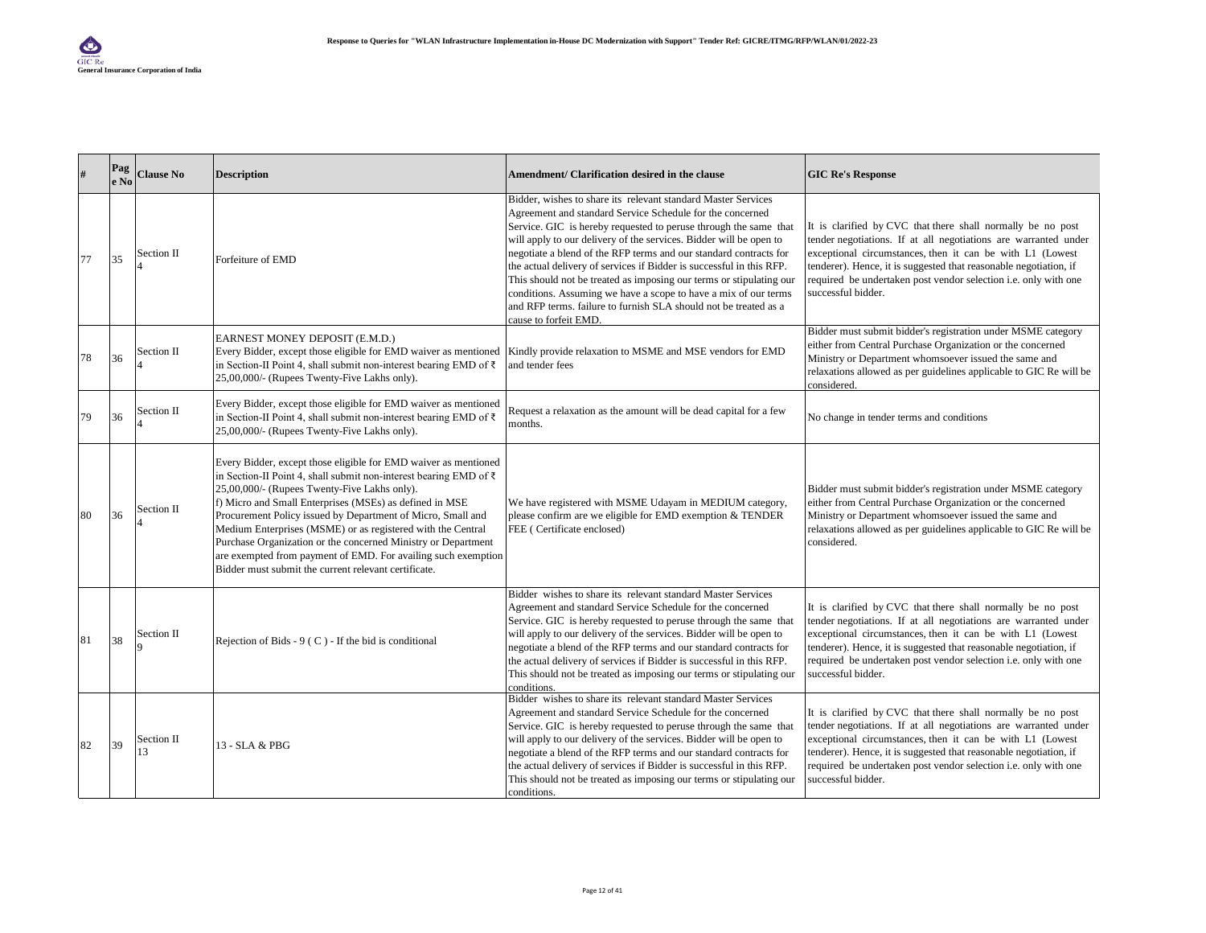| # | Page No | Clause No | Description | Amendment/ Clarification desired in the clause | GIC Re's Response |
|---|---|---|---|---|---|
| 77 | 35 | Section II 4 | Forfeiture of EMD | Bidder, wishes to share its relevant standard Master Services Agreement and standard Service Schedule for the concerned Service. GIC is hereby requested to peruse through the same that will apply to our delivery of the services. Bidder will be open to negotiate a blend of the RFP terms and our standard contracts for the actual delivery of services if Bidder is successful in this RFP. This should not be treated as imposing our terms or stipulating our conditions. Assuming we have a scope to have a mix of our terms and RFP terms. failure to furnish SLA should not be treated as a cause to forfeit EMD. | It is clarified by CVC that there shall normally be no post tender negotiations. If at all negotiations are warranted under exceptional circumstances, then it can be with L1 (Lowest tenderer). Hence, it is suggested that reasonable negotiation, if required be undertaken post vendor selection i.e. only with one successful bidder. |
| 78 | 36 | Section II 4 | EARNEST MONEY DEPOSIT (E.M.D.) Every Bidder, except those eligible for EMD waiver as mentioned in Section-II Point 4, shall submit non-interest bearing EMD of ₹ 25,00,000/- (Rupees Twenty-Five Lakhs only). | Kindly provide relaxation to MSME and MSE vendors for EMD and tender fees | Bidder must submit bidder's registration under MSME category either from Central Purchase Organization or the concerned Ministry or Department whomsoever issued the same and relaxations allowed as per guidelines applicable to GIC Re will be considered. |
| 79 | 36 | Section II 4 | Every Bidder, except those eligible for EMD waiver as mentioned in Section-II Point 4, shall submit non-interest bearing EMD of ₹ 25,00,000/- (Rupees Twenty-Five Lakhs only). | Request a relaxation as the amount will be dead capital for a few months. | No change in tender terms and conditions |
| 80 | 36 | Section II 4 | Every Bidder, except those eligible for EMD waiver as mentioned in Section-II Point 4, shall submit non-interest bearing EMD of ₹ 25,00,000/- (Rupees Twenty-Five Lakhs only). f) Micro and Small Enterprises (MSEs) as defined in MSE Procurement Policy issued by Department of Micro, Small and Medium Enterprises (MSME) or as registered with the Central Purchase Organization or the concerned Ministry or Department are exempted from payment of EMD. For availing such exemption Bidder must submit the current relevant certificate. | We have registered with MSME Udayam in MEDIUM category, please confirm are we eligible for EMD exemption & TENDER FEE ( Certificate enclosed) | Bidder must submit bidder's registration under MSME category either from Central Purchase Organization or the concerned Ministry or Department whomsoever issued the same and relaxations allowed as per guidelines applicable to GIC Re will be considered. |
| 81 | 38 | Section II 9 | Rejection of Bids - 9 ( C ) - If the bid is conditional | Bidder wishes to share its relevant standard Master Services Agreement and standard Service Schedule for the concerned Service. GIC is hereby requested to peruse through the same that will apply to our delivery of the services. Bidder will be open to negotiate a blend of the RFP terms and our standard contracts for the actual delivery of services if Bidder is successful in this RFP. This should not be treated as imposing our terms or stipulating our conditions. | It is clarified by CVC that there shall normally be no post tender negotiations. If at all negotiations are warranted under exceptional circumstances, then it can be with L1 (Lowest tenderer). Hence, it is suggested that reasonable negotiation, if required be undertaken post vendor selection i.e. only with one successful bidder. |
| 82 | 39 | Section II 13 | 13 - SLA & PBG | Bidder wishes to share its relevant standard Master Services Agreement and standard Service Schedule for the concerned Service. GIC is hereby requested to peruse through the same that will apply to our delivery of the services. Bidder will be open to negotiate a blend of the RFP terms and our standard contracts for the actual delivery of services if Bidder is successful in this RFP. This should not be treated as imposing our terms or stipulating our conditions. | It is clarified by CVC that there shall normally be no post tender negotiations. If at all negotiations are warranted under exceptional circumstances, then it can be with L1 (Lowest tenderer). Hence, it is suggested that reasonable negotiation, if required be undertaken post vendor selection i.e. only with one successful bidder. |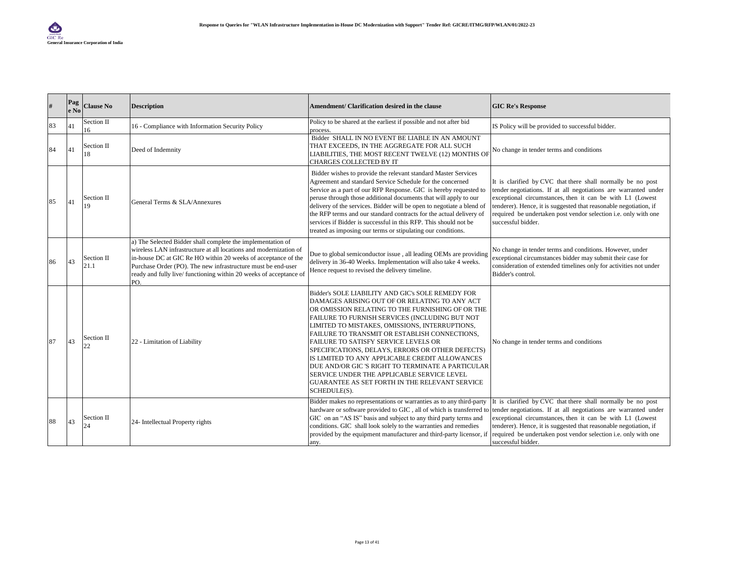| # | Page No | Clause No | Description | Amendment/ Clarification desired in the clause | GIC Re's Response |
|---|---|---|---|---|---|
| 83 | 41 | Section II 16 | 16 - Compliance with Information Security Policy | Policy to be shared at the earliest if possible and not after bid process. | IS Policy will be provided to successful bidder. |
| 84 | 41 | Section II 18 | Deed of Indemnity | Bidder SHALL IN NO EVENT BE LIABLE IN AN AMOUNT THAT EXCEEDS, IN THE AGGREGATE FOR ALL SUCH LIABILITIES, THE MOST RECENT TWELVE (12) MONTHS OF CHARGES COLLECTED BY IT | No change in tender terms and conditions |
| 85 | 41 | Section II 19 | General Terms & SLA/Annexures | Bidder wishes to provide the relevant standard Master Services Agreement and standard Service Schedule for the concerned Service as a part of our RFP Response. GIC is hereby requested to peruse through those additional documents that will apply to our delivery of the services. Bidder will be open to negotiate a blend of the RFP terms and our standard contracts for the actual delivery of services if Bidder is successful in this RFP. This should not be treated as imposing our terms or stipulating our conditions. | It is clarified by CVC that there shall normally be no post tender negotiations. If at all negotiations are warranted under exceptional circumstances, then it can be with L1 (Lowest tenderer). Hence, it is suggested that reasonable negotiation, if required be undertaken post vendor selection i.e. only with one successful bidder. |
| 86 | 43 | Section II 21.1 | a) The Selected Bidder shall complete the implementation of wireless LAN infrastructure at all locations and modernization of in-house DC at GIC Re HO within 20 weeks of acceptance of the Purchase Order (PO). The new infrastructure must be end-user ready and fully live/ functioning within 20 weeks of acceptance of PO. | Due to global semiconductor issue , all leading OEMs are providing delivery in 36-40 Weeks. Implementation will also take 4 weeks. Hence request to revised the delivery timeline. | No change in tender terms and conditions. However, under exceptional circumstances bidder may submit their case for consideration of extended timelines only for activities not under Bidder's control. |
| 87 | 43 | Section II 22 | 22 - Limitation of Liability | Bidder's SOLE LIABILITY AND GIC's SOLE REMEDY FOR DAMAGES ARISING OUT OF OR RELATING TO ANY ACT OR OMISSION RELATING TO THE FURNISHING OF OR THE FAILURE TO FURNISH SERVICES (INCLUDING BUT NOT LIMITED TO MISTAKES, OMISSIONS, INTERRUPTIONS, FAILURE TO TRANSMIT OR ESTABLISH CONNECTIONS, FAILURE TO SATISFY SERVICE LEVELS OR SPECIFICATIONS, DELAYS, ERRORS OR OTHER DEFECTS) IS LIMITED TO ANY APPLICABLE CREDIT ALLOWANCES DUE AND/OR GIC 'S RIGHT TO TERMINATE A PARTICULAR SERVICE UNDER THE APPLICABLE SERVICE LEVEL GUARANTEE AS SET FORTH IN THE RELEVANT SERVICE SCHEDULE(S). | No change in tender terms and conditions |
| 88 | 43 | Section II 24 | 24- Intellectual Property rights | Bidder makes no representations or warranties as to any third-party hardware or software provided to GIC , all of which is transferred to GIC on an "AS IS" basis and subject to any third party terms and conditions. GIC shall look solely to the warranties and remedies provided by the equipment manufacturer and third-party licensor, if any. | It is clarified by CVC that there shall normally be no post tender negotiations. If at all negotiations are warranted under exceptional circumstances, then it can be with L1 (Lowest tenderer). Hence, it is suggested that reasonable negotiation, if required be undertaken post vendor selection i.e. only with one successful bidder. |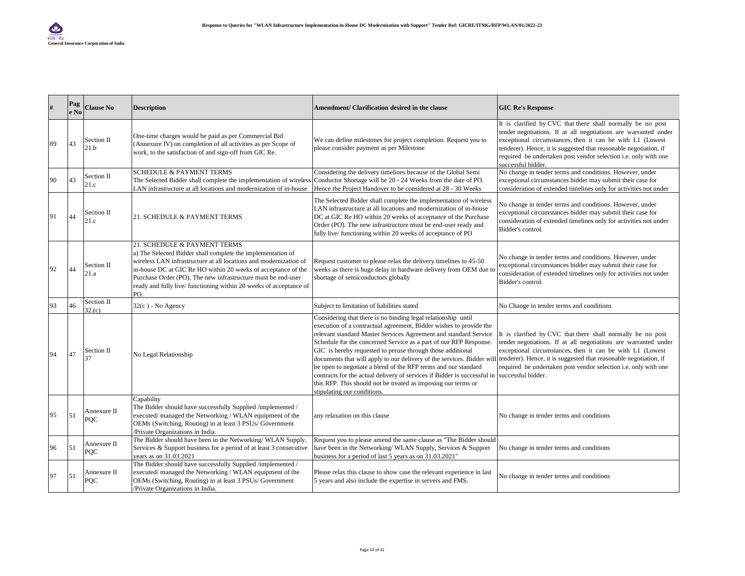| # | Page No | Clause No | Description | Amendment/ Clarification desired in the clause | GIC Re's Response |
|---|---|---|---|---|---|
| 89 | 43 | Section II 21.b | One-time charges would be paid as per Commercial Bid (Annexure IV) on completion of all activities as per Scope of work, to the satisfaction of and sign-off from GIC Re. | We can define milestones for project completion. Request you to please consider payment as per Milestone | It is clarified by CVC that there shall normally be no post tender negotiations. If at all negotiations are warranted under exceptional circumstances, then it can be with L1 (Lowest tenderer). Hence, it is suggested that reasonable negotiation, if required be undertaken post vendor selection i.e. only with one successful bidder. |
| 90 | 43 | Section II 21.c | SCHEDULE & PAYMENT TERMS The Selected Bidder shall complete the implementation of wireless LAN infrastructure at all locations and modernization of in-house | Considering the delivery timelines because of the Global Semi Conductor Shortage will be 20 - 24 Weeks from the date of PO. Hence the Project Handover to be considered at 28 - 30 Weeks | No change in tender terms and conditions. However, under exceptional circumstances bidder may submit their case for consideration of extended timelines only for activities not under |
| 91 | 44 | Section II 21.c | 21. SCHEDULE & PAYMENT TERMS | The Selected Bidder shall complete the implementation of wireless LAN infrastructure at all locations and modernization of in-house DC at GIC Re HO within 20 weeks of acceptance of the Purchase Order (PO). The new infrastructure must be end-user ready and fully live/ functioning within 20 weeks of acceptance of PO | No change in tender terms and conditions. However, under exceptional circumstances bidder may submit their case for consideration of extended timelines only for activities not under Bidder's control. |
| 92 | 44 | Section II 21.a | 21. SCHEDULE & PAYMENT TERMS a) The Selected Bidder shall complete the implementation of wireless LAN infrastructure at all locations and modernization of in-house DC at GIC Re HO within 20 weeks of acceptance of the Purchase Order (PO). The new infrastructure must be end-user ready and fully live/ functioning within 20 weeks of acceptance of PO. | Request customer to please relax the delivery timelines to 45-50 weeks as there is huge delay in hardware delivery from OEM due to shortage of semiconductors globally | No change in tender terms and conditions. However, under exceptional circumstances bidder may submit their case for consideration of extended timelines only for activities not under Bidder's control. |
| 93 | 46 | Section II 32.(c) | 32(c ) - No Agency | Subject to limitation of liabilities stated | No Change in tender terms and conditions |
| 94 | 47 | Section II 37 | No Legal Relationship | Considering that there is no binding legal relationship until execution of a contractual agreement, Bidder wishes to provide the relevant standard Master Services Agreement and standard Service Schedule for the concerned Service as a part of our RFP Response. GIC is hereby requested to peruse through those additional documents that will apply to our delivery of the services. Bidder will be open to negotiate a blend of the RFP terms and our standard contracts for the actual delivery of services if Bidder is successful in this RFP. This should not be treated as imposing our terms or stipulating our conditions. | It is clarified by CVC that there shall normally be no post tender negotiations. If at all negotiations are warranted under exceptional circumstances, then it can be with L1 (Lowest tenderer). Hence, it is suggested that reasonable negotiation, if required be undertaken post vendor selection i.e. only with one successful bidder. |
| 95 | 51 | Annexure II PQC | Capability The Bidder should have successfully Supplied /implemented / executed/ managed the Networking / WLAN equipment of the OEMs (Switching, Routing) in at least 3 PSUs/ Government /Private Organizations in India. | any relaxation on this clause | No change in tender terms and conditions |
| 96 | 51 | Annexure II PQC | The Bidder should have been in the Networking/ WLAN Supply, Services & Support business for a period of at least 3 consecutive years as on 31.03.2021 | Request you to please amend the same clause as "The Bidder should have been in the Networking/ WLAN Supply, Services & Support business for a period of last 5 years as on 31.03.2021" | No change in tender terms and conditions |
| 97 | 51 | Annexure II PQC | The Bidder should have successfully Supplied /implemented / executed/ managed the Networking / WLAN equipment of the OEMs (Switching, Routing) in at least 3 PSUs/ Government /Private Organizations in India. | Please relax this clause to show case the relevant experience in last 5 years and also include the expertise in servers and FMS. | No change in tender terms and conditions |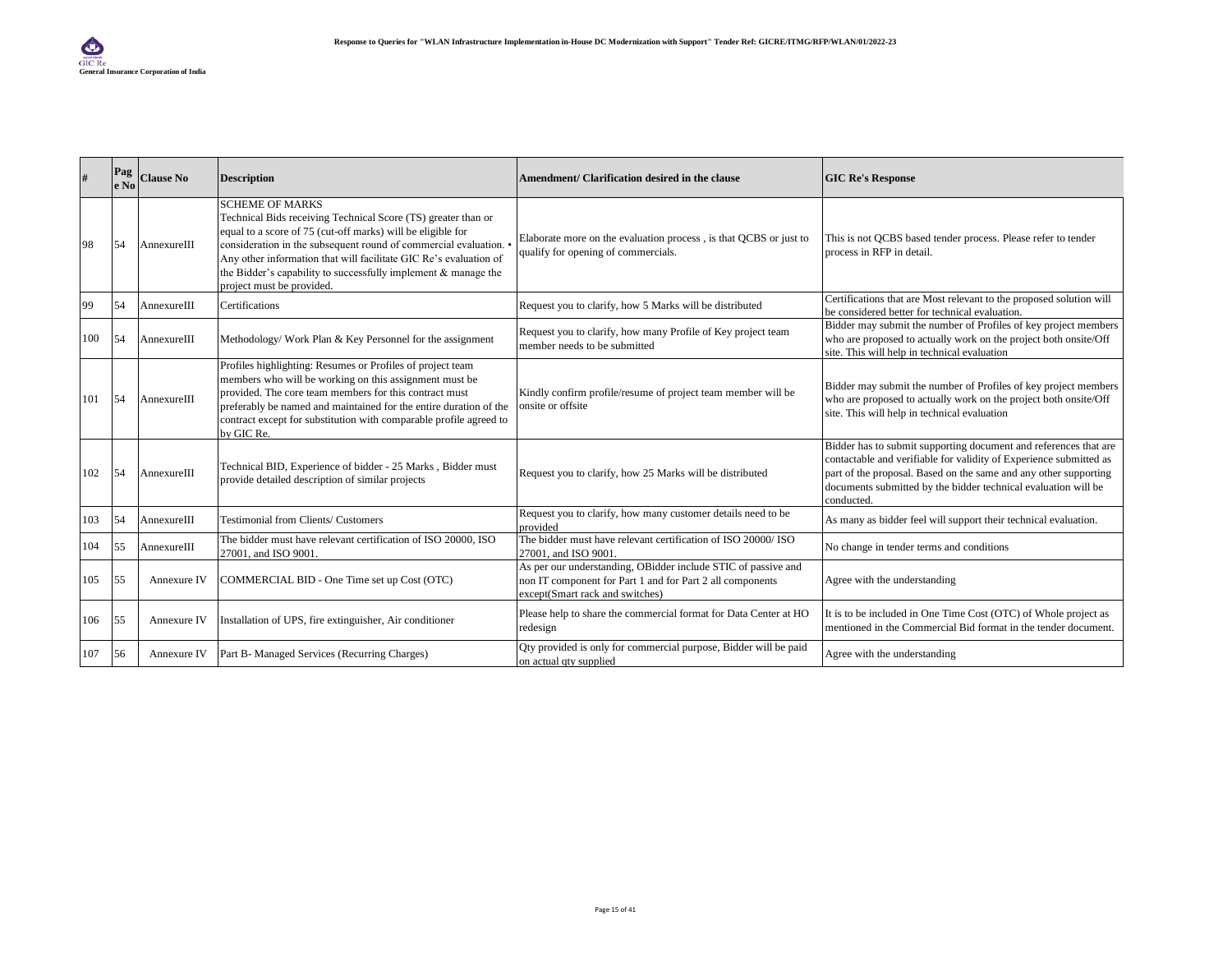| # | Page No | Clause No | Description | Amendment/ Clarification desired in the clause | GIC Re's Response |
|---|---|---|---|---|---|
| 98 | 54 | AnnexureIII | SCHEME OF MARKS<br>Technical Bids receiving Technical Score (TS) greater than or equal to a score of 75 (cut-off marks) will be eligible for consideration in the subsequent round of commercial evaluation. • Any other information that will facilitate GIC Re's evaluation of the Bidder's capability to successfully implement & manage the project must be provided. | Elaborate more on the evaluation process , is that QCBS or just to qualify for opening of commercials. | This is not QCBS based tender process. Please refer to tender process in RFP in detail. |
| 99 | 54 | AnnexureIII | Certifications | Request you to clarify, how 5 Marks will be distributed | Certifications that are Most relevant to the proposed solution will be considered better for technical evaluation. |
| 100 | 54 | AnnexureIII | Methodology/ Work Plan & Key Personnel for the assignment | Request you to clarify, how many Profile of Key project team member needs to be submitted | Bidder may submit the number of Profiles of key project members who are proposed to actually work on the project both onsite/Off site. This will help in technical evaluation |
| 101 | 54 | AnnexureIII | Profiles highlighting: Resumes or Profiles of project team members who will be working on this assignment must be provided. The core team members for this contract must preferably be named and maintained for the entire duration of the contract except for substitution with comparable profile agreed to by GIC Re. | Kindly confirm profile/resume of project team member will be onsite or offsite | Bidder may submit the number of Profiles of key project members who are proposed to actually work on the project both onsite/Off site. This will help in technical evaluation |
| 102 | 54 | AnnexureIII | Technical BID, Experience of bidder - 25 Marks , Bidder must provide detailed description of similar projects | Request you to clarify, how 25 Marks will be distributed | Bidder has to submit supporting document and references that are contactable and verifiable for validity of Experience submitted as part of the proposal. Based on the same and any other supporting documents submitted by the bidder technical evaluation will be conducted. |
| 103 | 54 | AnnexureIII | Testimonial from Clients/ Customers | Request you to clarify, how many customer details need to be provided | As many as bidder feel will support their technical evaluation. |
| 104 | 55 | AnnexureIII | The bidder must have relevant certification of ISO 20000, ISO 27001, and ISO 9001. | The bidder must have relevant certification of ISO 20000/ ISO 27001, and ISO 9001. | No change in tender terms and conditions |
| 105 | 55 | Annexure IV | COMMERCIAL BID - One Time set up Cost (OTC) | As per our understanding, OBidder include STIC of passive and non IT component for Part 1 and for Part 2 all components except(Smart rack and switches) | Agree with the understanding |
| 106 | 55 | Annexure IV | Installation of UPS, fire extinguisher, Air conditioner | Please help to share the commercial format for Data Center at HO redesign | It is to be included in One Time Cost (OTC) of Whole project as mentioned in the Commercial Bid format in the tender document. |
| 107 | 56 | Annexure IV | Part B- Managed Services (Recurring Charges) | Qty provided is only for commercial purpose, Bidder will be paid on actual qty supplied | Agree with the understanding |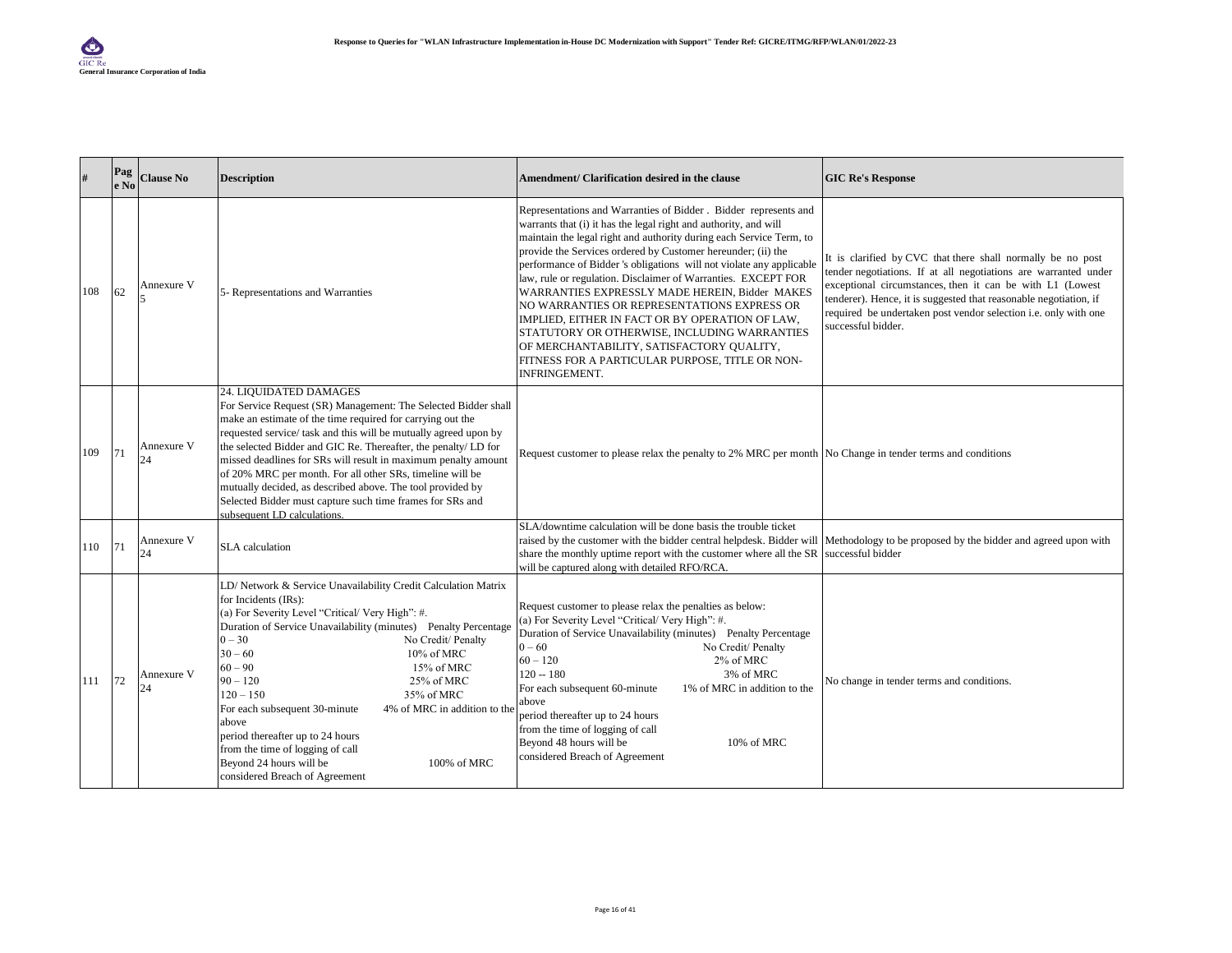| # | Page No | Clause No | Description | Amendment/ Clarification desired in the clause | GIC Re's Response |
|---|---|---|---|---|---|
| 108 | 62 | Annexure V 5 | 5- Representations and Warranties | Representations and Warranties of Bidder . Bidder represents and warrants that (i) it has the legal right and authority, and will maintain the legal right and authority during each Service Term, to provide the Services ordered by Customer hereunder; (ii) the performance of Bidder 's obligations will not violate any applicable law, rule or regulation. Disclaimer of Warranties. EXCEPT FOR WARRANTIES EXPRESSLY MADE HEREIN, Bidder MAKES NO WARRANTIES OR REPRESENTATIONS EXPRESS OR IMPLIED, EITHER IN FACT OR BY OPERATION OF LAW, STATUTORY OR OTHERWISE, INCLUDING WARRANTIES OF MERCHANTABILITY, SATISFACTORY QUALITY, FITNESS FOR A PARTICULAR PURPOSE, TITLE OR NON-INFRINGEMENT. | It is clarified by CVC that there shall normally be no post tender negotiations. If at all negotiations are warranted under exceptional circumstances, then it can be with L1 (Lowest tenderer). Hence, it is suggested that reasonable negotiation, if required be undertaken post vendor selection i.e. only with one successful bidder. |
| 109 | 71 | Annexure V 24 | 24. LIQUIDATED DAMAGES<br>For Service Request (SR) Management: The Selected Bidder shall make an estimate of the time required for carrying out the requested service/ task and this will be mutually agreed upon by the selected Bidder and GIC Re. Thereafter, the penalty/ LD for missed deadlines for SRs will result in maximum penalty amount of 20% MRC per month. For all other SRs, timeline will be mutually decided, as described above. The tool provided by Selected Bidder must capture such time frames for SRs and subsequent LD calculations. | Request customer to please relax the penalty to 2% MRC per month | No Change in tender terms and conditions |
| 110 | 71 | Annexure V 24 | SLA calculation | SLA/downtime calculation will be done basis the trouble ticket raised by the customer with the bidder central helpdesk. Bidder will share the monthly uptime report with the customer where all the SR will be captured along with detailed RFO/RCA. | Methodology to be proposed by the bidder and agreed upon with successful bidder |
| 111 | 72 | Annexure V 24 | LD/ Network & Service Unavailability Credit Calculation Matrix for Incidents (IRs):<br>(a) For Severity Level "Critical/ Very High": #.<br>Duration of Service Unavailability (minutes) Penalty Percentage<br>0 – 30 No Credit/ Penalty<br>30 – 60 10% of MRC<br>60 – 90 15% of MRC<br>90 – 120 25% of MRC<br>120 – 150 35% of MRC<br>For each subsequent 30-minute period thereafter up to 24 hours from the time of logging of call 4% of MRC in addition to the above<br>Beyond 24 hours will be considered Breach of Agreement 100% of MRC | Request customer to please relax the penalties as below:<br>(a) For Severity Level "Critical/ Very High": #.<br>Duration of Service Unavailability (minutes) Penalty Percentage<br>0 – 60 No Credit/ Penalty<br>60 – 120 2% of MRC<br>120 -- 180 3% of MRC<br>For each subsequent 60-minute period thereafter up to 24 hours from the time of logging of call 1% of MRC in addition to the above<br>Beyond 48 hours will be considered Breach of Agreement 10% of MRC | No change in tender terms and conditions. |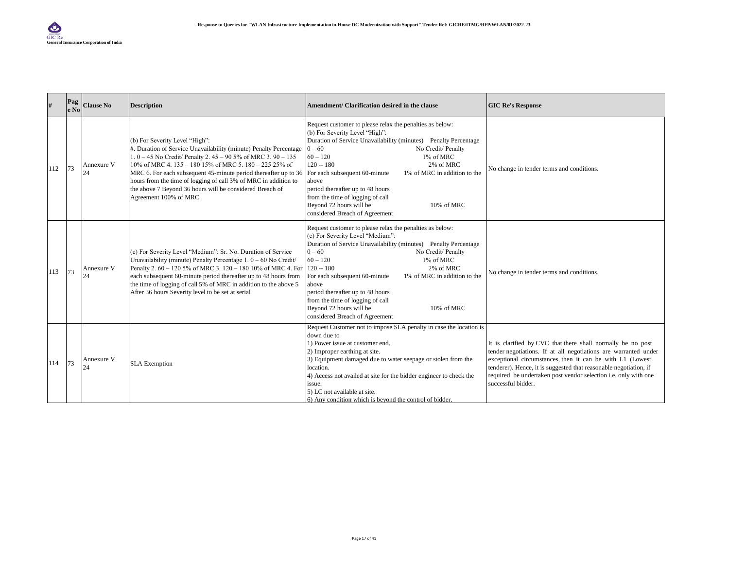| # | Page No | Clause No | Description | Amendment/ Clarification desired in the clause | GIC Re's Response |
|---|---|---|---|---|---|
| 112 | 73 | Annexure V 24 | (b) For Severity Level "High":<br>#. Duration of Service Unavailability (minute) Penalty Percentage 1. 0 – 45 No Credit/ Penalty 2. 45 – 90 5% of MRC 3. 90 – 135 10% of MRC 4. 135 – 180 15% of MRC 5. 180 – 225 25% of MRC 6. For each subsequent 45-minute period thereafter up to 36 hours from the time of logging of call 3% of MRC in addition to the above 7 Beyond 36 hours will be considered Breach of Agreement 100% of MRC | Request customer to please relax the penalties as below:<br>(b) For Severity Level "High":<br>Duration of Service Unavailability (minutes) Penalty Percentage<br>0 – 60 No Credit/ Penalty<br>60 – 120 1% of MRC<br>120 -- 180 2% of MRC<br>For each subsequent 60-minute period thereafter up to 48 hours from the time of logging of call 1% of MRC in addition to the above<br>Beyond 72 hours will be considered Breach of Agreement 10% of MRC | No change in tender terms and conditions. |
| 113 | 73 | Annexure V 24 | (c) For Severity Level "Medium": Sr. No. Duration of Service Unavailability (minute) Penalty Percentage 1. 0 – 60 No Credit/ Penalty 2. 60 – 120 5% of MRC 3. 120 – 180 10% of MRC 4. For each subsequent 60-minute period thereafter up to 48 hours from the time of logging of call 5% of MRC in addition to the above 5 After 36 hours Severity level to be set at serial | Request customer to please relax the penalties as below:<br>(c) For Severity Level "Medium":<br>Duration of Service Unavailability (minutes) Penalty Percentage<br>0 – 60 No Credit/ Penalty<br>60 – 120 1% of MRC<br>120 -- 180 2% of MRC<br>For each subsequent 60-minute period thereafter up to 48 hours from the time of logging of call 1% of MRC in addition to the above<br>Beyond 72 hours will be considered Breach of Agreement 10% of MRC | No change in tender terms and conditions. |
| 114 | 73 | Annexure V 24 | SLA Exemption | Request Customer not to impose SLA penalty in case the location is down due to<br>1) Power issue at customer end.<br>2) Improper earthing at site.<br>3) Equipment damaged due to water seepage or stolen from the location.<br>4) Access not availed at site for the bidder engineer to check the issue.<br>5) LC not available at site.<br>6) Any condition which is beyond the control of bidder. | It is clarified by CVC that there shall normally be no post tender negotiations. If at all negotiations are warranted under exceptional circumstances, then it can be with L1 (Lowest tenderer). Hence, it is suggested that reasonable negotiation, if required be undertaken post vendor selection i.e. only with one successful bidder. |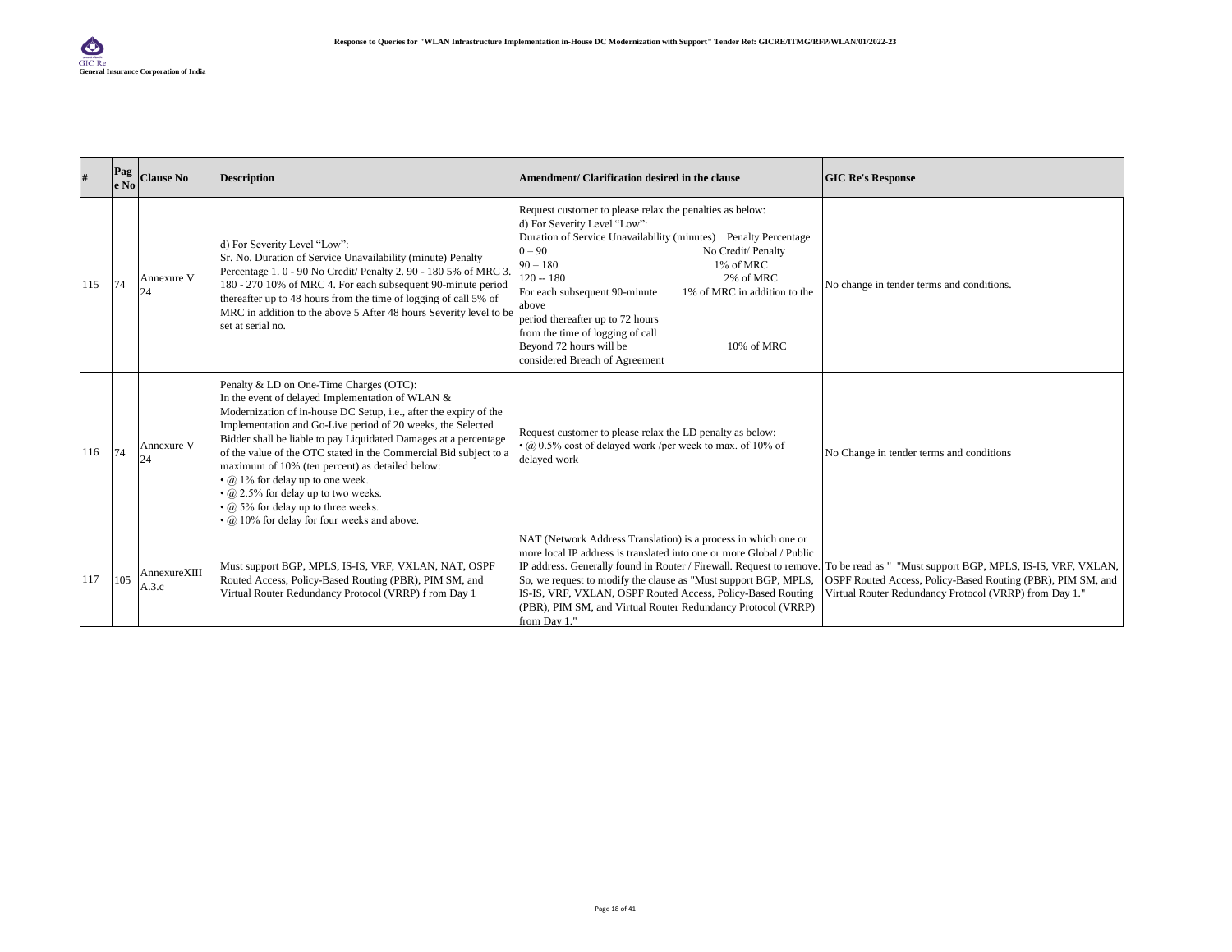| # | Page No | Clause No | Description | Amendment/ Clarification desired in the clause | GIC Re's Response |
|---|---|---|---|---|---|
| 115 | 74 | Annexure V 24 | d) For Severity Level "Low": Sr. No. Duration of Service Unavailability (minute) Penalty Percentage 1. 0 - 90 No Credit/ Penalty 2. 90 - 180 5% of MRC 3. 180 - 270 10% of MRC 4. For each subsequent 90-minute period thereafter up to 48 hours from the time of logging of call 5% of MRC in addition to the above 5 After 48 hours Severity level to be set at serial no. | Request customer to please relax the penalties as below:<br>d) For Severity Level "Low":<br>Duration of Service Unavailability (minutes) Penalty Percentage<br>0 – 90 No Credit/ Penalty<br>90 – 180 1% of MRC<br>120 -- 180 2% of MRC<br>For each subsequent 90-minute period thereafter up to 72 hours from the time of logging of call 1% of MRC in addition to the above<br>Beyond 72 hours will be considered Breach of Agreement 10% of MRC | No change in tender terms and conditions. |
| 116 | 74 | Annexure V 24 | Penalty & LD on One-Time Charges (OTC):<br>In the event of delayed Implementation of WLAN & Modernization of in-house DC Setup, i.e., after the expiry of the Implementation and Go-Live period of 20 weeks, the Selected Bidder shall be liable to pay Liquidated Damages at a percentage of the value of the OTC stated in the Commercial Bid subject to a maximum of 10% (ten percent) as detailed below:<br>• @ 1% for delay up to one week.<br>• @ 2.5% for delay up to two weeks.<br>• @ 5% for delay up to three weeks.<br>• @ 10% for delay for four weeks and above. | Request customer to please relax the LD penalty as below:<br>• @ 0.5% cost of delayed work /per week to max. of 10% of delayed work | No Change in tender terms and conditions |
| 117 | 105 | AnnexureXIII A.3.c | Must support BGP, MPLS, IS-IS, VRF, VXLAN, NAT, OSPF Routed Access, Policy-Based Routing (PBR), PIM SM, and Virtual Router Redundancy Protocol (VRRP) f rom Day 1 | NAT (Network Address Translation) is a process in which one or more local IP address is translated into one or more Global / Public IP address. Generally found in Router / Firewall. Request to remove. So, we request to modify the clause as "Must support BGP, MPLS, IS-IS, VRF, VXLAN, OSPF Routed Access, Policy-Based Routing (PBR), PIM SM, and Virtual Router Redundancy Protocol (VRRP) from Day 1." | To be read as " "Must support BGP, MPLS, IS-IS, VRF, VXLAN, OSPF Routed Access, Policy-Based Routing (PBR), PIM SM, and Virtual Router Redundancy Protocol (VRRP) from Day 1." |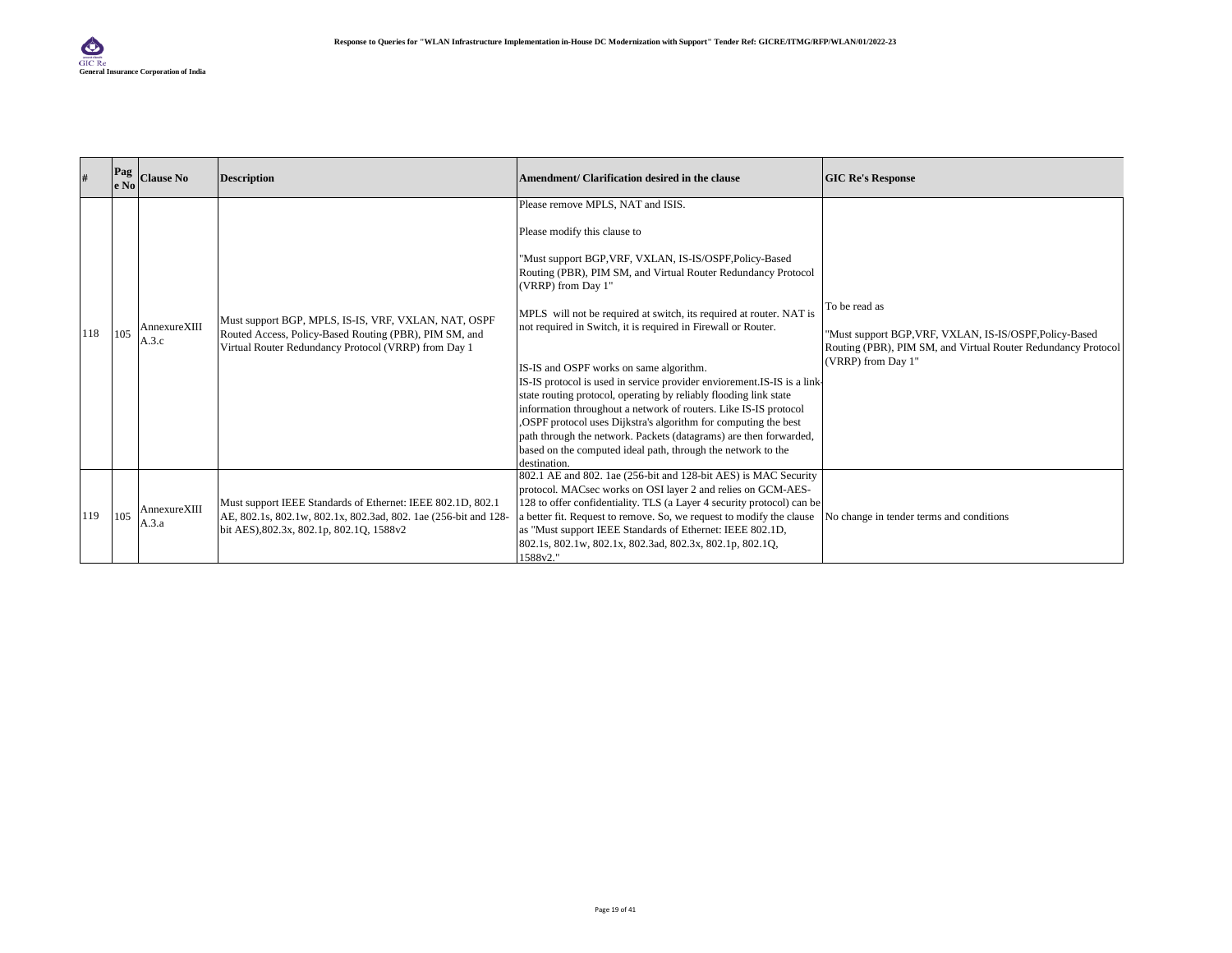| # | Page No | Clause No | Description | Amendment/ Clarification desired in the clause | GIC Re's Response |
|---|---|---|---|---|---|
| 118 | 105 | AnnexureXIII A.3.c | Must support BGP, MPLS, IS-IS, VRF, VXLAN, NAT, OSPF Routed Access, Policy-Based Routing (PBR), PIM SM, and Virtual Router Redundancy Protocol (VRRP) from Day 1 | Please remove MPLS, NAT and ISIS.<br><br>Please modify this clause to<br><br>"Must support BGP,VRF, VXLAN, IS-IS/OSPF,Policy-Based Routing (PBR), PIM SM, and Virtual Router Redundancy Protocol (VRRP) from Day 1"<br><br>MPLS will not be required at switch, its required at router. NAT is not required in Switch, it is required in Firewall or Router.<br><br>IS-IS and OSPF works on same algorithm.<br>IS-IS protocol is used in service provider enviorement.IS-IS is a link-state routing protocol, operating by reliably flooding link state information throughout a network of routers. Like IS-IS protocol ,OSPF protocol uses Dijkstra's algorithm for computing the best path through the network. Packets (datagrams) are then forwarded, based on the computed ideal path, through the network to the destination. | To be read as<br><br>"Must support BGP,VRF, VXLAN, IS-IS/OSPF,Policy-Based Routing (PBR), PIM SM, and Virtual Router Redundancy Protocol (VRRP) from Day 1" |
| 119 | 105 | AnnexureXIII A.3.a | Must support IEEE Standards of Ethernet: IEEE 802.1D, 802.1 AE, 802.1s, 802.1w, 802.1x, 802.3ad, 802. 1ae (256-bit and 128-bit AES),802.3x, 802.1p, 802.1Q, 1588v2 | 802.1 AE and 802. 1ae (256-bit and 128-bit AES) is MAC Security protocol. MACsec works on OSI layer 2 and relies on GCM-AES-128 to offer confidentiality. TLS (a Layer 4 security protocol) can be a better fit. Request to remove. So, we request to modify the clause as "Must support IEEE Standards of Ethernet: IEEE 802.1D, 802.1s, 802.1w, 802.1x, 802.3ad, 802.3x, 802.1p, 802.1Q, 1588v2." | No change in tender terms and conditions |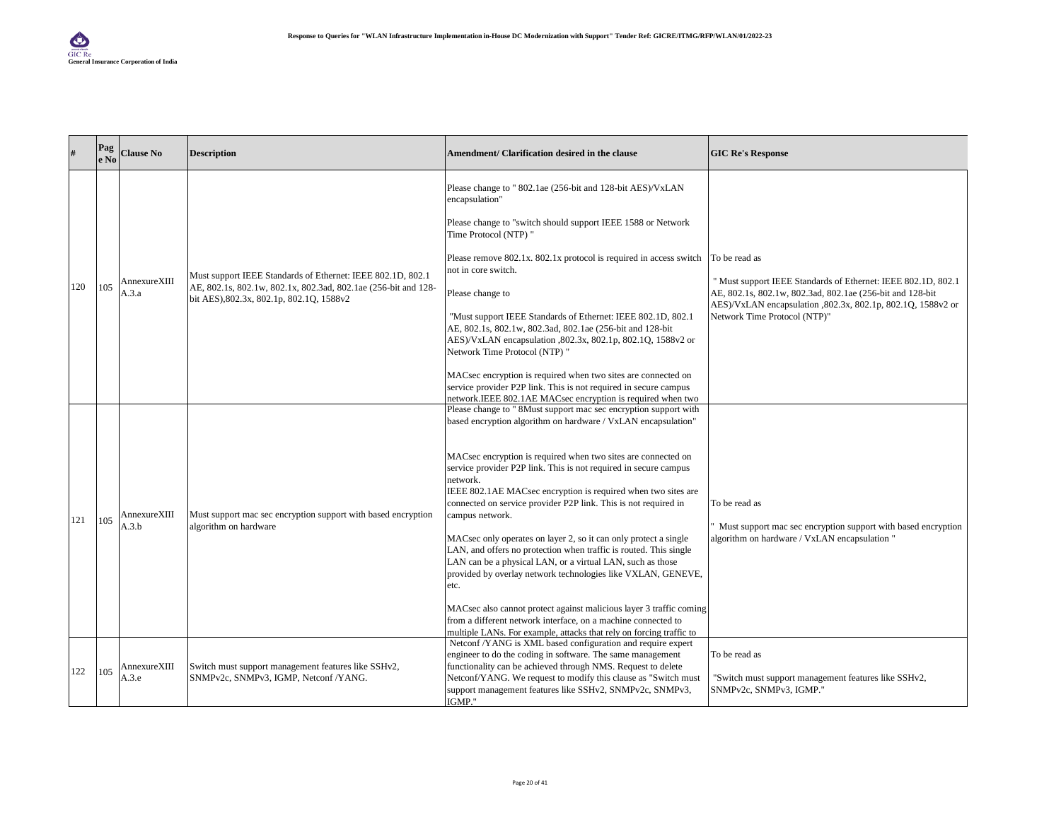| # | Page No | Clause No | Description | Amendment/ Clarification desired in the clause | GIC Re's Response |
|---|---|---|---|---|---|
| 120 | 105 | AnnexureXIII A.3.a | Must support IEEE Standards of Ethernet: IEEE 802.1D, 802.1 AE, 802.1s, 802.1w, 802.1x, 802.3ad, 802.1ae (256-bit and 128-bit AES),802.3x, 802.1p, 802.1Q, 1588v2 | Please change to " 802.1ae (256-bit and 128-bit AES)/VxLAN encapsulation"<br><br>Please change to "switch should support IEEE 1588 or Network Time Protocol (NTP) "<br><br>Please remove 802.1x. 802.1x protocol is required in access switch not in core switch.<br><br>Please change to<br><br>"Must support IEEE Standards of Ethernet: IEEE 802.1D, 802.1 AE, 802.1s, 802.1w, 802.3ad, 802.1ae (256-bit and 128-bit AES)/VxLAN encapsulation ,802.3x, 802.1p, 802.1Q, 1588v2 or Network Time Protocol (NTP) "<br><br>MACsec encryption is required when two sites are connected on service provider P2P link. This is not required in secure campus network.IEEE 802.1AE MACsec encryption is required when two | To be read as<br><br>" Must support IEEE Standards of Ethernet: IEEE 802.1D, 802.1 AE, 802.1s, 802.1w, 802.3ad, 802.1ae (256-bit and 128-bit AES)/VxLAN encapsulation ,802.3x, 802.1p, 802.1Q, 1588v2 or Network Time Protocol (NTP)" |
| 121 | 105 | AnnexureXIII A.3.b | Must support mac sec encryption support with based encryption algorithm on hardware | Please change to " 8Must support mac sec encryption support with based encryption algorithm on hardware / VxLAN encapsulation"<br><br>MACsec encryption is required when two sites are connected on service provider P2P link. This is not required in secure campus network.<br>IEEE 802.1AE MACsec encryption is required when two sites are connected on service provider P2P link. This is not required in campus network.<br><br>MACsec only operates on layer 2, so it can only protect a single LAN, and offers no protection when traffic is routed. This single LAN can be a physical LAN, or a virtual LAN, such as those provided by overlay network technologies like VXLAN, GENEVE, etc.<br><br>MACsec also cannot protect against malicious layer 3 traffic coming from a different network interface, on a machine connected to multiple LANs. For example, attacks that rely on forcing traffic to | To be read as<br><br>" Must support mac sec encryption support with based encryption algorithm on hardware / VxLAN encapsulation " |
| 122 | 105 | AnnexureXIII A.3.e | Switch must support management features like SSHv2, SNMPv2c, SNMPv3, IGMP, Netconf /YANG. | Netconf /YANG is XML based configuration and require expert engineer to do the coding in software. The same management functionality can be achieved through NMS. Request to delete Netconf/YANG. We request to modify this clause as "Switch must support management features like SSHv2, SNMPv2c, SNMPv3, IGMP." | To be read as<br><br>"Switch must support management features like SSHv2, SNMPv2c, SNMPv3, IGMP." |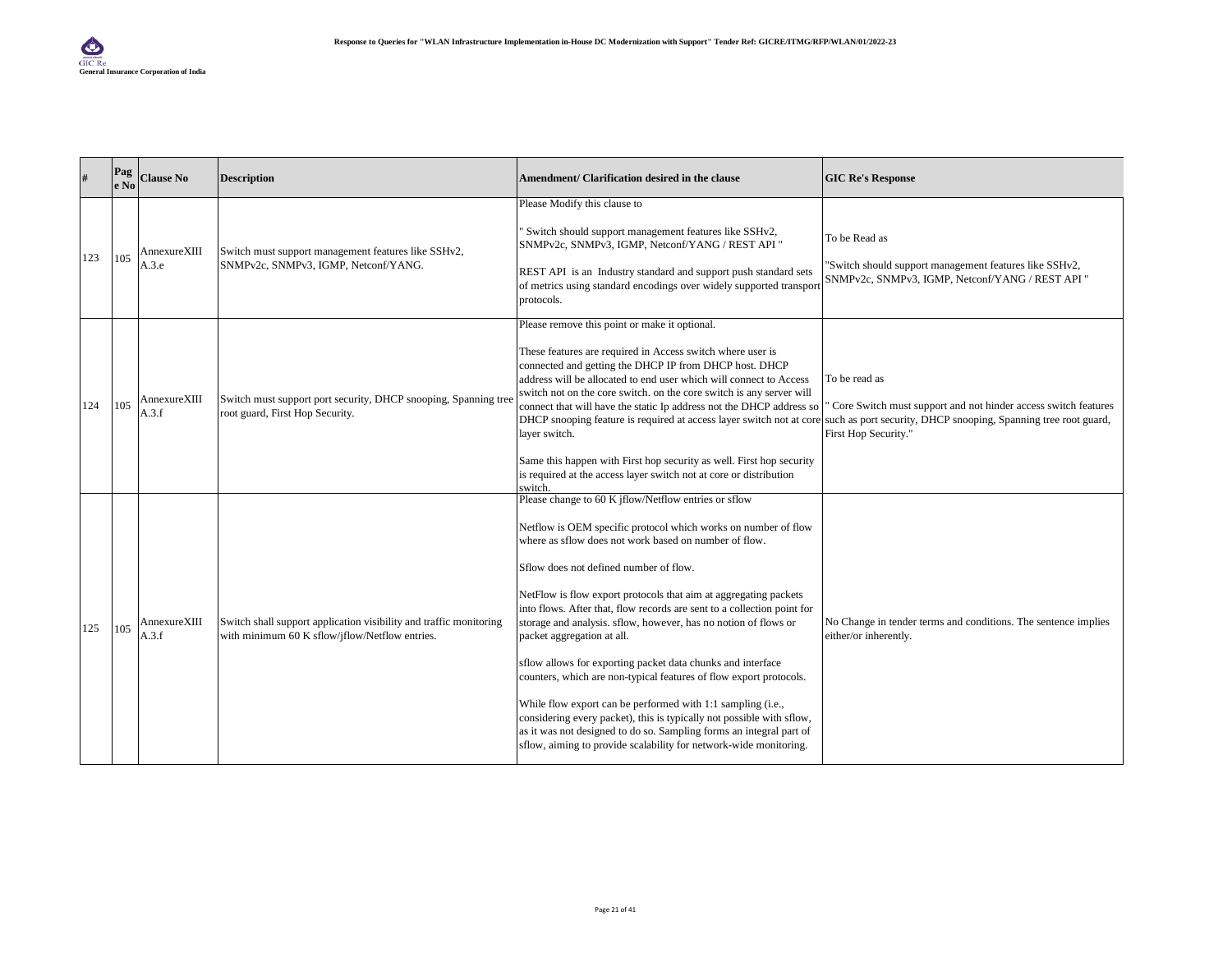| # | Page No | Clause No | Description | Amendment/ Clarification desired in the clause | GIC Re's Response |
|---|---|---|---|---|---|
| 123 | 105 | AnnexureXIII A.3.e | Switch must support management features like SSHv2, SNMPv2c, SNMPv3, IGMP, Netconf/YANG. | Please Modify this clause to<br><br>" Switch should support management features like SSHv2, SNMPv2c, SNMPv3, IGMP, Netconf/YANG / REST API "<br><br>REST API is an Industry standard and support push standard sets of metrics using standard encodings over widely supported transport protocols. | To be Read as<br><br>"Switch should support management features like SSHv2, SNMPv2c, SNMPv3, IGMP, Netconf/YANG / REST API " |
| 124 | 105 | AnnexureXIII A.3.f | Switch must support port security, DHCP snooping, Spanning tree root guard, First Hop Security. | Please remove this point or make it optional.<br><br>These features are required in Access switch where user is connected and getting the DHCP IP from DHCP host. DHCP address will be allocated to end user which will connect to Access switch not on the core switch. on the core switch is any server will connect that will have the static Ip address not the DHCP address so DHCP snooping feature is required at access layer switch not at core layer switch.<br><br>Same this happen with First hop security as well. First hop security is required at the access layer switch not at core or distribution switch. | To be read as<br><br>" Core Switch must support and not hinder access switch features such as port security, DHCP snooping, Spanning tree root guard, First Hop Security." |
| 125 | 105 | AnnexureXIII A.3.f | Switch shall support application visibility and traffic monitoring with minimum 60 K sflow/jflow/Netflow entries. | Please change to 60 K jflow/Netflow entries or sflow<br><br>Netflow is OEM specific protocol which works on number of flow where as sflow does not work based on number of flow.<br><br>Sflow does not defined number of flow.<br><br>NetFlow is flow export protocols that aim at aggregating packets into flows. After that, flow records are sent to a collection point for storage and analysis. sflow, however, has no notion of flows or packet aggregation at all.<br><br>sflow allows for exporting packet data chunks and interface counters, which are non-typical features of flow export protocols.<br><br>While flow export can be performed with 1:1 sampling (i.e., considering every packet), this is typically not possible with sflow, as it was not designed to do so. Sampling forms an integral part of sflow, aiming to provide scalability for network-wide monitoring. | No Change in tender terms and conditions. The sentence implies either/or inherently. |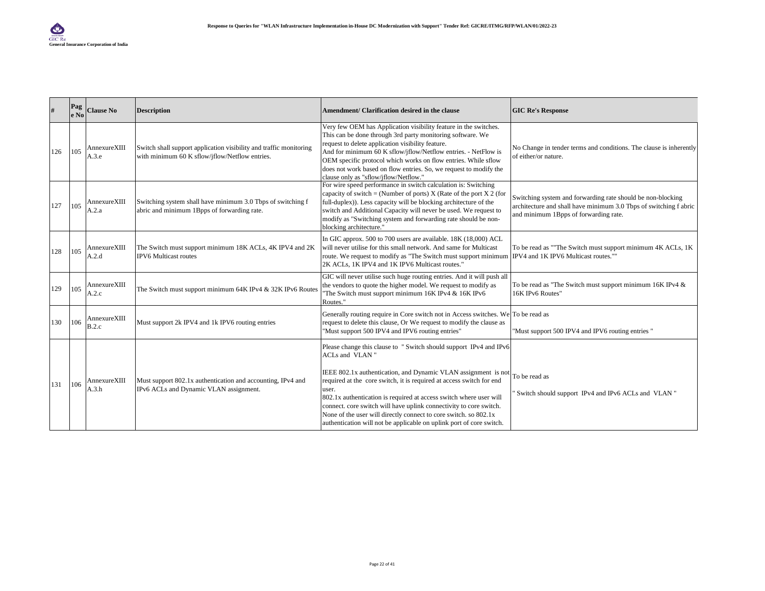| # | Page No | Clause No | Description | Amendment/ Clarification desired in the clause | GIC Re's Response |
|---|---|---|---|---|---|
| 126 | 105 | AnnexureXIII A.3.e | Switch shall support application visibility and traffic monitoring with minimum 60 K sflow/jflow/Netflow entries. | Very few OEM has Application visibility feature in the switches. This can be done through 3rd party monitoring software. We request to delete application visibility feature. And for minimum 60 K sflow/jflow/Netflow entries. - NetFlow is OEM specific protocol which works on flow entries. While sflow does not work based on flow entries. So, we request to modify the clause only as "sflow/jflow/Netflow." | No Change in tender terms and conditions. The clause is inherently of either/or nature. |
| 127 | 105 | AnnexureXIII A.2.a | Switching system shall have minimum 3.0 Tbps of switching f abric and minimum 1Bpps of forwarding rate. | For wire speed performance in switch calculation is: Switching capacity of switch = (Number of ports) X (Rate of the port X 2 (for full-duplex)). Less capacity will be blocking architecture of the switch and Additional Capacity will never be used. We request to modify as "Switching system and forwarding rate should be non-blocking architecture." | Switching system and forwarding rate should be non-blocking architecture and shall have minimum 3.0 Tbps of switching f abric and minimum 1Bpps of forwarding rate. |
| 128 | 105 | AnnexureXIII A.2.d | The Switch must support minimum 18K ACLs, 4K IPV4 and 2K IPV6 Multicast routes | In GIC approx. 500 to 700 users are available. 18K (18,000) ACL will never utilise for this small network. And same for Multicast route. We request to modify as "The Switch must support minimum 2K ACLs, 1K IPV4 and 1K IPV6 Multicast routes." | To be read as ""The Switch must support minimum 4K ACLs, 1K IPV4 and 1K IPV6 Multicast routes."" |
| 129 | 105 | AnnexureXIII A.2.c | The Switch must support minimum 64K IPv4 & 32K IPv6 Routes | GIC will never utilise such huge routing entries. And it will push all the vendors to quote the higher model. We request to modify as "The Switch must support minimum 16K IPv4 & 16K IPv6 Routes." | To be read as "The Switch must support minimum 16K IPv4 & 16K IPv6 Routes" |
| 130 | 106 | AnnexureXIII B.2.c | Must support 2k IPV4 and 1k IPV6 routing entries | Generally routing require in Core switch not in Access switches. We request to delete this clause, Or We request to modify the clause as "Must support 500 IPV4 and IPV6 routing entries" | To be read as<br><br>"Must support 500 IPV4 and IPV6 routing entries " |
| 131 | 106 | AnnexureXIII A.3.h | Must support 802.1x authentication and accounting, IPv4 and IPv6 ACLs and Dynamic VLAN assignment. | Please change this clause to " Switch should support IPv4 and IPv6 ACLs and VLAN "<br><br>IEEE 802.1x authentication, and Dynamic VLAN assignment is not required at the core switch, it is required at access switch for end user.<br>802.1x authentication is required at access switch where user will connect. core switch will have uplink connectivity to core switch. None of the user will directly connect to core switch. so 802.1x authentication will not be applicable on uplink port of core switch. | To be read as<br><br>" Switch should support IPv4 and IPv6 ACLs and VLAN " |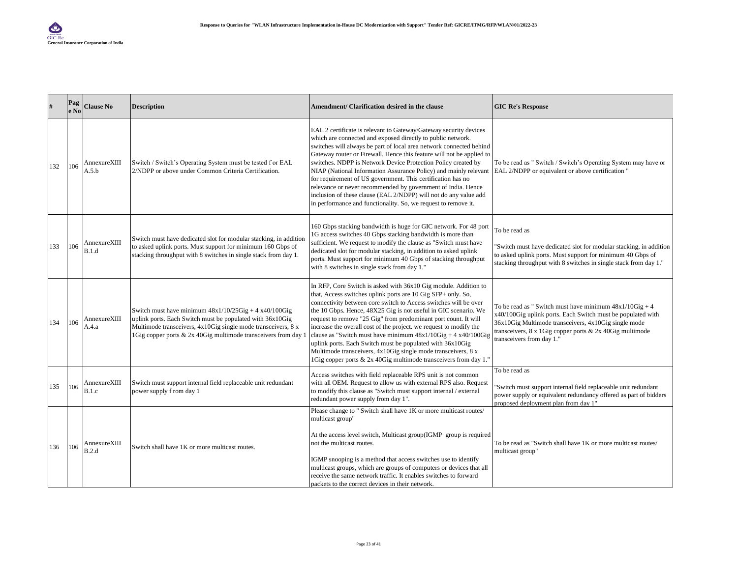| # | Page No | Clause No | Description | Amendment/ Clarification desired in the clause | GIC Re's Response |
|---|---|---|---|---|---|
| 132 | 106 | AnnexureXIII A.5.b | Switch / Switch's Operating System must be tested f or EAL 2/NDPP or above under Common Criteria Certification. | EAL 2 certificate is relevant to Gateway/Gateway security devices which are connected and exposed directly to public network. switches will always be part of local area network connected behind Gateway router or Firewall. Hence this feature will not be applied to switches. NDPP is Network Device Protection Policy created by NIAP (National Information Assurance Policy) and mainly relevant for requirement of US government. This certification has no relevance or never recommended by government of India. Hence inclusion of these clause (EAL 2/NDPP) will not do any value add in performance and functionality. So, we request to remove it. | To be read as " Switch / Switch's Operating System may have or EAL 2/NDPP or equivalent or above certification " |
| 133 | 106 | AnnexureXIII B.1.d | Switch must have dedicated slot for modular stacking, in addition to asked uplink ports. Must support for minimum 160 Gbps of stacking throughput with 8 switches in single stack from day 1. | 160 Gbps stacking bandwidth is huge for GIC network. For 48 port 1G access switches 40 Gbps stacking bandwidth is more than sufficient. We request to modify the clause as "Switch must have dedicated slot for modular stacking, in addition to asked uplink ports. Must support for minimum 40 Gbps of stacking throughput with 8 switches in single stack from day 1." | To be read as<br><br>"Switch must have dedicated slot for modular stacking, in addition to asked uplink ports. Must support for minimum 40 Gbps of stacking throughput with 8 switches in single stack from day 1." |
| 134 | 106 | AnnexureXIII A.4.a | Switch must have minimum 48x1/10/25Gig + 4 x40/100Gig uplink ports. Each Switch must be populated with 36x10Gig Multimode transceivers, 4x10Gig single mode transceivers, 8 x 1Gig copper ports & 2x 40Gig multimode transceivers from day 1 | In RFP, Core Switch is asked with 36x10 Gig module. Addition to that, Access switches uplink ports are 10 Gig SFP+ only. So, connectivity between core switch to Access switches will be over the 10 Gbps. Hence, 48X25 Gig is not useful in GIC scenario. We request to remove "25 Gig" from predominant port count. It will increase the overall cost of the project. we request to modify the clause as "Switch must have minimum 48x1/10Gig + 4 x40/100Gig uplink ports. Each Switch must be populated with 36x10Gig Multimode transceivers, 4x10Gig single mode transceivers, 8 x 1Gig copper ports & 2x 40Gig multimode transceivers from day 1." | To be read as " Switch must have minimum 48x1/10Gig + 4 x40/100Gig uplink ports. Each Switch must be populated with 36x10Gig Multimode transceivers, 4x10Gig single mode transceivers, 8 x 1Gig copper ports & 2x 40Gig multimode transceivers from day 1." |
| 135 | 106 | AnnexureXIII B.1.c | Switch must support internal field replaceable unit redundant power supply f rom day 1 | Access switches with field replaceable RPS unit is not common with all OEM. Request to allow us with external RPS also. Request to modify this clause as "Switch must support internal / external redundant power supply from day 1". | To be read as<br><br>"Switch must support internal field replaceable unit redundant power supply or equivalent redundancy offered as part of bidders proposed deployment plan from day 1" |
| 136 | 106 | AnnexureXIII B.2.d | Switch shall have 1K or more multicast routes. | Please change to " Switch shall have 1K or more multicast routes/ multicast group"<br><br>At the access level switch, Multicast group(IGMP group is required not the multicast routes.<br><br>IGMP snooping is a method that access switches use to identify multicast groups, which are groups of computers or devices that all receive the same network traffic. It enables switches to forward packets to the correct devices in their network. | To be read as "Switch shall have 1K or more multicast routes/ multicast group" |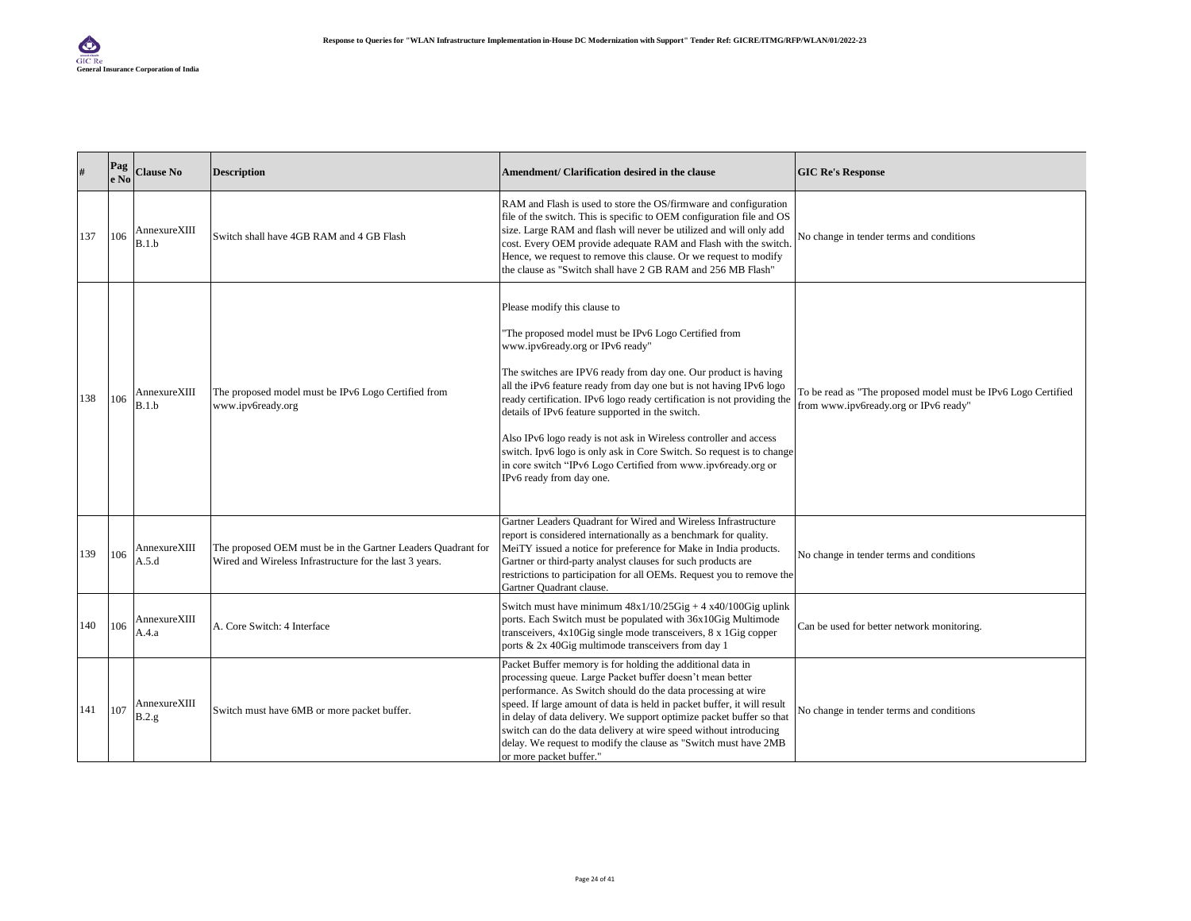| # | Page No | Clause No | Description | Amendment/ Clarification desired in the clause | GIC Re's Response |
|---|---|---|---|---|---|
| 137 | 106 | AnnexureXIII B.1.b | Switch shall have 4GB RAM and 4 GB Flash | RAM and Flash is used to store the OS/firmware and configuration file of the switch. This is specific to OEM configuration file and OS size. Large RAM and flash will never be utilized and will only add cost. Every OEM provide adequate RAM and Flash with the switch. Hence, we request to remove this clause. Or we request to modify the clause as "Switch shall have 2 GB RAM and 256 MB Flash" | No change in tender terms and conditions |
| 138 | 106 | AnnexureXIII B.1.b | The proposed model must be IPv6 Logo Certified from www.ipv6ready.org | Please modify this clause to<br><br>"The proposed model must be IPv6 Logo Certified from www.ipv6ready.org or IPv6 ready"<br><br>The switches are IPV6 ready from day one. Our product is having all the IPv6 feature ready from day one but is not having IPv6 logo ready certification. IPv6 logo ready certification is not providing the details of IPv6 feature supported in the switch.<br><br>Also IPv6 logo ready is not ask in Wireless controller and access switch. Ipv6 logo is only ask in Core Switch. So request is to change in core switch "IPv6 Logo Certified from www.ipv6ready.org or IPv6 ready from day one. | To be read as "The proposed model must be IPv6 Logo Certified from www.ipv6ready.org or IPv6 ready" |
| 139 | 106 | AnnexureXIII A.5.d | The proposed OEM must be in the Gartner Leaders Quadrant for Wired and Wireless Infrastructure for the last 3 years. | Gartner Leaders Quadrant for Wired and Wireless Infrastructure report is considered internationally as a benchmark for quality. MeiTY issued a notice for preference for Make in India products. Gartner or third-party analyst clauses for such products are restrictions to participation for all OEMs. Request you to remove the Gartner Quadrant clause. | No change in tender terms and conditions |
| 140 | 106 | AnnexureXIII A.4.a | A. Core Switch: 4 Interface | Switch must have minimum 48x1/10/25Gig + 4 x40/100Gig uplink ports. Each Switch must be populated with 36x10Gig Multimode transceivers, 4x10Gig single mode transceivers, 8 x 1Gig copper ports & 2x 40Gig multimode transceivers from day 1 | Can be used for better network monitoring. |
| 141 | 107 | AnnexureXIII B.2.g | Switch must have 6MB or more packet buffer. | Packet Buffer memory is for holding the additional data in processing queue. Large Packet buffer doesn't mean better performance. As Switch should do the data processing at wire speed. If large amount of data is held in packet buffer, it will result in delay of data delivery. We support optimize packet buffer so that switch can do the data delivery at wire speed without introducing delay. We request to modify the clause as "Switch must have 2MB or more packet buffer." | No change in tender terms and conditions |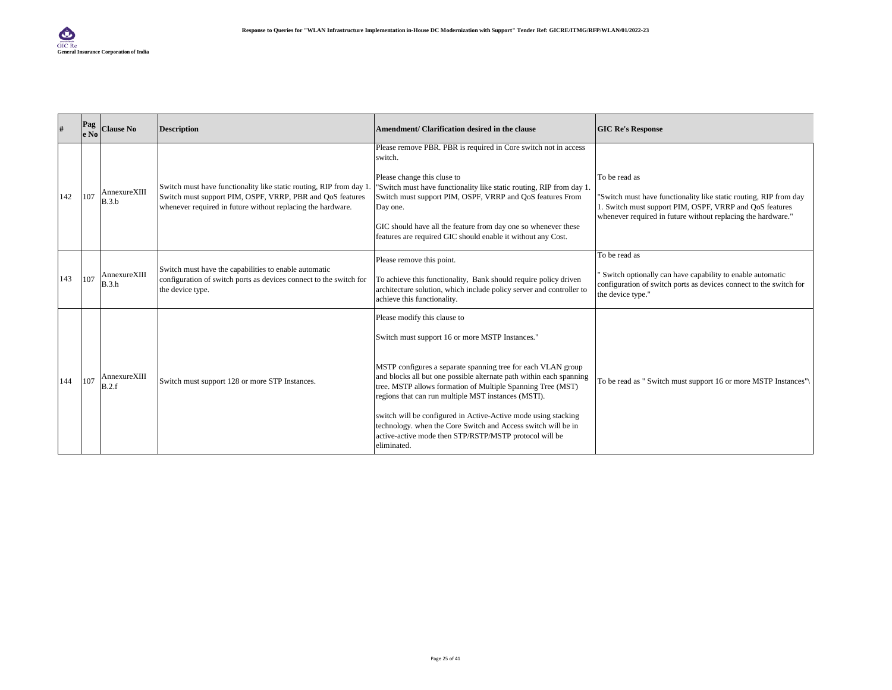| # | Page No | Clause No | Description | Amendment/ Clarification desired in the clause | GIC Re's Response |
|---|---|---|---|---|---|
| 142 | 107 | AnnexureXIII B.3.b | Switch must have functionality like static routing, RIP from day 1. Switch must support PIM, OSPF, VRRP, PBR and QoS features whenever required in future without replacing the hardware. | Please remove PBR. PBR is required in Core switch not in access switch.<br><br>Please change this cluse to<br>"Switch must have functionality like static routing, RIP from day 1. Switch must support PIM, OSPF, VRRP and QoS features From Day one.<br><br>GIC should have all the feature from day one so whenever these features are required GIC should enable it without any Cost. | To be read as<br><br>"Switch must have functionality like static routing, RIP from day 1. Switch must support PIM, OSPF, VRRP and QoS features whenever required in future without replacing the hardware." |
| 143 | 107 | AnnexureXIII B.3.h | Switch must have the capabilities to enable automatic configuration of switch ports as devices connect to the switch for the device type. | Please remove this point.<br><br>To achieve this functionality, Bank should require policy driven architecture solution, which include policy server and controller to achieve this functionality. | To be read as<br><br>" Switch optionally can have capability to enable automatic configuration of switch ports as devices connect to the switch for the device type." |
| 144 | 107 | AnnexureXIII B.2.f | Switch must support 128 or more STP Instances. | Please modify this clause to<br><br>Switch must support 16 or more MSTP Instances."<br><br>MSTP configures a separate spanning tree for each VLAN group and blocks all but one possible alternate path within each spanning tree. MSTP allows formation of Multiple Spanning Tree (MST) regions that can run multiple MST instances (MSTI).<br><br>switch will be configured in Active-Active mode using stacking technology. when the Core Switch and Access switch will be in active-active mode then STP/RSTP/MSTP protocol will be eliminated. | To be read as " Switch must support 16 or more MSTP Instances"\ |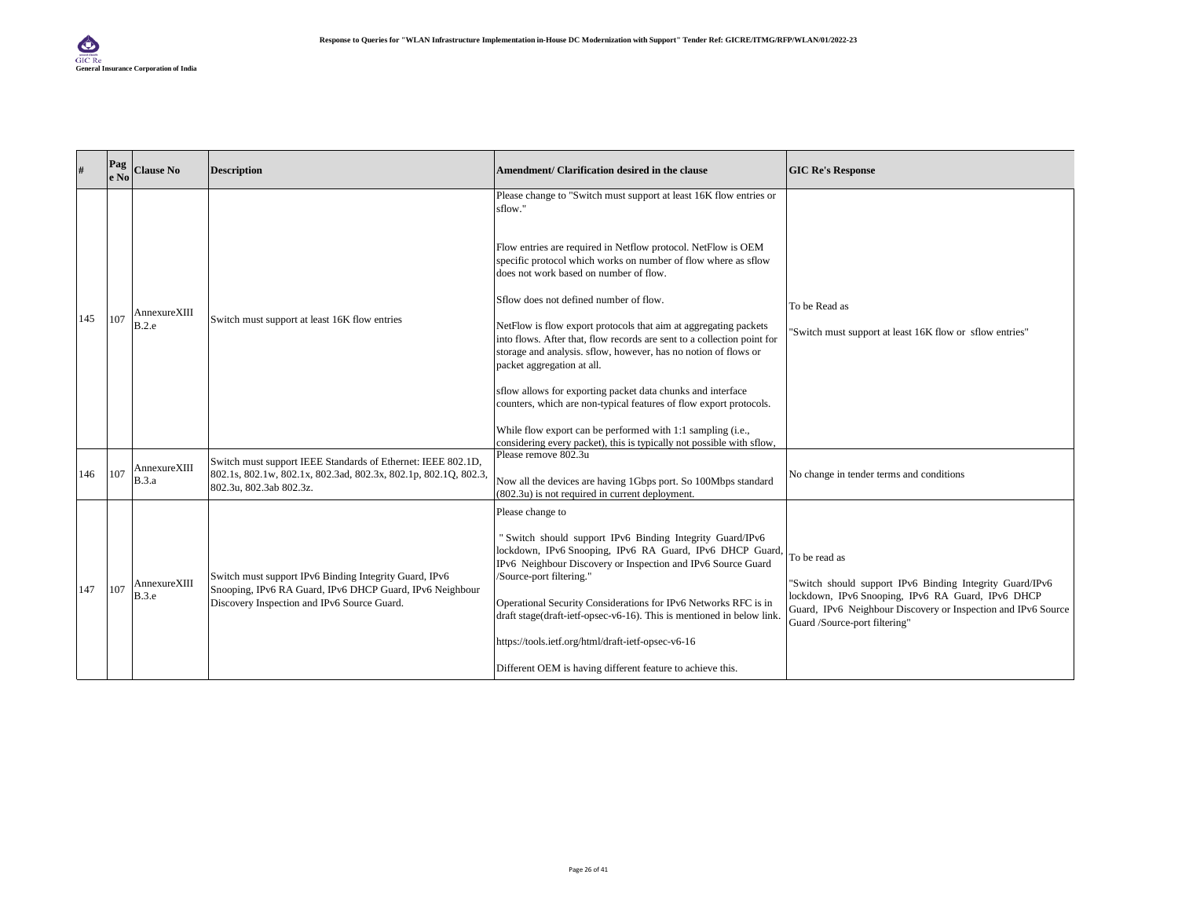| # | Page No | Clause No | Description | Amendment/ Clarification desired in the clause | GIC Re's Response |
|---|---|---|---|---|---|
| 145 | 107 | AnnexureXIII B.2.e | Switch must support at least 16K flow entries | Please change to "Switch must support at least 16K flow entries or sflow."<br><br>Flow entries are required in Netflow protocol. NetFlow is OEM specific protocol which works on number of flow where as sflow does not work based on number of flow.<br><br>Sflow does not defined number of flow.<br><br>NetFlow is flow export protocols that aim at aggregating packets into flows. After that, flow records are sent to a collection point for storage and analysis. sflow, however, has no notion of flows or packet aggregation at all.<br><br>sflow allows for exporting packet data chunks and interface counters, which are non-typical features of flow export protocols.<br><br>While flow export can be performed with 1:1 sampling (i.e., considering every packet), this is typically not possible with sflow, | To be Read as<br><br>"Switch must support at least 16K flow or sflow entries" |
| 146 | 107 | AnnexureXIII B.3.a | Switch must support IEEE Standards of Ethernet: IEEE 802.1D, 802.1s, 802.1w, 802.1x, 802.3ad, 802.3x, 802.1p, 802.1Q, 802.3, 802.3u, 802.3ab 802.3z. | Please remove 802.3u<br><br>Now all the devices are having 1Gbps port. So 100Mbps standard (802.3u) is not required in current deployment. | No change in tender terms and conditions |
| 147 | 107 | AnnexureXIII B.3.e | Switch must support IPv6 Binding Integrity Guard, IPv6 Snooping, IPv6 RA Guard, IPv6 DHCP Guard, IPv6 Neighbour Discovery Inspection and IPv6 Source Guard. | Please change to<br><br>" Switch should support IPv6 Binding Integrity Guard/IPv6 lockdown, IPv6 Snooping, IPv6 RA Guard, IPv6 DHCP Guard, IPv6 Neighbour Discovery or Inspection and IPv6 Source Guard /Source-port filtering."<br><br>Operational Security Considerations for IPv6 Networks RFC is in draft stage(draft-ietf-opsec-v6-16). This is mentioned in below link.<br><br>https://tools.ietf.org/html/draft-ietf-opsec-v6-16<br><br>Different OEM is having different feature to achieve this. | To be read as<br><br>"Switch should support IPv6 Binding Integrity Guard/IPv6 lockdown, IPv6 Snooping, IPv6 RA Guard, IPv6 DHCP Guard, IPv6 Neighbour Discovery or Inspection and IPv6 Source Guard /Source-port filtering" |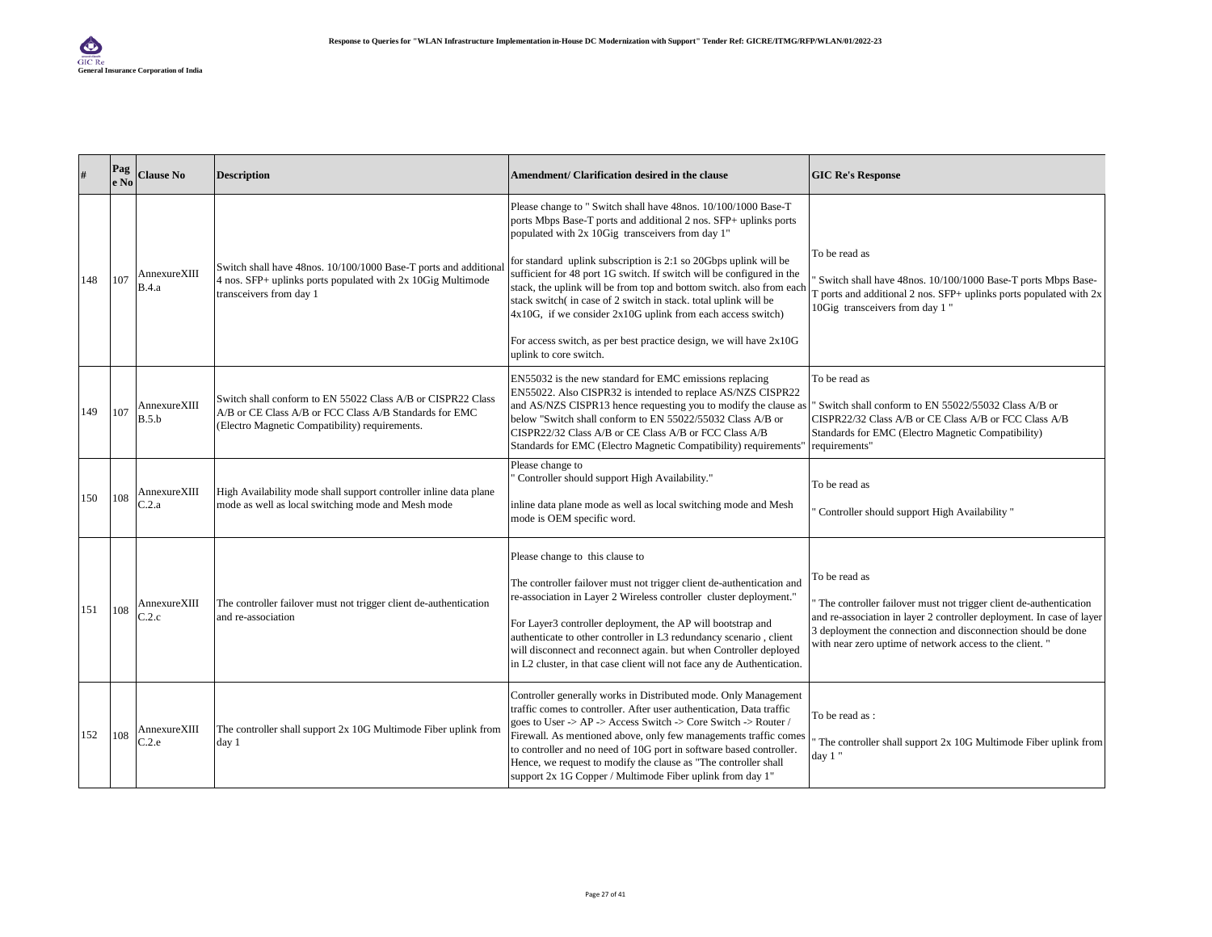| # | Page No | Clause No | Description | Amendment/ Clarification desired in the clause | GIC Re's Response |
|---|---|---|---|---|---|
| 148 | 107 | AnnexureXIII B.4.a | Switch shall have 48nos. 10/100/1000 Base-T ports and additional 4 nos. SFP+ uplinks ports populated with 2x 10Gig Multimode transceivers from day 1 | Please change to " Switch shall have 48nos. 10/100/1000 Base-T ports Mbps Base-T ports and additional 2 nos. SFP+ uplinks ports populated with 2x 10Gig transceivers from day 1"<br><br>for standard uplink subscription is 2:1 so 20Gbps uplink will be sufficient for 48 port 1G switch. If switch will be configured in the stack, the uplink will be from top and bottom switch. also from each stack switch( in case of 2 switch in stack. total uplink will be 4x10G, if we consider 2x10G uplink from each access switch)<br><br>For access switch, as per best practice design, we will have 2x10G uplink to core switch. | To be read as<br><br>" Switch shall have 48nos. 10/100/1000 Base-T ports Mbps Base-T ports and additional 2 nos. SFP+ uplinks ports populated with 2x 10Gig transceivers from day 1 " |
| 149 | 107 | AnnexureXIII B.5.b | Switch shall conform to EN 55022 Class A/B or CISPR22 Class A/B or CE Class A/B or FCC Class A/B Standards for EMC (Electro Magnetic Compatibility) requirements. | EN55032 is the new standard for EMC emissions replacing EN55022. Also CISPR32 is intended to replace AS/NZS CISPR22 and AS/NZS CISPR13 hence requesting you to modify the clause as below "Switch shall conform to EN 55022/55032 Class A/B or CISPR22/32 Class A/B or CE Class A/B or FCC Class A/B Standards for EMC (Electro Magnetic Compatibility) requirements" | To be read as<br><br>" Switch shall conform to EN 55022/55032 Class A/B or CISPR22/32 Class A/B or CE Class A/B or FCC Class A/B Standards for EMC (Electro Magnetic Compatibility) requirements" |
| 150 | 108 | AnnexureXIII C.2.a | High Availability mode shall support controller inline data plane mode as well as local switching mode and Mesh mode | Please change to<br>" Controller should support High Availability."<br><br>inline data plane mode as well as local switching mode and Mesh mode is OEM specific word. | To be read as<br><br>" Controller should support High Availability " |
| 151 | 108 | AnnexureXIII C.2.c | The controller failover must not trigger client de-authentication and re-association | Please change to this clause to<br><br>The controller failover must not trigger client de-authentication and re-association in Layer 2 Wireless controller cluster deployment."<br><br>For Layer3 controller deployment, the AP will bootstrap and authenticate to other controller in L3 redundancy scenario , client will disconnect and reconnect again. but when Controller deployed in L2 cluster, in that case client will not face any de Authentication. | To be read as<br><br>" The controller failover must not trigger client de-authentication and re-association in layer 2 controller deployment. In case of layer 3 deployment the connection and disconnection should be done with near zero uptime of network access to the client. " |
| 152 | 108 | AnnexureXIII C.2.e | The controller shall support 2x 10G Multimode Fiber uplink from day 1 | Controller generally works in Distributed mode. Only Management traffic comes to controller. After user authentication, Data traffic goes to User -> AP -> Access Switch -> Core Switch -> Router / Firewall. As mentioned above, only few managements traffic comes to controller and no need of 10G port in software based controller. Hence, we request to modify the clause as "The controller shall support 2x 1G Copper / Multimode Fiber uplink from day 1" | To be read as :<br><br>" The controller shall support 2x 10G Multimode Fiber uplink from day 1 " |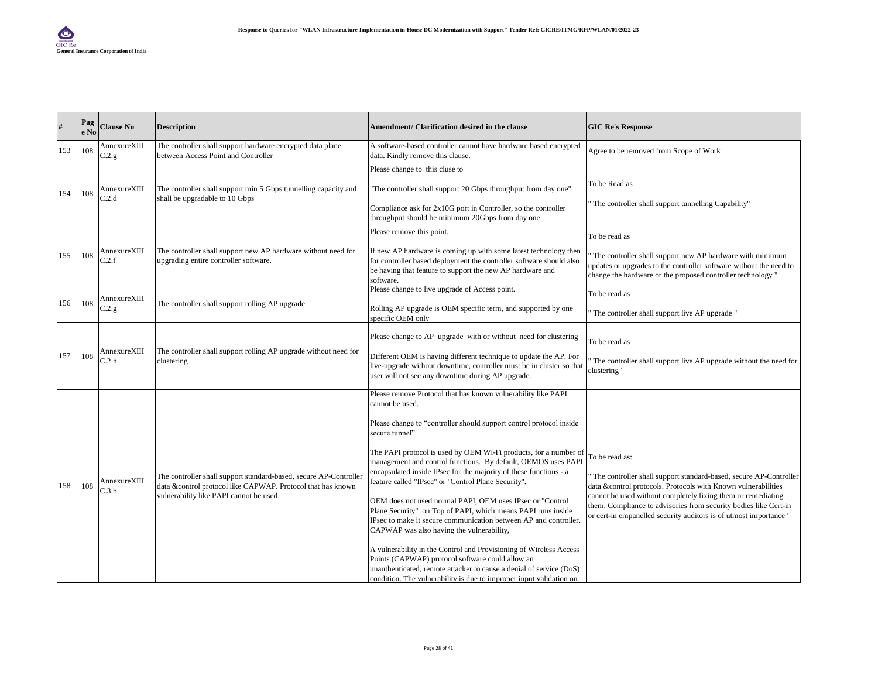| # | Page No | Clause No | Description | Amendment/ Clarification desired in the clause | GIC Re's Response |
|---|---|---|---|---|---|
| 153 | 108 | AnnexureXIII C.2.g | The controller shall support hardware encrypted data plane between Access Point and Controller | A software-based controller cannot have hardware based encrypted data. Kindly remove this clause. | Agree to be removed from Scope of Work |
| 154 | 108 | AnnexureXIII C.2.d | The controller shall support min 5 Gbps tunnelling capacity and shall be upgradable to 10 Gbps | Please change to this cluse to<br><br>"The controller shall support 20 Gbps throughput from day one"<br><br>Compliance ask for 2x10G port in Controller, so the controller throughput should be minimum 20Gbps from day one. | To be Read as<br><br>" The controller shall support tunnelling Capability" |
| 155 | 108 | AnnexureXIII C.2.f | The controller shall support new AP hardware without need for upgrading entire controller software. | Please remove this point.<br><br>If new AP hardware is coming up with some latest technology then for controller based deployment the controller software should also be having that feature to support the new AP hardware and software. | To be read as<br><br>" The controller shall support new AP hardware with minimum updates or upgrades to the controller software without the need to change the hardware or the proposed controller technology " |
| 156 | 108 | AnnexureXIII C.2.g | The controller shall support rolling AP upgrade | Please change to live upgrade of Access point.<br><br>Rolling AP upgrade is OEM specific term, and supported by one specific OEM only | To be read as<br><br>" The controller shall support live AP upgrade " |
| 157 | 108 | AnnexureXIII C.2.h | The controller shall support rolling AP upgrade without need for clustering | Please change to AP upgrade with or without need for clustering<br><br>Different OEM is having different technique to update the AP. For live-upgrade without downtime, controller must be in cluster so that user will not see any downtime during AP upgrade. | To be read as<br><br>" The controller shall support live AP upgrade without the need for clustering " |
| 158 | 108 | AnnexureXIII C.3.b | The controller shall support standard-based, secure AP-Controller data &control protocol like CAPWAP. Protocol that has known vulnerability like PAPI cannot be used. | Please remove Protocol that has known vulnerability like PAPI cannot be used.<br><br>Please change to "controller should support control protocol inside secure tunnel"<br><br>The PAPI protocol is used by OEM Wi-Fi products, for a number of management and control functions. By default, OEMOS uses PAPI encapsulated inside IPsec for the majority of these functions - a feature called "IPsec" or "Control Plane Security".<br><br>OEM does not used normal PAPI, OEM uses IPsec or "Control Plane Security" on Top of PAPI, which means PAPI runs inside IPsec to make it secure communication between AP and controller. CAPWAP was also having the vulnerability,<br><br>A vulnerability in the Control and Provisioning of Wireless Access Points (CAPWAP) protocol software could allow an unauthenticated, remote attacker to cause a denial of service (DoS) condition. The vulnerability is due to improper input validation on | To be read as:<br><br>" The controller shall support standard-based, secure AP-Controller data &control protocols. Protocols with Known vulnerabilities cannot be used without completely fixing them or remediating them. Compliance to advisories from security bodies like Cert-in or cert-in empanelled security auditors is of utmost importance" |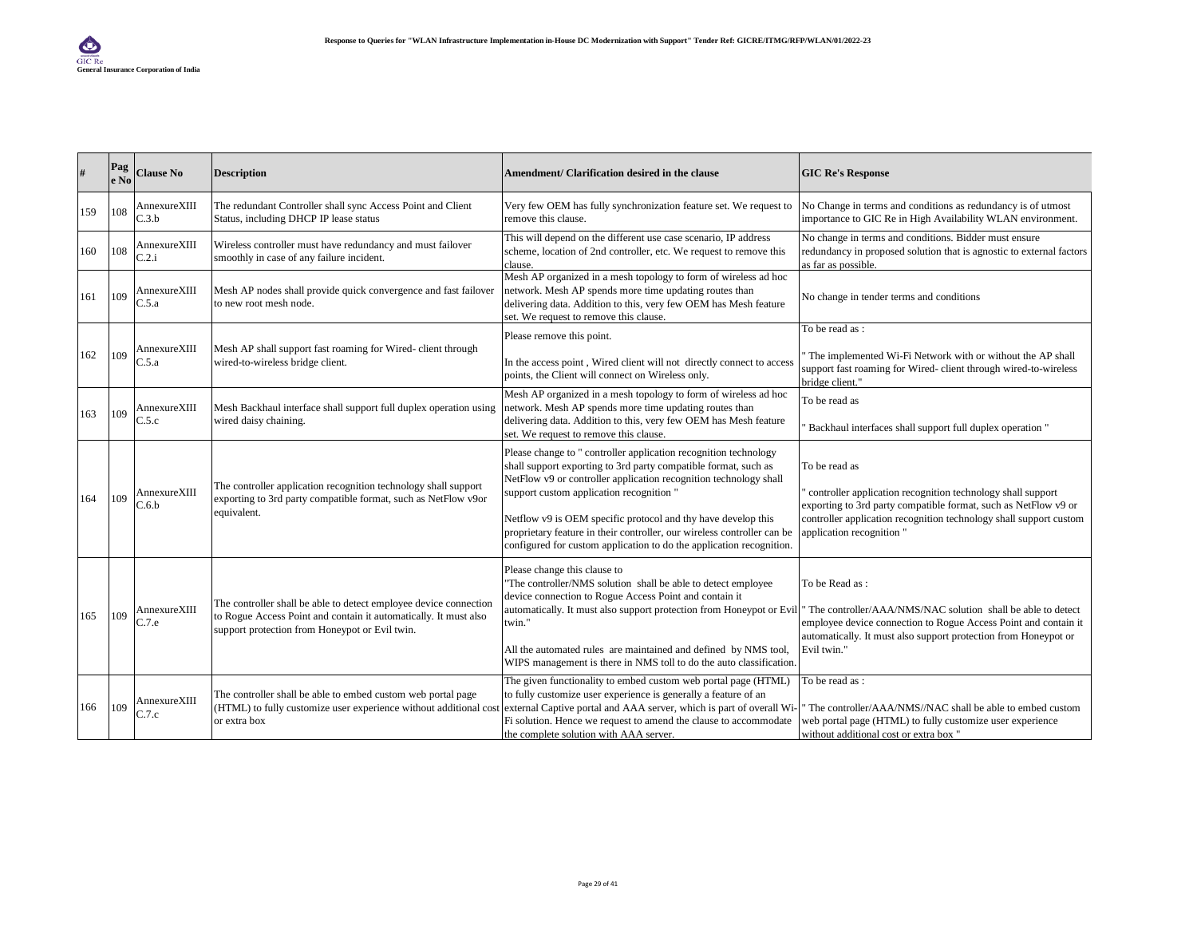| # | Page No | Clause No | Description | Amendment/ Clarification desired in the clause | GIC Re's Response |
|---|---|---|---|---|---|
| 159 | 108 | AnnexureXIII C.3.b | The redundant Controller shall sync Access Point and Client Status, including DHCP IP lease status | Very few OEM has fully synchronization feature set. We request to remove this clause. | No Change in terms and conditions as redundancy is of utmost importance to GIC Re in High Availability WLAN environment. |
| 160 | 108 | AnnexureXIII C.2.i | Wireless controller must have redundancy and must failover smoothly in case of any failure incident. | This will depend on the different use case scenario, IP address scheme, location of 2nd controller, etc. We request to remove this clause. | No change in terms and conditions. Bidder must ensure redundancy in proposed solution that is agnostic to external factors as far as possible. |
| 161 | 109 | AnnexureXIII C.5.a | Mesh AP nodes shall provide quick convergence and fast failover to new root mesh node. | Mesh AP organized in a mesh topology to form of wireless ad hoc network. Mesh AP spends more time updating routes than delivering data. Addition to this, very few OEM has Mesh feature set. We request to remove this clause. | No change in tender terms and conditions |
| 162 | 109 | AnnexureXIII C.5.a | Mesh AP shall support fast roaming for Wired- client through wired-to-wireless bridge client. | Please remove this point.<br><br>In the access point , Wired client will not directly connect to access points, the Client will connect on Wireless only. | To be read as :<br><br>" The implemented Wi-Fi Network with or without the AP shall support fast roaming for Wired- client through wired-to-wireless bridge client." |
| 163 | 109 | AnnexureXIII C.5.c | Mesh Backhaul interface shall support full duplex operation using wired daisy chaining. | Mesh AP organized in a mesh topology to form of wireless ad hoc network. Mesh AP spends more time updating routes than delivering data. Addition to this, very few OEM has Mesh feature set. We request to remove this clause. | To be read as<br><br>" Backhaul interfaces shall support full duplex operation " |
| 164 | 109 | AnnexureXIII C.6.b | The controller application recognition technology shall support exporting to 3rd party compatible format, such as NetFlow v9or equivalent. | Please change to " controller application recognition technology shall support exporting to 3rd party compatible format, such as NetFlow v9 or controller application recognition technology shall support custom application recognition "<br><br>Netflow v9 is OEM specific protocol and thy have develop this proprietary feature in their controller, our wireless controller can be configured for custom application to do the application recognition. | To be read as<br><br>" controller application recognition technology shall support exporting to 3rd party compatible format, such as NetFlow v9 or controller application recognition technology shall support custom application recognition " |
| 165 | 109 | AnnexureXIII C.7.e | The controller shall be able to detect employee device connection to Rogue Access Point and contain it automatically. It must also support protection from Honeypot or Evil twin. | Please change this clause to<br>"The controller/NMS solution shall be able to detect employee device connection to Rogue Access Point and contain it automatically. It must also support protection from Honeypot or Evil twin."<br><br>All the automated rules are maintained and defined by NMS tool, WIPS management is there in NMS toll to do the auto classification. | To be Read as :<br><br>" The controller/AAA/NMS/NAC solution shall be able to detect employee device connection to Rogue Access Point and contain it automatically. It must also support protection from Honeypot or Evil twin." |
| 166 | 109 | AnnexureXIII C.7.c | The controller shall be able to embed custom web portal page (HTML) to fully customize user experience without additional cost or extra box | The given functionality to embed custom web portal page (HTML) to fully customize user experience is generally a feature of an external Captive portal and AAA server, which is part of overall Wi-Fi solution. Hence we request to amend the clause to accommodate the complete solution with AAA server. | To be read as :<br><br>" The controller/AAA/NMS//NAC shall be able to embed custom web portal page (HTML) to fully customize user experience without additional cost or extra box " |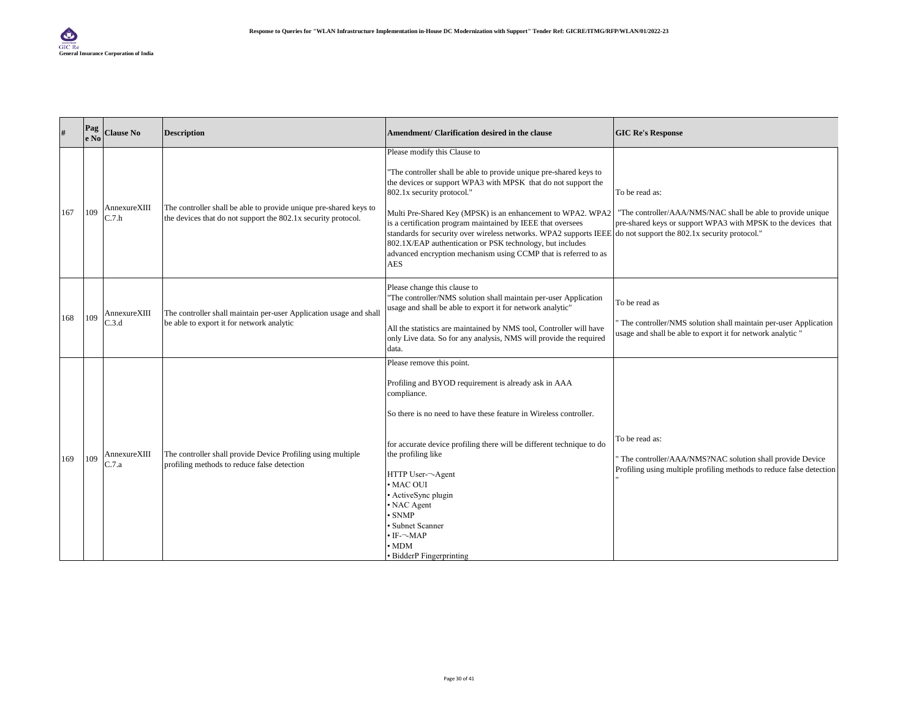| # | Page No | Clause No | Description | Amendment/ Clarification desired in the clause | GIC Re's Response |
|---|---|---|---|---|---|
| 167 | 109 | AnnexureXIII C.7.h | The controller shall be able to provide unique pre-shared keys to the devices that do not support the 802.1x security protocol. | Please modify this Clause to<br><br>"The controller shall be able to provide unique pre-shared keys to the devices or support WPA3 with MPSK that do not support the 802.1x security protocol."<br><br>Multi Pre-Shared Key (MPSK) is an enhancement to WPA2. WPA2 is a certification program maintained by IEEE that oversees standards for security over wireless networks. WPA2 supports IEEE 802.1X/EAP authentication or PSK technology, but includes advanced encryption mechanism using CCMP that is referred to as AES | To be read as:<br><br>"The controller/AAA/NMS/NAC shall be able to provide unique pre-shared keys or support WPA3 with MPSK to the devices that do not support the 802.1x security protocol." |
| 168 | 109 | AnnexureXIII C.3.d | The controller shall maintain per-user Application usage and shall be able to export it for network analytic | Please change this clause to<br>"The controller/NMS solution shall maintain per-user Application usage and shall be able to export it for network analytic"<br><br>All the statistics are maintained by NMS tool, Controller will have only Live data. So for any analysis, NMS will provide the required data. | To be read as<br><br>" The controller/NMS solution shall maintain per-user Application usage and shall be able to export it for network analytic " |
| 169 | 109 | AnnexureXIII C.7.a | The controller shall provide Device Profiling using multiple profiling methods to reduce false detection | Please remove this point.<br><br>Profiling and BYOD requirement is already ask in AAA compliance.<br><br>So there is no need to have these feature in Wireless controller.<br><br>for accurate device profiling there will be different technique to do the profiling like<br><br>HTTP User-¬-Agent<br>• MAC OUI<br>• ActiveSync plugin<br>• NAC Agent<br>• SNMP<br>• Subnet Scanner<br>• IF-¬-MAP<br>• MDM<br>• BidderP Fingerprinting | To be read as:<br><br>" The controller/AAA/NMS?NAC solution shall provide Device Profiling using multiple profiling methods to reduce false detection " |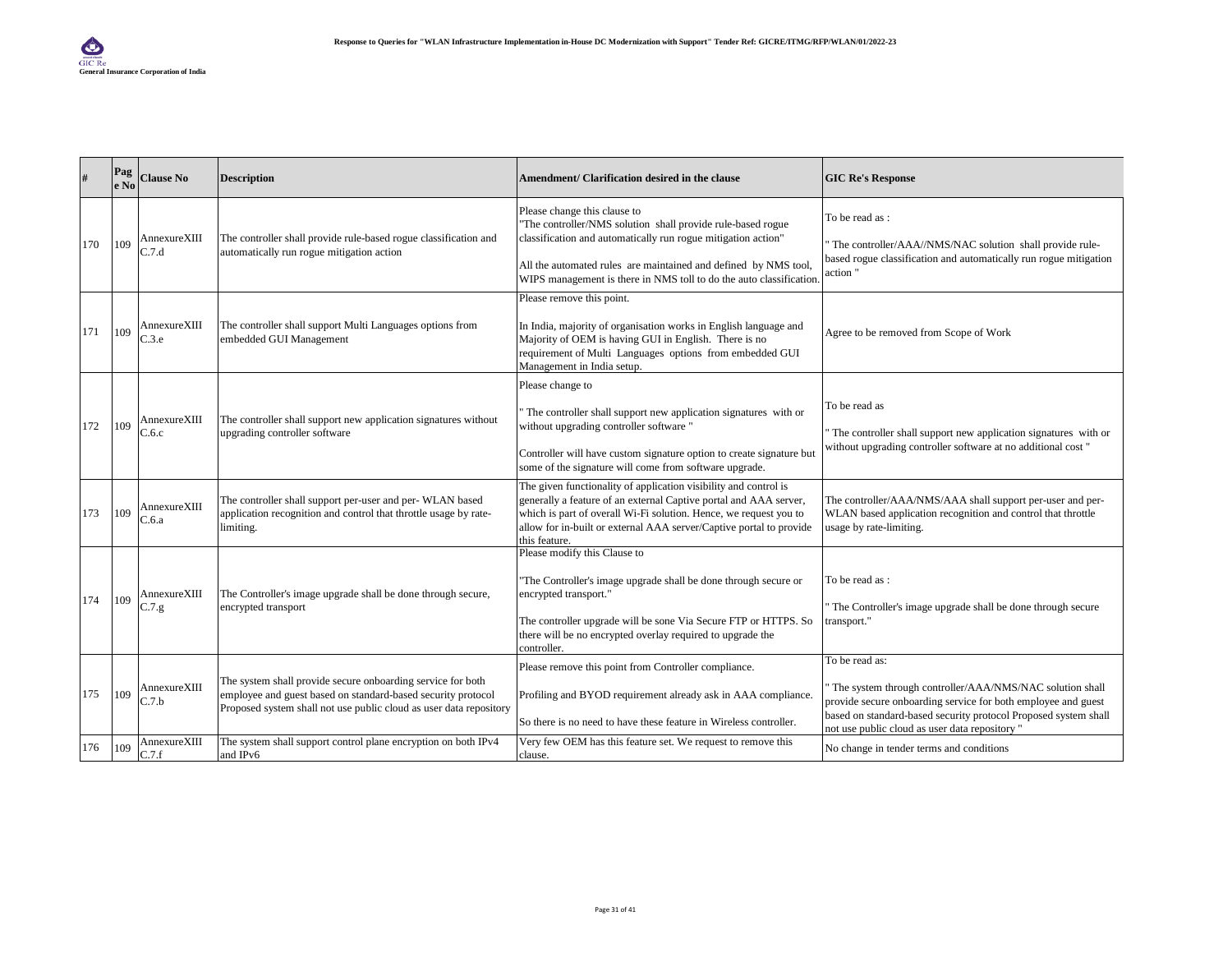| # | Page No | Clause No | Description | Amendment/ Clarification desired in the clause | GIC Re's Response |
|---|---|---|---|---|---|
| 170 | 109 | AnnexureXIII C.7.d | The controller shall provide rule-based rogue classification and automatically run rogue mitigation action | Please change this clause to "The controller/NMS solution shall provide rule-based rogue classification and automatically run rogue mitigation action" All the automated rules are maintained and defined by NMS tool, WIPS management is there in NMS toll to do the auto classification. | To be read as : " The controller/AAA//NMS/NAC solution shall provide rule-based rogue classification and automatically run rogue mitigation action " |
| 171 | 109 | AnnexureXIII C.3.e | The controller shall support Multi Languages options from embedded GUI Management | Please remove this point. In India, majority of organisation works in English language and Majority of OEM is having GUI in English. There is no requirement of Multi Languages options from embedded GUI Management in India setup. | Agree to be removed from Scope of Work |
| 172 | 109 | AnnexureXIII C.6.c | The controller shall support new application signatures without upgrading controller software | Please change to " The controller shall support new application signatures with or without upgrading controller software " Controller will have custom signature option to create signature but some of the signature will come from software upgrade. | To be read as " The controller shall support new application signatures with or without upgrading controller software at no additional cost " |
| 173 | 109 | AnnexureXIII C.6.a | The controller shall support per-user and per- WLAN based application recognition and control that throttle usage by rate-limiting. | The given functionality of application visibility and control is generally a feature of an external Captive portal and AAA server, which is part of overall Wi-Fi solution. Hence, we request you to allow for in-built or external AAA server/Captive portal to provide this feature. | The controller/AAA/NMS/AAA shall support per-user and per-WLAN based application recognition and control that throttle usage by rate-limiting. |
| 174 | 109 | AnnexureXIII C.7.g | The Controller's image upgrade shall be done through secure, encrypted transport | Please modify this Clause to "The Controller's image upgrade shall be done through secure or encrypted transport." The controller upgrade will be sone Via Secure FTP or HTTPS. So there will be no encrypted overlay required to upgrade the controller. | To be read as : " The Controller's image upgrade shall be done through secure transport." |
| 175 | 109 | AnnexureXIII C.7.b | The system shall provide secure onboarding service for both employee and guest based on standard-based security protocol Proposed system shall not use public cloud as user data repository | Please remove this point from Controller compliance. Profiling and BYOD requirement already ask in AAA compliance. So there is no need to have these feature in Wireless controller. | To be read as: " The system through controller/AAA/NMS/NAC solution shall provide secure onboarding service for both employee and guest based on standard-based security protocol Proposed system shall not use public cloud as user data repository " |
| 176 | 109 | AnnexureXIII C.7.f | The system shall support control plane encryption on both IPv4 and IPv6 | Very few OEM has this feature set. We request to remove this clause. | No change in tender terms and conditions |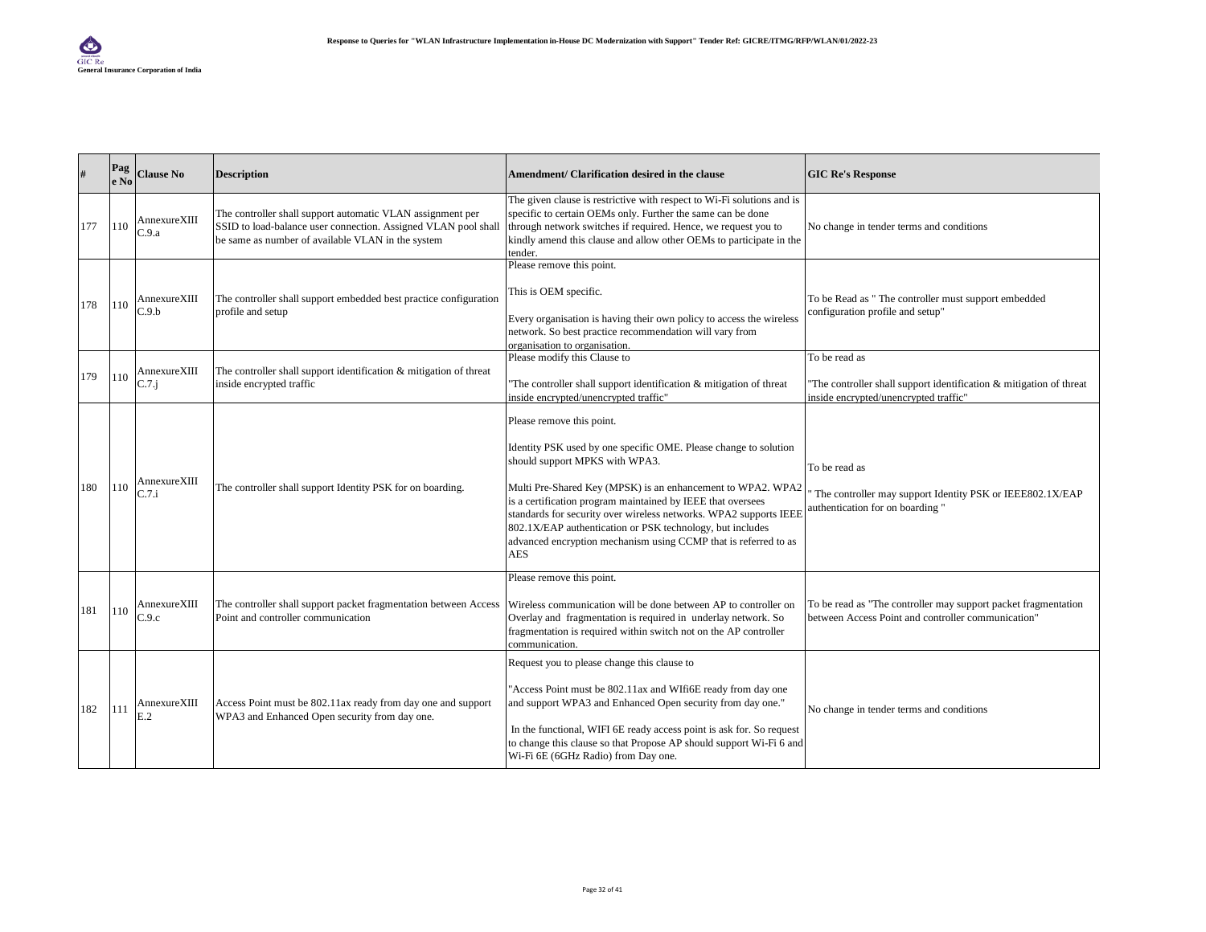| # | Page No | Clause No | Description | Amendment/ Clarification desired in the clause | GIC Re's Response |
|---|---|---|---|---|---|
| 177 | 110 | AnnexureXIII C.9.a | The controller shall support automatic VLAN assignment per SSID to load-balance user connection. Assigned VLAN pool shall be same as number of available VLAN in the system | The given clause is restrictive with respect to Wi-Fi solutions and is specific to certain OEMs only. Further the same can be done through network switches if required. Hence, we request you to kindly amend this clause and allow other OEMs to participate in the tender. | No change in tender terms and conditions |
| 178 | 110 | AnnexureXIII C.9.b | The controller shall support embedded best practice configuration profile and setup | Please remove this point.<br><br>This is OEM specific.<br><br>Every organisation is having their own policy to access the wireless network. So best practice recommendation will vary from organisation to organisation. | To be Read as " The controller must support embedded configuration profile and setup" |
| 179 | 110 | AnnexureXIII C.7.j | The controller shall support identification & mitigation of threat inside encrypted traffic | Please modify this Clause to<br><br>"The controller shall support identification & mitigation of threat inside encrypted/unencrypted traffic" | To be read as<br><br>"The controller shall support identification & mitigation of threat inside encrypted/unencrypted traffic" |
| 180 | 110 | AnnexureXIII C.7.i | The controller shall support Identity PSK for on boarding. | Please remove this point.<br><br>Identity PSK used by one specific OME. Please change to solution should support MPKS with WPA3.<br><br>Multi Pre-Shared Key (MPSK) is an enhancement to WPA2. WPA2 is a certification program maintained by IEEE that oversees standards for security over wireless networks. WPA2 supports IEEE 802.1X/EAP authentication or PSK technology, but includes advanced encryption mechanism using CCMP that is referred to as AES | To be read as<br><br>" The controller may support Identity PSK or IEEE802.1X/EAP authentication for on boarding " |
| 181 | 110 | AnnexureXIII C.9.c | The controller shall support packet fragmentation between Access Point and controller communication | Please remove this point.<br><br>Wireless communication will be done between AP to controller on Overlay and fragmentation is required in underlay network. So fragmentation is required within switch not on the AP controller communication. | To be read as "The controller may support packet fragmentation between Access Point and controller communication" |
| 182 | 111 | AnnexureXIII E.2 | Access Point must be 802.11ax ready from day one and support WPA3 and Enhanced Open security from day one. | Request you to please change this clause to<br><br>"Access Point must be 802.11ax and WIfi6E ready from day one and support WPA3 and Enhanced Open security from day one."<br><br>In the functional, WIFI 6E ready access point is ask for. So request to change this clause so that Propose AP should support Wi-Fi 6 and Wi-Fi 6E (6GHz Radio) from Day one. | No change in tender terms and conditions |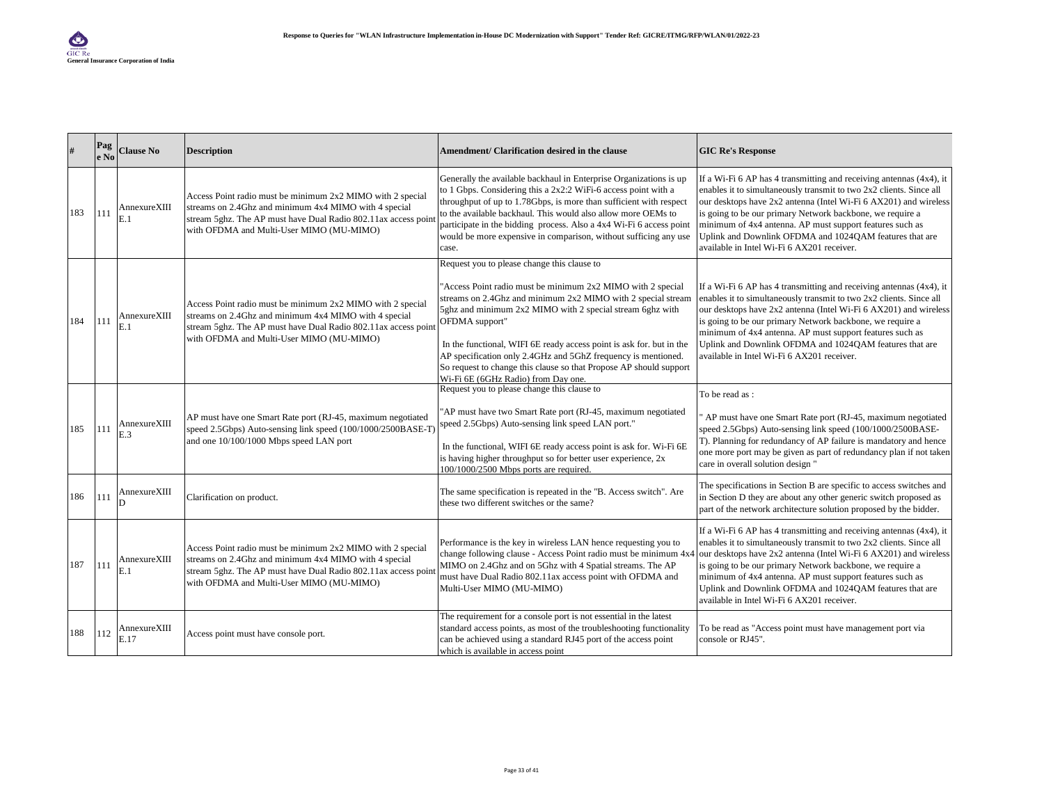| # | Page No | Clause No | Description | Amendment/ Clarification desired in the clause | GIC Re's Response |
|---|---|---|---|---|---|
| 183 | 111 | AnnexureXIII E.1 | Access Point radio must be minimum 2x2 MIMO with 2 special streams on 2.4Ghz and minimum 4x4 MIMO with 4 special stream 5ghz. The AP must have Dual Radio 802.11ax access point with OFDMA and Multi-User MIMO (MU-MIMO) | Generally the available backhaul in Enterprise Organizations is up to 1 Gbps. Considering this a 2x2:2 WiFi-6 access point with a throughput of up to 1.78Gbps, is more than sufficient with respect to the available backhaul. This would also allow more OEMs to participate in the bidding process. Also a 4x4 Wi-Fi 6 access point would be more expensive in comparison, without sufficing any use case. | If a Wi-Fi 6 AP has 4 transmitting and receiving antennas (4x4), it enables it to simultaneously transmit to two 2x2 clients. Since all our desktops have 2x2 antenna (Intel Wi-Fi 6 AX201) and wireless is going to be our primary Network backbone, we require a minimum of 4x4 antenna. AP must support features such as Uplink and Downlink OFDMA and 1024QAM features that are available in Intel Wi-Fi 6 AX201 receiver. |
| 184 | 111 | AnnexureXIII E.1 | Access Point radio must be minimum 2x2 MIMO with 2 special streams on 2.4Ghz and minimum 4x4 MIMO with 4 special stream 5ghz. The AP must have Dual Radio 802.11ax access point with OFDMA and Multi-User MIMO (MU-MIMO) | Request you to please change this clause to<br><br>"Access Point radio must be minimum 2x2 MIMO with 2 special streams on 2.4Ghz and minimum 2x2 MIMO with 2 special stream 5ghz and minimum 2x2 MIMO with 2 special stream 6ghz with OFDMA support"<br><br>In the functional, WIFI 6E ready access point is ask for. but in the AP specification only 2.4GHz and 5GhZ frequency is mentioned. So request to change this clause so that Propose AP should support Wi-Fi 6E (6GHz Radio) from Day one. | If a Wi-Fi 6 AP has 4 transmitting and receiving antennas (4x4), it enables it to simultaneously transmit to two 2x2 clients. Since all our desktops have 2x2 antenna (Intel Wi-Fi 6 AX201) and wireless is going to be our primary Network backbone, we require a minimum of 4x4 antenna. AP must support features such as Uplink and Downlink OFDMA and 1024QAM features that are available in Intel Wi-Fi 6 AX201 receiver. |
| 185 | 111 | AnnexureXIII E.3 | AP must have one Smart Rate port (RJ-45, maximum negotiated speed 2.5Gbps) Auto-sensing link speed (100/1000/2500BASE-T) and one 10/100/1000 Mbps speed LAN port | Request you to please change this clause to<br><br>"AP must have two Smart Rate port (RJ-45, maximum negotiated speed 2.5Gbps) Auto-sensing link speed LAN port."<br><br>In the functional, WIFI 6E ready access point is ask for. Wi-Fi 6E is having higher throughput so for better user experience, 2x 100/1000/2500 Mbps ports are required. | To be read as :<br><br>" AP must have one Smart Rate port (RJ-45, maximum negotiated speed 2.5Gbps) Auto-sensing link speed (100/1000/2500BASE-T). Planning for redundancy of AP failure is mandatory and hence one more port may be given as part of redundancy plan if not taken care in overall solution design " |
| 186 | 111 | AnnexureXIII D | Clarification on product. | The same specification is repeated in the "B. Access switch". Are these two different switches or the same? | The specifications in Section B are specific to access switches and in Section D they are about any other generic switch proposed as part of the network architecture solution proposed by the bidder. |
| 187 | 111 | AnnexureXIII E.1 | Access Point radio must be minimum 2x2 MIMO with 2 special streams on 2.4Ghz and minimum 4x4 MIMO with 4 special stream 5ghz. The AP must have Dual Radio 802.11ax access point with OFDMA and Multi-User MIMO (MU-MIMO) | Performance is the key in wireless LAN hence requesting you to change following clause - Access Point radio must be minimum 4x4 MIMO on 2.4Ghz and on 5Ghz with 4 Spatial streams. The AP must have Dual Radio 802.11ax access point with OFDMA and Multi-User MIMO (MU-MIMO) | If a Wi-Fi 6 AP has 4 transmitting and receiving antennas (4x4), it enables it to simultaneously transmit to two 2x2 clients. Since all our desktops have 2x2 antenna (Intel Wi-Fi 6 AX201) and wireless is going to be our primary Network backbone, we require a minimum of 4x4 antenna. AP must support features such as Uplink and Downlink OFDMA and 1024QAM features that are available in Intel Wi-Fi 6 AX201 receiver. |
| 188 | 112 | AnnexureXIII E.17 | Access point must have console port. | The requirement for a console port is not essential in the latest standard access points, as most of the troubleshooting functionality can be achieved using a standard RJ45 port of the access point which is available in access point | To be read as "Access point must have management port via console or RJ45". |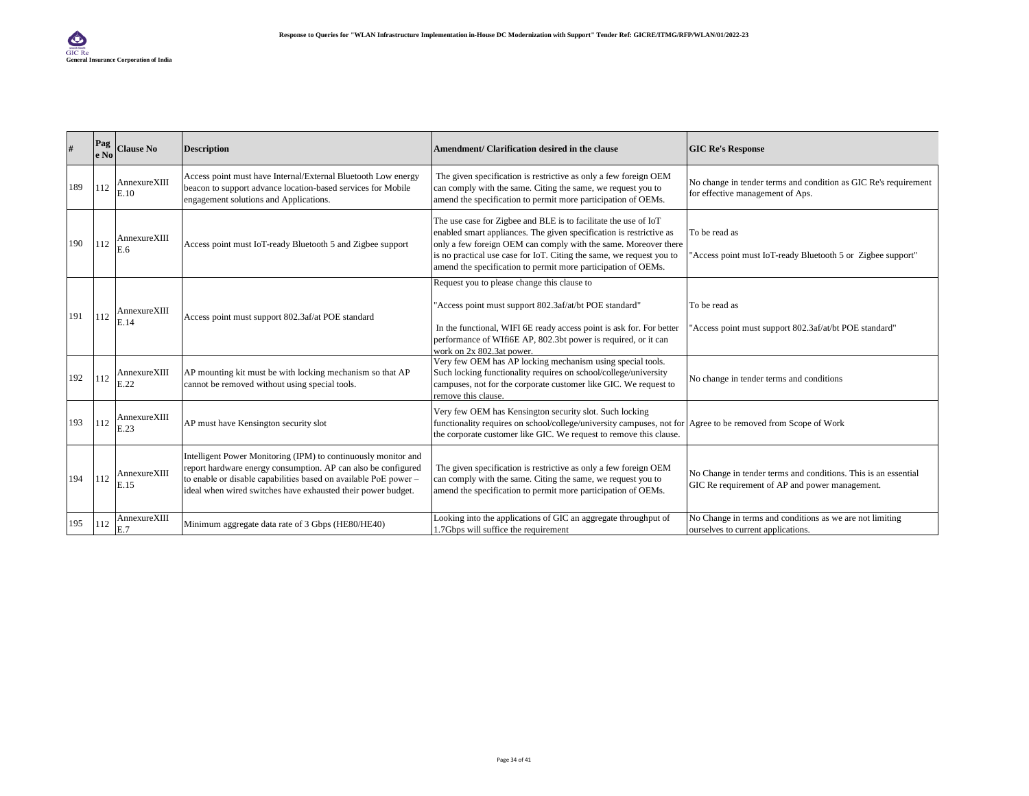| # | Page No | Clause No | Description | Amendment/ Clarification desired in the clause | GIC Re's Response |
|---|---|---|---|---|---|
| 189 | 112 | AnnexureXIII E.10 | Access point must have Internal/External Bluetooth Low energy beacon to support advance location-based services for Mobile engagement solutions and Applications. | The given specification is restrictive as only a few foreign OEM can comply with the same. Citing the same, we request you to amend the specification to permit more participation of OEMs. | No change in tender terms and condition as GIC Re's requirement for effective management of Aps. |
| 190 | 112 | AnnexureXIII E.6 | Access point must IoT-ready Bluetooth 5 and Zigbee support | The use case for Zigbee and BLE is to facilitate the use of IoT enabled smart appliances. The given specification is restrictive as only a few foreign OEM can comply with the same. Moreover there is no practical use case for IoT. Citing the same, we request you to amend the specification to permit more participation of OEMs. | To be read as<br><br>"Access point must IoT-ready Bluetooth 5 or Zigbee support" |
| 191 | 112 | AnnexureXIII E.14 | Access point must support 802.3af/at POE standard | Request you to please change this clause to<br><br>"Access point must support 802.3af/at/bt POE standard"<br><br>In the functional, WIFI 6E ready access point is ask for. For better performance of WIfi6E AP, 802.3bt power is required, or it can work on 2x 802.3at power. | To be read as<br><br>"Access point must support 802.3af/at/bt POE standard" |
| 192 | 112 | AnnexureXIII E.22 | AP mounting kit must be with locking mechanism so that AP cannot be removed without using special tools. | Very few OEM has AP locking mechanism using special tools. Such locking functionality requires on school/college/university campuses, not for the corporate customer like GIC. We request to remove this clause. | No change in tender terms and conditions |
| 193 | 112 | AnnexureXIII E.23 | AP must have Kensington security slot | Very few OEM has Kensington security slot. Such locking functionality requires on school/college/university campuses, not for the corporate customer like GIC. We request to remove this clause. | Agree to be removed from Scope of Work |
| 194 | 112 | AnnexureXIII E.15 | Intelligent Power Monitoring (IPM) to continuously monitor and report hardware energy consumption. AP can also be configured to enable or disable capabilities based on available PoE power – ideal when wired switches have exhausted their power budget. | The given specification is restrictive as only a few foreign OEM can comply with the same. Citing the same, we request you to amend the specification to permit more participation of OEMs. | No Change in tender terms and conditions. This is an essential GIC Re requirement of AP and power management. |
| 195 | 112 | AnnexureXIII E.7 | Minimum aggregate data rate of 3 Gbps (HE80/HE40) | Looking into the applications of GIC an aggregate throughput of 1.7Gbps will suffice the requirement | No Change in terms and conditions as we are not limiting ourselves to current applications. |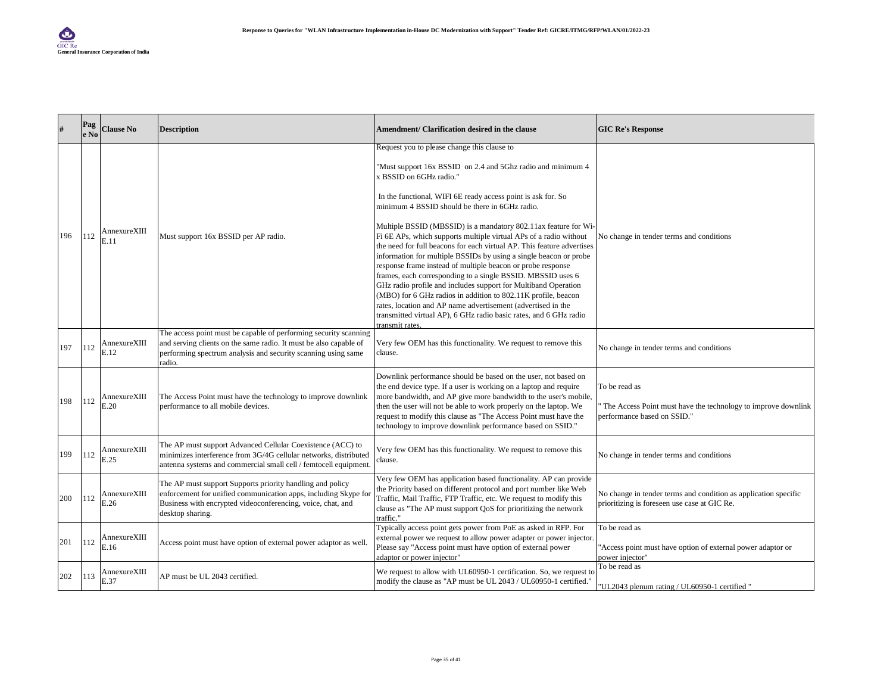| # | Page No | Clause No | Description | Amendment/ Clarification desired in the clause | GIC Re's Response |
|---|---|---|---|---|---|
| 196 | 112 | AnnexureXIII E.11 | Must support 16x BSSID per AP radio. | Request you to please change this clause to<br><br>"Must support 16x BSSID on 2.4 and 5Ghz radio and minimum 4 x BSSID on 6GHz radio."<br><br>In the functional, WIFI 6E ready access point is ask for. So minimum 4 BSSID should be there in 6GHz radio.<br><br>Multiple BSSID (MBSSID) is a mandatory 802.11ax feature for Wi-Fi 6E APs, which supports multiple virtual APs of a radio without the need for full beacons for each virtual AP. This feature advertises information for multiple BSSIDs by using a single beacon or probe response frame instead of multiple beacon or probe response frames, each corresponding to a single BSSID. MBSSID uses 6 GHz radio profile and includes support for Multiband Operation (MBO) for 6 GHz radios in addition to 802.11K profile, beacon rates, location and AP name advertisement (advertised in the transmitted virtual AP), 6 GHz radio basic rates, and 6 GHz radio transmit rates. | No change in tender terms and conditions |
| 197 | 112 | AnnexureXIII E.12 | The access point must be capable of performing security scanning and serving clients on the same radio. It must be also capable of performing spectrum analysis and security scanning using same radio. | Very few OEM has this functionality. We request to remove this clause. | No change in tender terms and conditions |
| 198 | 112 | AnnexureXIII E.20 | The Access Point must have the technology to improve downlink performance to all mobile devices. | Downlink performance should be based on the user, not based on the end device type. If a user is working on a laptop and require more bandwidth, and AP give more bandwidth to the user's mobile, then the user will not be able to work properly on the laptop. We request to modify this clause as "The Access Point must have the technology to improve downlink performance based on SSID." | To be read as<br><br>" The Access Point must have the technology to improve downlink performance based on SSID." |
| 199 | 112 | AnnexureXIII E.25 | The AP must support Advanced Cellular Coexistence (ACC) to minimizes interference from 3G/4G cellular networks, distributed antenna systems and commercial small cell / femtocell equipment. | Very few OEM has this functionality. We request to remove this clause. | No change in tender terms and conditions |
| 200 | 112 | AnnexureXIII E.26 | The AP must support Supports priority handling and policy enforcement for unified communication apps, including Skype for Business with encrypted videoconferencing, voice, chat, and desktop sharing. | Very few OEM has application based functionality. AP can provide the Priority based on different protocol and port number like Web Traffic, Mail Traffic, FTP Traffic, etc. We request to modify this clause as "The AP must support QoS for prioritizing the network traffic." | No change in tender terms and condition as application specific prioritizing is foreseen use case at GIC Re. |
| 201 | 112 | AnnexureXIII E.16 | Access point must have option of external power adaptor as well. | Typically access point gets power from PoE as asked in RFP. For external power we request to allow power adapter or power injector. Please say "Access point must have option of external power adaptor or power injector" | To be read as<br><br>"Access point must have option of external power adaptor or power injector" |
| 202 | 113 | AnnexureXIII E.37 | AP must be UL 2043 certified. | We request to allow with UL60950-1 certification. So, we request to modify the clause as "AP must be UL 2043 / UL60950-1 certified." | To be read as<br><br>"UL2043 plenum rating / UL60950-1 certified " |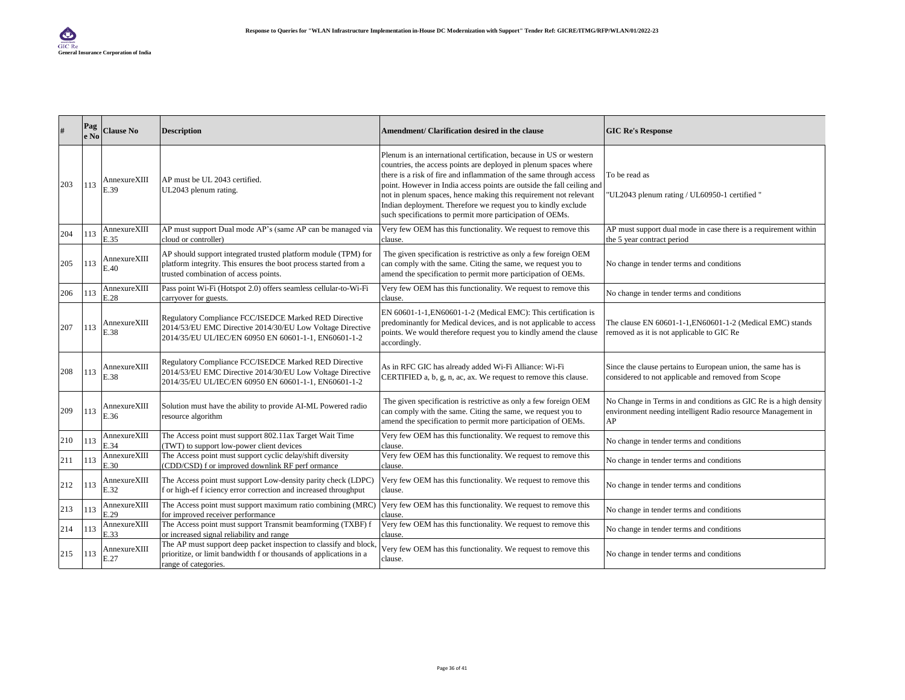| # | Page No | Clause No | Description | Amendment/ Clarification desired in the clause | GIC Re's Response |
|---|---|---|---|---|---|
| 203 | 113 | AnnexureXIII E.39 | AP must be UL 2043 certified.<br>UL2043 plenum rating. | Plenum is an international certification, because in US or western countries, the access points are deployed in plenum spaces where there is a risk of fire and inflammation of the same through access point. However in India access points are outside the fall ceiling and not in plenum spaces, hence making this requirement not relevant Indian deployment. Therefore we request you to kindly exclude such specifications to permit more participation of OEMs. | To be read as<br><br>"UL2043 plenum rating / UL60950-1 certified " |
| 204 | 113 | AnnexureXIII E.35 | AP must support Dual mode AP's (same AP can be managed via cloud or controller) | Very few OEM has this functionality. We request to remove this clause. | AP must support dual mode in case there is a requirement within the 5 year contract period |
| 205 | 113 | AnnexureXIII E.40 | AP should support integrated trusted platform module (TPM) for platform integrity. This ensures the boot process started from a trusted combination of access points. | The given specification is restrictive as only a few foreign OEM can comply with the same. Citing the same, we request you to amend the specification to permit more participation of OEMs. | No change in tender terms and conditions |
| 206 | 113 | AnnexureXIII E.28 | Pass point Wi-Fi (Hotspot 2.0) offers seamless cellular-to-Wi-Fi carryover for guests. | Very few OEM has this functionality. We request to remove this clause. | No change in tender terms and conditions |
| 207 | 113 | AnnexureXIII E.38 | Regulatory Compliance FCC/ISEDCE Marked RED Directive 2014/53/EU EMC Directive 2014/30/EU Low Voltage Directive 2014/35/EU UL/IEC/EN 60950 EN 60601-1-1, EN60601-1-2 | EN 60601-1-1,EN60601-1-2 (Medical EMC): This certification is predominantly for Medical devices, and is not applicable to access points. We would therefore request you to kindly amend the clause accordingly. | The clause EN 60601-1-1,EN60601-1-2 (Medical EMC) stands removed as it is not applicable to GIC Re |
| 208 | 113 | AnnexureXIII E.38 | Regulatory Compliance FCC/ISEDCE Marked RED Directive 2014/53/EU EMC Directive 2014/30/EU Low Voltage Directive 2014/35/EU UL/IEC/EN 60950 EN 60601-1-1, EN60601-1-2 | As in RFC GIC has already added Wi-Fi Alliance: Wi-Fi CERTIFIED a, b, g, n, ac, ax. We request to remove this clause. | Since the clause pertains to European union, the same has is considered to not applicable and removed from Scope |
| 209 | 113 | AnnexureXIII E.36 | Solution must have the ability to provide AI-ML Powered radio resource algorithm | The given specification is restrictive as only a few foreign OEM can comply with the same. Citing the same, we request you to amend the specification to permit more participation of OEMs. | No Change in Terms in and conditions as GIC Re is a high density environment needing intelligent Radio resource Management in AP |
| 210 | 113 | AnnexureXIII E.34 | The Access point must support 802.11ax Target Wait Time (TWT) to support low-power client devices | Very few OEM has this functionality. We request to remove this clause. | No change in tender terms and conditions |
| 211 | 113 | AnnexureXIII E.30 | The Access point must support cyclic delay/shift diversity (CDD/CSD) f or improved downlink RF perf ormance | Very few OEM has this functionality. We request to remove this clause. | No change in tender terms and conditions |
| 212 | 113 | AnnexureXIII E.32 | The Access point must support Low-density parity check (LDPC) f or high-ef f iciency error correction and increased throughput | Very few OEM has this functionality. We request to remove this clause. | No change in tender terms and conditions |
| 213 | 113 | AnnexureXIII E.29 | The Access point must support maximum ratio combining (MRC) for improved receiver performance | Very few OEM has this functionality. We request to remove this clause. | No change in tender terms and conditions |
| 214 | 113 | AnnexureXIII E.33 | The Access point must support Transmit beamforming (TXBF) f or increased signal reliability and range | Very few OEM has this functionality. We request to remove this clause. | No change in tender terms and conditions |
| 215 | 113 | AnnexureXIII E.27 | The AP must support deep packet inspection to classify and block, prioritize, or limit bandwidth f or thousands of applications in a range of categories. | Very few OEM has this functionality. We request to remove this clause. | No change in tender terms and conditions |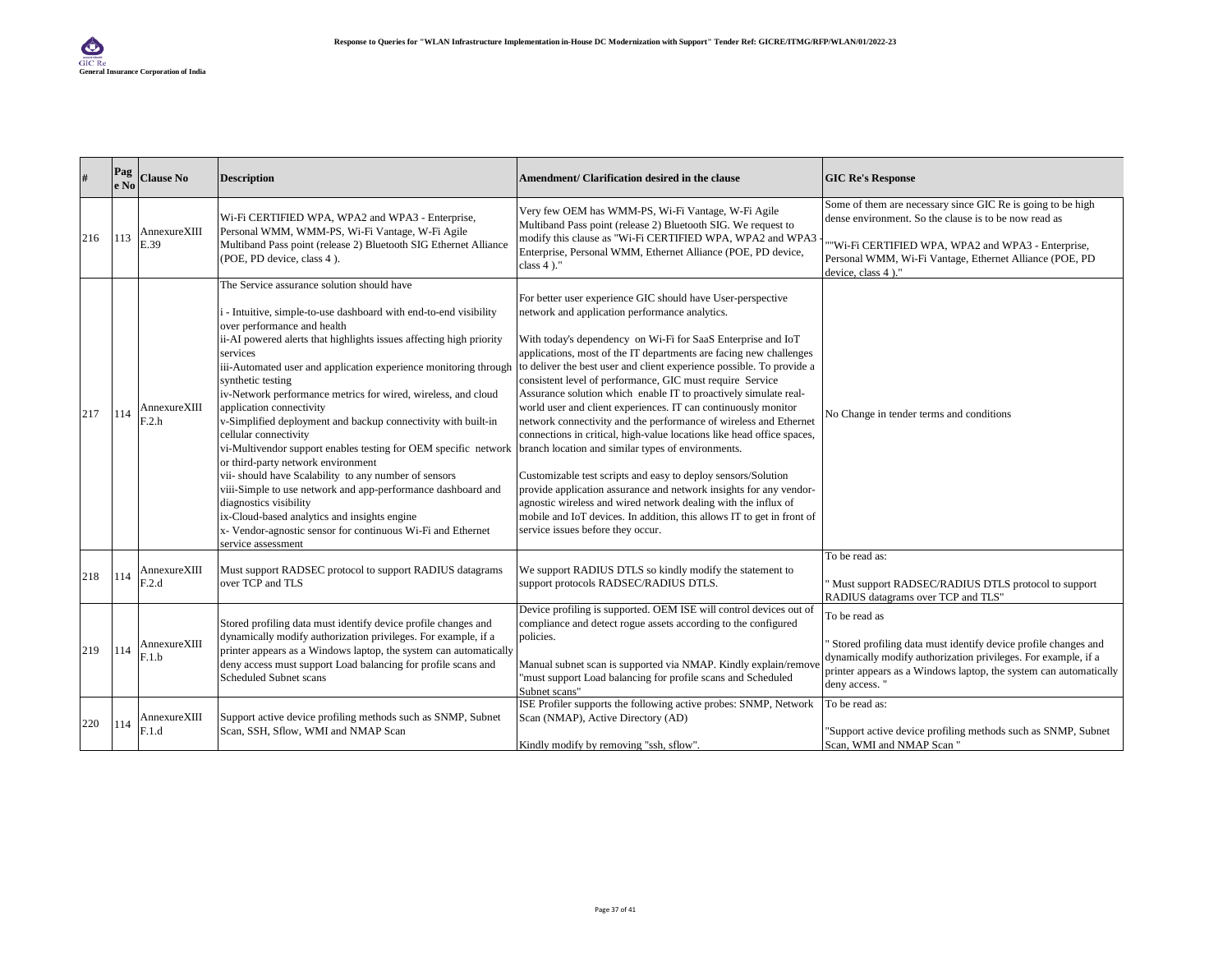| # | Page No | Clause No | Description | Amendment/ Clarification desired in the clause | GIC Re's Response |
|---|---|---|---|---|---|
| 216 | 113 | AnnexureXIII E.39 | Wi-Fi CERTIFIED WPA, WPA2 and WPA3 - Enterprise, Personal WMM, WMM-PS, Wi-Fi Vantage, W-Fi Agile Multiband Pass point (release 2) Bluetooth SIG Ethernet Alliance (POE, PD device, class 4 ). | Very few OEM has WMM-PS, Wi-Fi Vantage, W-Fi Agile Multiband Pass point (release 2) Bluetooth SIG. We request to modify this clause as "Wi-Fi CERTIFIED WPA, WPA2 and WPA3 - Enterprise, Personal WMM, Ethernet Alliance (POE, PD device, class 4 )." | Some of them are necessary since GIC Re is going to be high dense environment. So the clause is to be now read as<br><br>""Wi-Fi CERTIFIED WPA, WPA2 and WPA3 - Enterprise, Personal WMM, Wi-Fi Vantage, Ethernet Alliance (POE, PD device, class 4 )." |
| 217 | 114 | AnnexureXIII F.2.h | The Service assurance solution should have<br><br>i - Intuitive, simple-to-use dashboard with end-to-end visibility over performance and health<br>ii-AI powered alerts that highlights issues affecting high priority services<br>iii-Automated user and application experience monitoring through synthetic testing<br>iv-Network performance metrics for wired, wireless, and cloud application connectivity<br>v-Simplified deployment and backup connectivity with built-in cellular connectivity<br>vi-Multivendor support enables testing for OEM specific network or third-party network environment<br>vii- should have Scalability to any number of sensors<br>viii-Simple to use network and app-performance dashboard and diagnostics visibility<br>ix-Cloud-based analytics and insights engine<br>x- Vendor-agnostic sensor for continuous Wi-Fi and Ethernet service assessment | For better user experience GIC should have User-perspective network and application performance analytics.<br><br>With today's dependency on Wi-Fi for SaaS Enterprise and IoT applications, most of the IT departments are facing new challenges to deliver the best user and client experience possible. To provide a consistent level of performance, GIC must require Service Assurance solution which enable IT to proactively simulate real-world user and client experiences. IT can continuously monitor network connectivity and the performance of wireless and Ethernet connections in critical, high-value locations like head office spaces, branch location and similar types of environments.<br><br>Customizable test scripts and easy to deploy sensors/Solution provide application assurance and network insights for any vendor-agnostic wireless and wired network dealing with the influx of mobile and IoT devices. In addition, this allows IT to get in front of service issues before they occur. | No Change in tender terms and conditions |
| 218 | 114 | AnnexureXIII F.2.d | Must support RADSEC protocol to support RADIUS datagrams over TCP and TLS | We support RADIUS DTLS so kindly modify the statement to support protocols RADSEC/RADIUS DTLS. | To be read as:<br><br>" Must support RADSEC/RADIUS DTLS protocol to support RADIUS datagrams over TCP and TLS" |
| 219 | 114 | AnnexureXIII F.1.b | Stored profiling data must identify device profile changes and dynamically modify authorization privileges. For example, if a printer appears as a Windows laptop, the system can automatically deny access must support Load balancing for profile scans and Scheduled Subnet scans | Device profiling is supported. OEM ISE will control devices out of compliance and detect rogue assets according to the configured policies.<br><br>Manual subnet scan is supported via NMAP. Kindly explain/remove "must support Load balancing for profile scans and Scheduled Subnet scans" | To be read as<br><br>" Stored profiling data must identify device profile changes and dynamically modify authorization privileges. For example, if a printer appears as a Windows laptop, the system can automatically deny access. " |
| 220 | 114 | AnnexureXIII F.1.d | Support active device profiling methods such as SNMP, Subnet Scan, SSH, Sflow, WMI and NMAP Scan | ISE Profiler supports the following active probes: SNMP, Network Scan (NMAP), Active Directory (AD)<br><br>Kindly modify by removing "ssh, sflow". | To be read as:<br><br>"Support active device profiling methods such as SNMP, Subnet Scan, WMI and NMAP Scan " |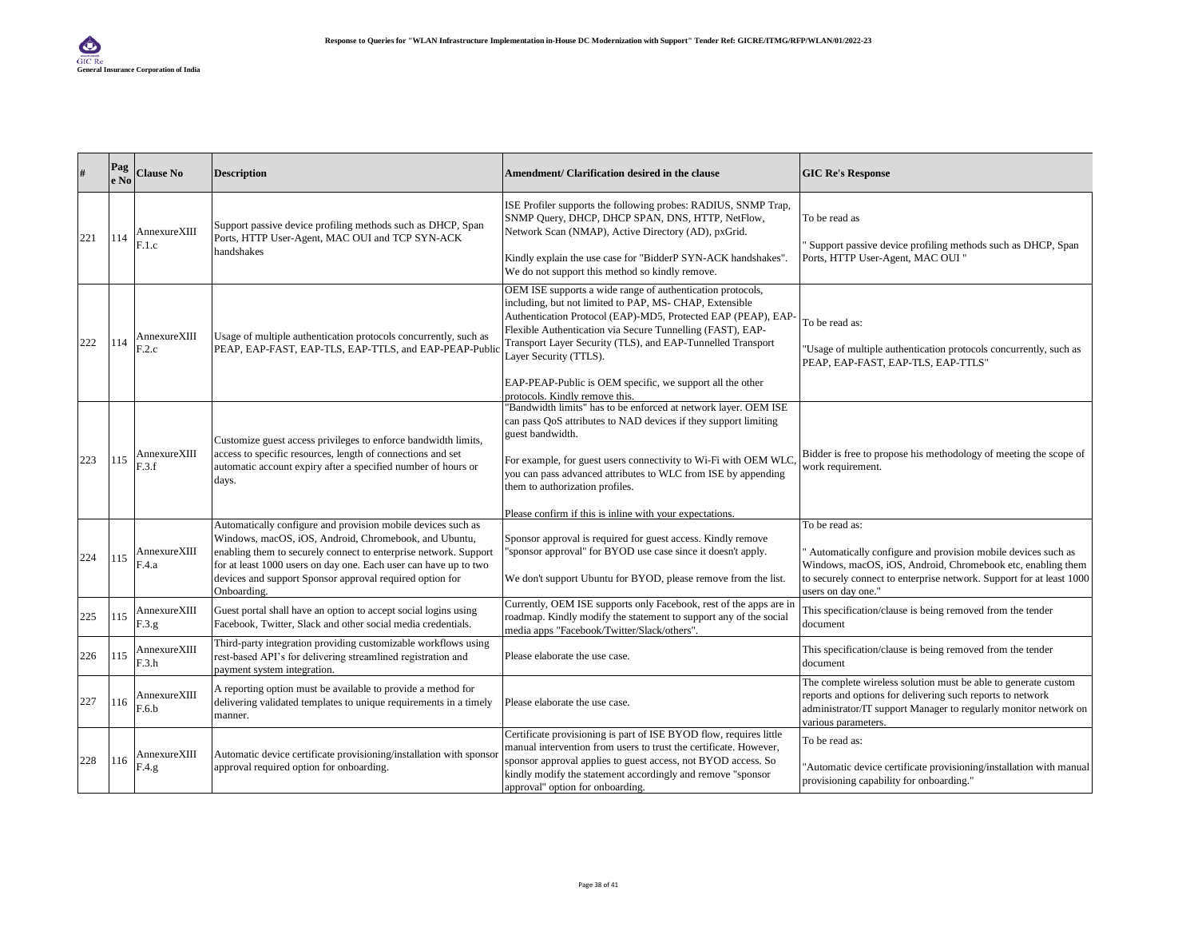| # | Page No | Clause No | Description | Amendment/ Clarification desired in the clause | GIC Re's Response |
|---|---|---|---|---|---|
| 221 | 114 | AnnexureXIII F.1.c | Support passive device profiling methods such as DHCP, Span Ports, HTTP User-Agent, MAC OUI and TCP SYN-ACK handshakes | ISE Profiler supports the following probes: RADIUS, SNMP Trap, SNMP Query, DHCP, DHCP SPAN, DNS, HTTP, NetFlow, Network Scan (NMAP), Active Directory (AD), pxGrid.<br><br>Kindly explain the use case for "BidderP SYN-ACK handshakes". We do not support this method so kindly remove. | To be read as<br><br>" Support passive device profiling methods such as DHCP, Span Ports, HTTP User-Agent, MAC OUI " |
| 222 | 114 | AnnexureXIII F.2.c | Usage of multiple authentication protocols concurrently, such as PEAP, EAP-FAST, EAP-TLS, EAP-TTLS, and EAP-PEAP-Public | OEM ISE supports a wide range of authentication protocols, including, but not limited to PAP, MS- CHAP, Extensible Authentication Protocol (EAP)-MD5, Protected EAP (PEAP), EAP-Flexible Authentication via Secure Tunnelling (FAST), EAP-Transport Layer Security (TLS), and EAP-Tunnelled Transport Layer Security (TTLS).<br><br>EAP-PEAP-Public is OEM specific, we support all the other protocols. Kindly remove this. | To be read as:<br><br>"Usage of multiple authentication protocols concurrently, such as PEAP, EAP-FAST, EAP-TLS, EAP-TTLS" |
| 223 | 115 | AnnexureXIII F.3.f | Customize guest access privileges to enforce bandwidth limits, access to specific resources, length of connections and set automatic account expiry after a specified number of hours or days. | "Bandwidth limits" has to be enforced at network layer. OEM ISE can pass QoS attributes to NAD devices if they support limiting guest bandwidth.<br><br>For example, for guest users connectivity to Wi-Fi with OEM WLC, you can pass advanced attributes to WLC from ISE by appending them to authorization profiles.<br><br>Please confirm if this is inline with your expectations. | Bidder is free to propose his methodology of meeting the scope of work requirement. |
| 224 | 115 | AnnexureXIII F.4.a | Automatically configure and provision mobile devices such as Windows, macOS, iOS, Android, Chromebook, and Ubuntu, enabling them to securely connect to enterprise network. Support for at least 1000 users on day one. Each user can have up to two devices and support Sponsor approval required option for Onboarding. | Sponsor approval is required for guest access. Kindly remove "sponsor approval" for BYOD use case since it doesn't apply.<br><br>We don't support Ubuntu for BYOD, please remove from the list. | To be read as:<br><br>" Automatically configure and provision mobile devices such as Windows, macOS, iOS, Android, Chromebook etc, enabling them to securely connect to enterprise network. Support for at least 1000 users on day one." |
| 225 | 115 | AnnexureXIII F.3.g | Guest portal shall have an option to accept social logins using Facebook, Twitter, Slack and other social media credentials. | Currently, OEM ISE supports only Facebook, rest of the apps are in roadmap. Kindly modify the statement to support any of the social media apps "Facebook/Twitter/Slack/others". | This specification/clause is being removed from the tender document |
| 226 | 115 | AnnexureXIII F.3.h | Third-party integration providing customizable workflows using rest-based API's for delivering streamlined registration and payment system integration. | Please elaborate the use case. | This specification/clause is being removed from the tender document |
| 227 | 116 | AnnexureXIII F.6.b | A reporting option must be available to provide a method for delivering validated templates to unique requirements in a timely manner. | Please elaborate the use case. | The complete wireless solution must be able to generate custom reports and options for delivering such reports to network administrator/IT support Manager to regularly monitor network on various parameters. |
| 228 | 116 | AnnexureXIII F.4.g | Automatic device certificate provisioning/installation with sponsor approval required option for onboarding. | Certificate provisioning is part of ISE BYOD flow, requires little manual intervention from users to trust the certificate. However, sponsor approval applies to guest access, not BYOD access. So kindly modify the statement accordingly and remove "sponsor approval" option for onboarding. | To be read as:<br><br>"Automatic device certificate provisioning/installation with manual provisioning capability for onboarding." |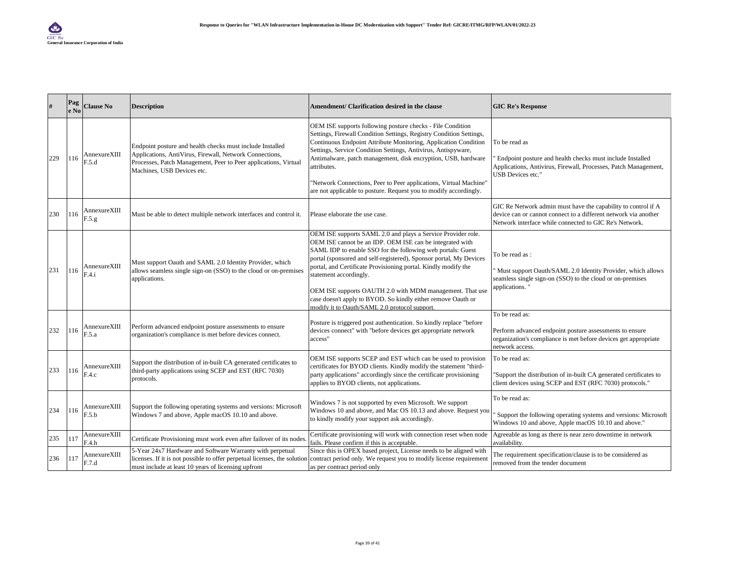| # | Page No | Clause No | Description | Amendment/ Clarification desired in the clause | GIC Re's Response |
|---|---|---|---|---|---|
| 229 | 116 | AnnexureXIII F.5.d | Endpoint posture and health checks must include Installed Applications, AntiVirus, Firewall, Network Connections, Processes, Patch Management, Peer to Peer applications, Virtual Machines, USB Devices etc. | OEM ISE supports following posture checks - File Condition Settings, Firewall Condition Settings, Registry Condition Settings, Continuous Endpoint Attribute Monitoring, Application Condition Settings, Service Condition Settings, Antivirus, Antispyware, Antimalware, patch management, disk encryption, USB, hardware attributes.<br><br>"Network Connections, Peer to Peer applications, Virtual Machine" are not applicable to posture. Request you to modify accordingly. | To be read as<br><br>" Endpoint posture and health checks must include Installed Applications, Antivirus, Firewall, Processes, Patch Management, USB Devices etc." |
| 230 | 116 | AnnexureXIII F.5.g | Must be able to detect multiple network interfaces and control it. | Please elaborate the use case. | GIC Re Network admin must have the capability to control if A device can or cannot connect to a different network via another Network interface while connected to GIC Re's Network. |
| 231 | 116 | AnnexureXIII F.4.i | Must support Oauth and SAML 2.0 Identity Provider, which allows seamless single sign-on (SSO) to the cloud or on-premises applications. | OEM ISE supports SAML 2.0 and plays a Service Provider role. OEM ISE cannot be an IDP. OEM ISE can be integrated with SAML IDP to enable SSO for the following web portals: Guest portal (sponsored and self-registered), Sponsor portal, My Devices portal, and Certificate Provisioning portal. Kindly modify the statement accordingly.<br><br>OEM ISE supports OAUTH 2.0 with MDM management. That use case doesn't apply to BYOD. So kindly either remove Oauth or modify it to Oauth/SAML 2.0 protocol support. | To be read as :<br><br>" Must support Oauth/SAML 2.0 Identity Provider, which allows seamless single sign-on (SSO) to the cloud or on-premises applications. " |
| 232 | 116 | AnnexureXIII F.5.a | Perform advanced endpoint posture assessments to ensure organization's compliance is met before devices connect. | Posture is triggered post authentication. So kindly replace "before devices connect" with "before devices get appropriate network access" | To be read as:<br><br>Perform advanced endpoint posture assessments to ensure organization's compliance is met before devices get appropriate network access. |
| 233 | 116 | AnnexureXIII F.4.c | Support the distribution of in-built CA generated certificates to third-party applications using SCEP and EST (RFC 7030) protocols. | OEM ISE supports SCEP and EST which can be used to provision certificates for BYOD clients. Kindly modify the statement "third-party applications" accordingly since the certificate provisioning applies to BYOD clients, not applications. | To be read as:<br><br>"Support the distribution of in-built CA generated certificates to client devices using SCEP and EST (RFC 7030) protocols." |
| 234 | 116 | AnnexureXIII F.5.b | Support the following operating systems and versions: Microsoft Windows 7 and above, Apple macOS 10.10 and above. | Windows 7 is not supported by even Microsoft. We support Windows 10 and above, and Mac OS 10.13 and above. Request you to kindly modify your support ask accordingly. | To be read as:<br><br>" Support the following operating systems and versions: Microsoft Windows 10 and above, Apple macOS 10.10 and above." |
| 235 | 117 | AnnexureXIII F.4.h | Certificate Provisioning must work even after failover of its nodes. | Certificate provisioning will work with connection reset when node fails. Please confirm if this is acceptable. | Agreeable as long as there is near zero downtime in network availability. |
| 236 | 117 | AnnexureXIII F.7.d | 5-Year 24x7 Hardware and Software Warranty with perpetual licenses. If it is not possible to offer perpetual licenses, the solution must include at least 10 years of licensing upfront | Since this is OPEX based project, License needs to be aligned with contract period only. We request you to modify license requirement as per contract period only | The requirement specification/clause is to be considered as removed from the tender document |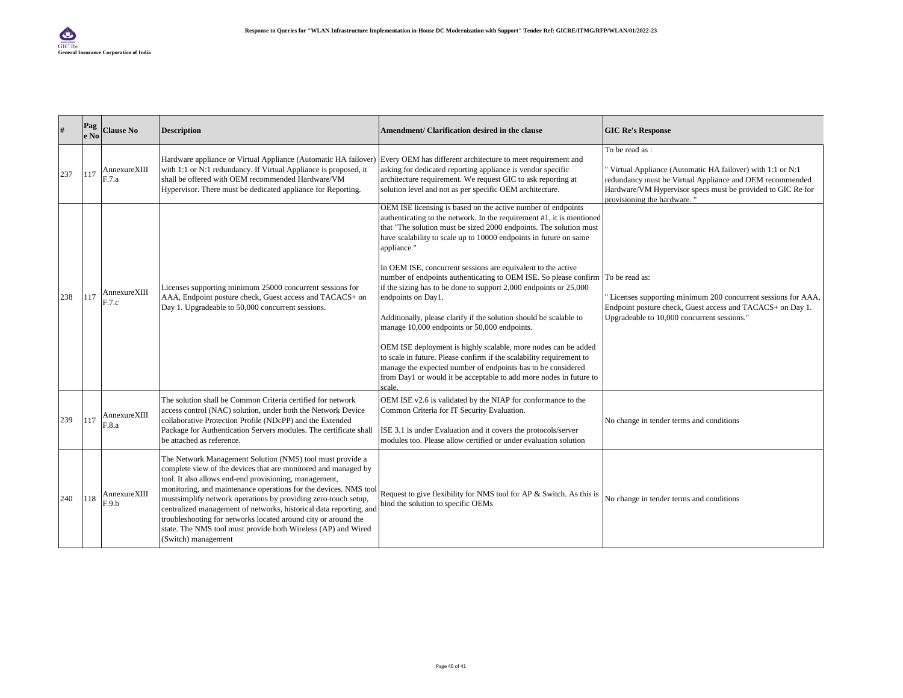| # | Page No | Clause No | Description | Amendment/ Clarification desired in the clause | GIC Re's Response |
|---|---|---|---|---|---|
| 237 | 117 | AnnexureXIII F.7.a | Hardware appliance or Virtual Appliance (Automatic HA failover) with 1:1 or N:1 redundancy. If Virtual Appliance is proposed, it shall be offered with OEM recommended Hardware/VM Hypervisor. There must be dedicated appliance for Reporting. | Every OEM has different architecture to meet requirement and asking for dedicated reporting appliance is vendor specific architecture requirement. We request GIC to ask reporting at solution level and not as per specific OEM architecture. | To be read as :<br><br>" Virtual Appliance (Automatic HA failover) with 1:1 or N:1 redundancy must be Virtual Appliance and OEM recommended Hardware/VM Hypervisor specs must be provided to GIC Re for provisioning the hardware. " |
| 238 | 117 | AnnexureXIII F.7.c | Licenses supporting minimum 25000 concurrent sessions for AAA, Endpoint posture check, Guest access and TACACS+ on Day 1. Upgradeable to 50,000 concurrent sessions. | OEM ISE licensing is based on the active number of endpoints authenticating to the network. In the requirement #1, it is mentioned that "The solution must be sized 2000 endpoints. The solution must have scalability to scale up to 10000 endpoints in future on same appliance."<br><br>In OEM ISE, concurrent sessions are equivalent to the active number of endpoints authenticating to OEM ISE. So please confirm if the sizing has to be done to support 2,000 endpoints or 25,000 endpoints on Day1.<br><br>Additionally, please clarify if the solution should be scalable to manage 10,000 endpoints or 50,000 endpoints.<br><br>OEM ISE deployment is highly scalable, more nodes can be added to scale in future. Please confirm if the scalability requirement to manage the expected number of endpoints has to be considered from Day1 or would it be acceptable to add more nodes in future to scale. | To be read as:<br><br>" Licenses supporting minimum 200 concurrent sessions for AAA, Endpoint posture check, Guest access and TACACS+ on Day 1. Upgradeable to 10,000 concurrent sessions." |
| 239 | 117 | AnnexureXIII F.8.a | The solution shall be Common Criteria certified for network access control (NAC) solution, under both the Network Device collaborative Protection Profile (NDcPP) and the Extended Package for Authentication Servers modules. The certificate shall be attached as reference. | OEM ISE v2.6 is validated by the NIAP for conformance to the Common Criteria for IT Security Evaluation.<br><br>ISE 3.1 is under Evaluation and it covers the protocols/server modules too. Please allow certified or under evaluation solution | No change in tender terms and conditions |
| 240 | 118 | AnnexureXIII F.9.b | The Network Management Solution (NMS) tool must provide a complete view of the devices that are monitored and managed by tool. It also allows end-end provisioning, management, monitoring, and maintenance operations for the devices. NMS tool mustsimplify network operations by providing zero-touch setup, centralized management of networks, historical data reporting, and troubleshooting for networks located around city or around the state. The NMS tool must provide both Wireless (AP) and Wired (Switch) management | Request to give flexibility for NMS tool for AP & Switch. As this is bind the solution to specific OEMs | No change in tender terms and conditions |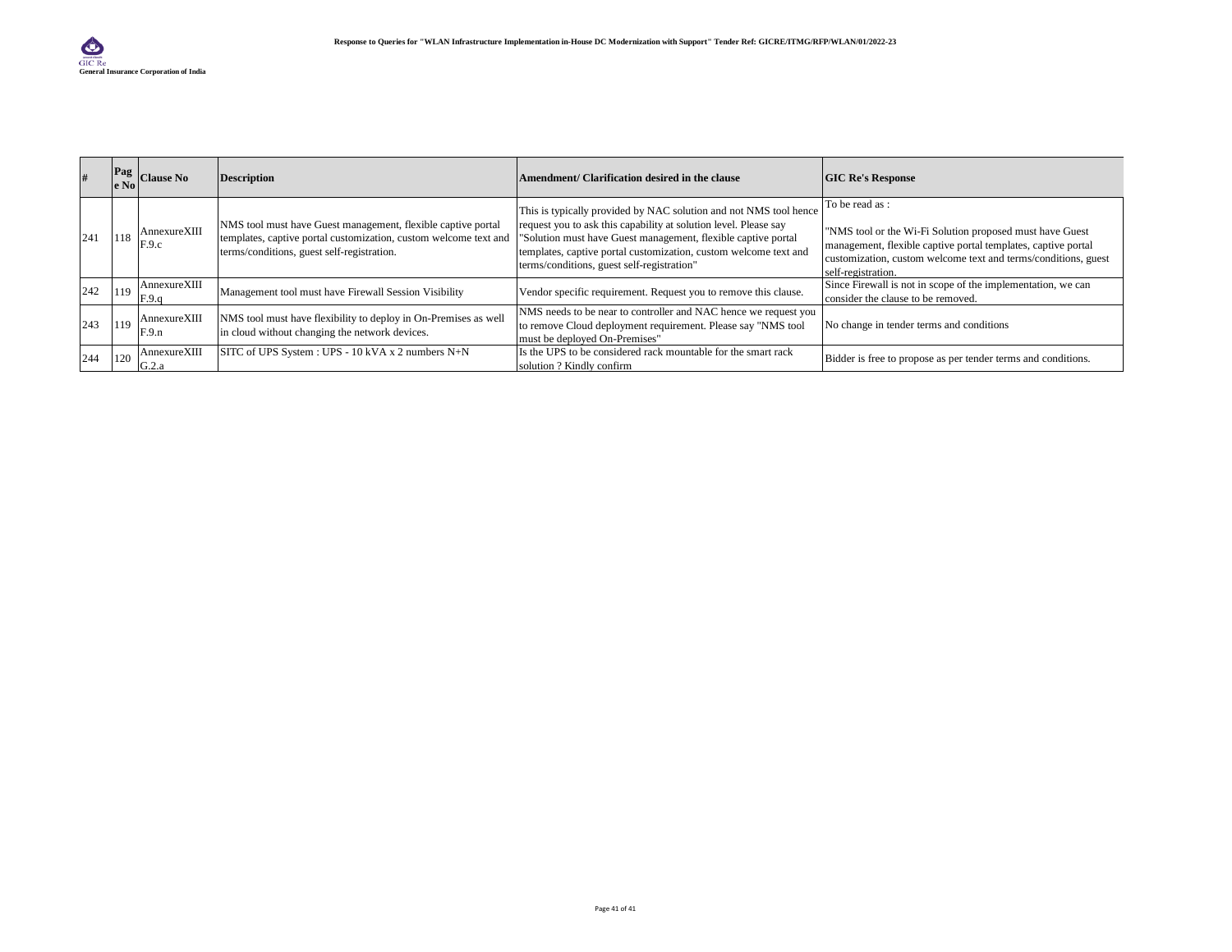| # | Page No | Clause No | Description | Amendment/ Clarification desired in the clause | GIC Re's Response |
|---|---|---|---|---|---|
| 241 | 118 | AnnexureXIII F.9.c | NMS tool must have Guest management, flexible captive portal templates, captive portal customization, custom welcome text and terms/conditions, guest self-registration. | This is typically provided by NAC solution and not NMS tool hence request you to ask this capability at solution level. Please say "Solution must have Guest management, flexible captive portal templates, captive portal customization, custom welcome text and terms/conditions, guest self-registration" | To be read as : "NMS tool or the Wi-Fi Solution proposed must have Guest management, flexible captive portal templates, captive portal customization, custom welcome text and terms/conditions, guest self-registration. |
| 242 | 119 | AnnexureXIII F.9.q | Management tool must have Firewall Session Visibility | Vendor specific requirement. Request you to remove this clause. | Since Firewall is not in scope of the implementation, we can consider the clause to be removed. |
| 243 | 119 | AnnexureXIII F.9.n | NMS tool must have flexibility to deploy in On-Premises as well in cloud without changing the network devices. | NMS needs to be near to controller and NAC hence we request you to remove Cloud deployment requirement. Please say "NMS tool must be deployed On-Premises" | No change in tender terms and conditions |
| 244 | 120 | AnnexureXIII G.2.a | SITC of UPS System : UPS - 10 kVA x 2 numbers N+N | Is the UPS to be considered rack mountable for the smart rack solution ? Kindly confirm | Bidder is free to propose as per tender terms and conditions. |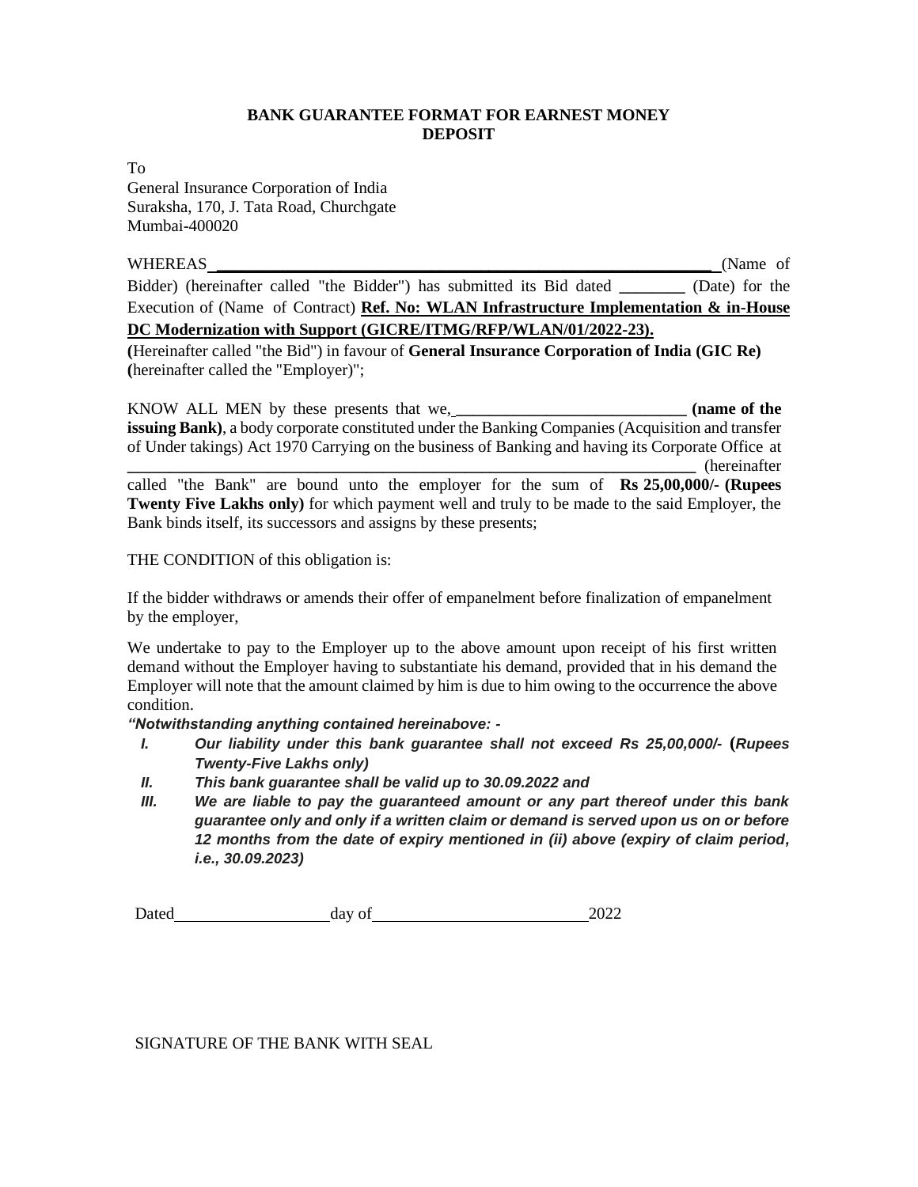## BANK GUARANTEE FORMAT FOR EARNEST MONEY DEPOSIT

To
General Insurance Corporation of India
Suraksha, 170, J. Tata Road, Churchgate
Mumbai-400020

WHEREAS ________________________________________________ (Name of Bidder) (hereinafter called "the Bidder") has submitted its Bid dated ________ (Date) for the Execution of (Name of Contract) **Ref. No: WLAN Infrastructure Implementation & in-House DC Modernization with Support (GICRE/ITMG/RFP/WLAN/01/2022-23).** **(**Hereinafter called "the Bid") in favour of **General Insurance Corporation of India (GIC Re)** **(**hereinafter called the "Employer)";

KNOW ALL MEN by these presents that we, ____________________________ **(name of the issuing Bank)**, a body corporate constituted under the Banking Companies (Acquisition and transfer of Under takings) Act 1970 Carrying on the business of Banking and having its Corporate Office at ________________________________________________ (hereinafter called "the Bank" are bound unto the employer for the sum of **Rs 25,00,000/- (Rupees Twenty Five Lakhs only)** for which payment well and truly to be made to the said Employer, the Bank binds itself, its successors and assigns by these presents;

THE CONDITION of this obligation is:

If the bidder withdraws or amends their offer of empanelment before finalization of empanelment by the employer,

We undertake to pay to the Employer up to the above amount upon receipt of his first written demand without the Employer having to substantiate his demand, provided that in his demand the Employer will note that the amount claimed by him is due to him owing to the occurrence the above condition.

***"Notwithstanding anything contained hereinabove: -***

- ***I. Our liability under this bank guarantee shall not exceed Rs 25,00,000/- (Rupees Twenty-Five Lakhs only)***
- ***II. This bank guarantee shall be valid up to 30.09.2022 and***
- ***III. We are liable to pay the guaranteed amount or any part thereof under this bank guarantee only and only if a written claim or demand is served upon us on or before 12 months from the date of expiry mentioned in (ii) above (expiry of claim period, i.e., 30.09.2023)***

Dated __________________ day of __________________________ 2022

SIGNATURE OF THE BANK WITH SEAL